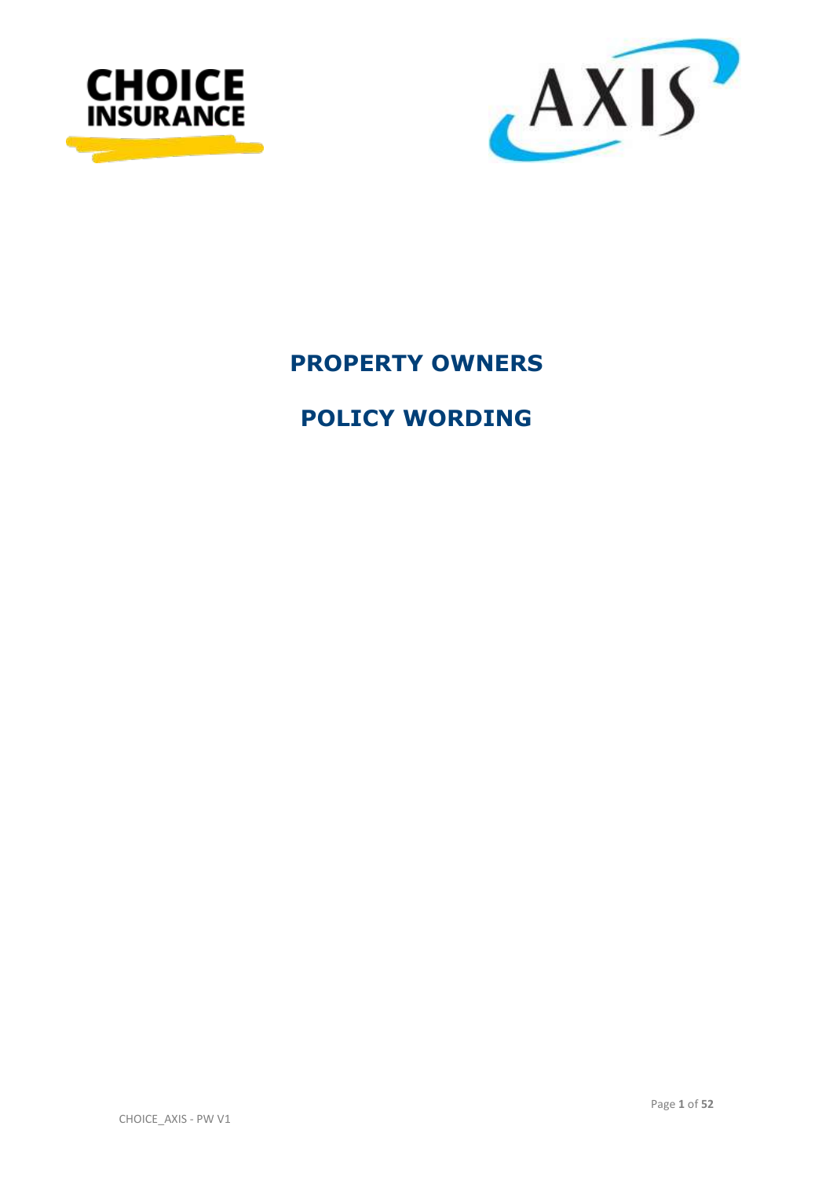# PROPERTY OWNERS

# POLICY WORDING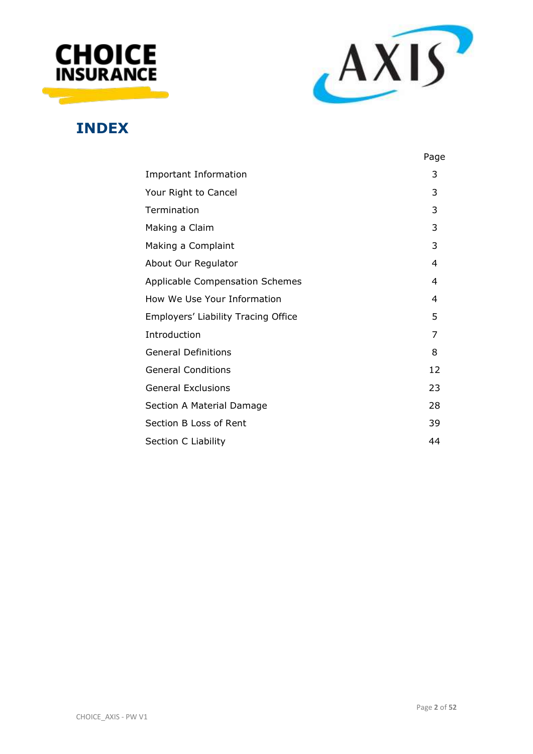# INDEX

| | Page |
|---|---|
| Important Information | 3 |
| Your Right to Cancel | 3 |
| Termination | 3 |
| Making a Claim | 3 |
| Making a Complaint | 3 |
| About Our Regulator | 4 |
| Applicable Compensation Schemes | 4 |
| How We Use Your Information | 4 |
| Employers' Liability Tracing Office | 5 |
| Introduction | 7 |
| General Definitions | 8 |
| General Conditions | 12 |
| General Exclusions | 23 |
| Section A Material Damage | 28 |
| Section B Loss of Rent | 39 |
| Section C Liability | 44 |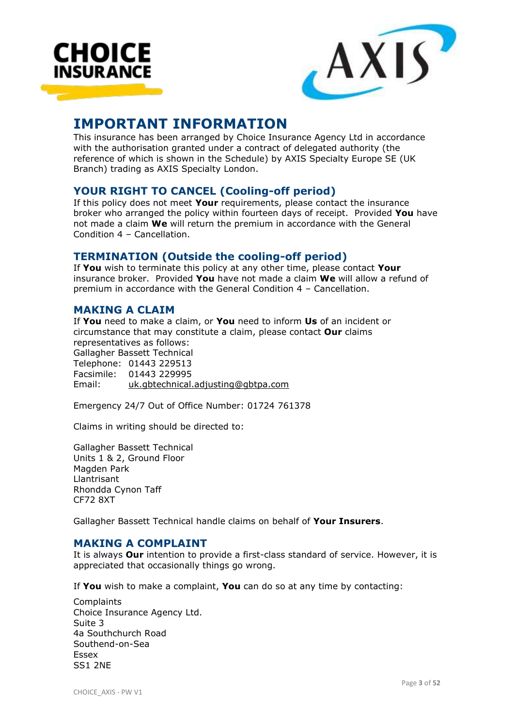# IMPORTANT INFORMATION

This insurance has been arranged by Choice Insurance Agency Ltd in accordance with the authorisation granted under a contract of delegated authority (the reference of which is shown in the Schedule) by AXIS Specialty Europe SE (UK Branch) trading as AXIS Specialty London.

## YOUR RIGHT TO CANCEL (Cooling-off period)

If this policy does not meet **Your** requirements, please contact the insurance broker who arranged the policy within fourteen days of receipt. Provided **You** have not made a claim **We** will return the premium in accordance with the General Condition 4 – Cancellation.

## TERMINATION (Outside the cooling-off period)

If **You** wish to terminate this policy at any other time, please contact **Your** insurance broker. Provided **You** have not made a claim **We** will allow a refund of premium in accordance with the General Condition 4 – Cancellation.

## MAKING A CLAIM

If **You** need to make a claim, or **You** need to inform **Us** of an incident or circumstance that may constitute a claim, please contact **Our** claims representatives as follows:
Gallagher Bassett Technical
Telephone: 01443 229513
Facsimile: 01443 229995
Email: uk.gbtechnical.adjusting@gbtpa.com

Emergency 24/7 Out of Office Number: 01724 761378

Claims in writing should be directed to:

Gallagher Bassett Technical
Units 1 & 2, Ground Floor
Magden Park
Llantrisant
Rhondda Cynon Taff
CF72 8XT

Gallagher Bassett Technical handle claims on behalf of **Your Insurers**.

## MAKING A COMPLAINT

It is always **Our** intention to provide a first-class standard of service. However, it is appreciated that occasionally things go wrong.

If **You** wish to make a complaint, **You** can do so at any time by contacting:

Complaints
Choice Insurance Agency Ltd.
Suite 3
4a Southchurch Road
Southend-on-Sea
Essex
SS1 2NE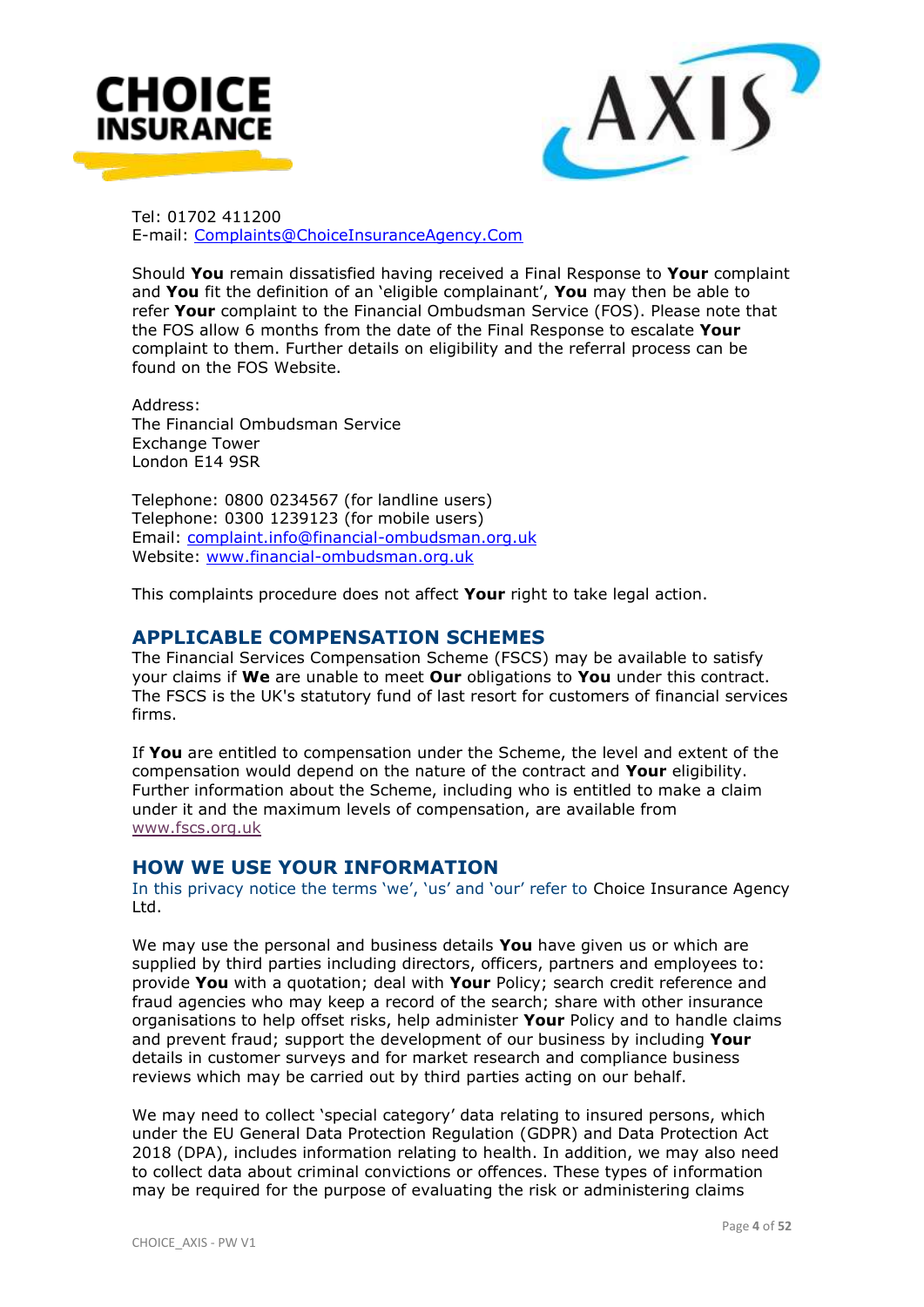Tel: 01702 411200
E-mail: Complaints@ChoiceInsuranceAgency.Com

Should **You** remain dissatisfied having received a Final Response to **Your** complaint and **You** fit the definition of an 'eligible complainant', **You** may then be able to refer **Your** complaint to the Financial Ombudsman Service (FOS). Please note that the FOS allow 6 months from the date of the Final Response to escalate **Your** complaint to them. Further details on eligibility and the referral process can be found on the FOS Website.

Address:
The Financial Ombudsman Service
Exchange Tower
London E14 9SR

Telephone: 0800 0234567 (for landline users)
Telephone: 0300 1239123 (for mobile users)
Email: complaint.info@financial-ombudsman.org.uk
Website: www.financial-ombudsman.org.uk

This complaints procedure does not affect **Your** right to take legal action.

## APPLICABLE COMPENSATION SCHEMES

The Financial Services Compensation Scheme (FSCS) may be available to satisfy your claims if **We** are unable to meet **Our** obligations to **You** under this contract. The FSCS is the UK's statutory fund of last resort for customers of financial services firms.

If **You** are entitled to compensation under the Scheme, the level and extent of the compensation would depend on the nature of the contract and **Your** eligibility. Further information about the Scheme, including who is entitled to make a claim under it and the maximum levels of compensation, are available from www.fscs.org.uk

## HOW WE USE YOUR INFORMATION

In this privacy notice the terms 'we', 'us' and 'our' refer to Choice Insurance Agency Ltd.

We may use the personal and business details **You** have given us or which are supplied by third parties including directors, officers, partners and employees to: provide **You** with a quotation; deal with **Your** Policy; search credit reference and fraud agencies who may keep a record of the search; share with other insurance organisations to help offset risks, help administer **Your** Policy and to handle claims and prevent fraud; support the development of our business by including **Your** details in customer surveys and for market research and compliance business reviews which may be carried out by third parties acting on our behalf.

We may need to collect 'special category' data relating to insured persons, which under the EU General Data Protection Regulation (GDPR) and Data Protection Act 2018 (DPA), includes information relating to health. In addition, we may also need to collect data about criminal convictions or offences. These types of information may be required for the purpose of evaluating the risk or administering claims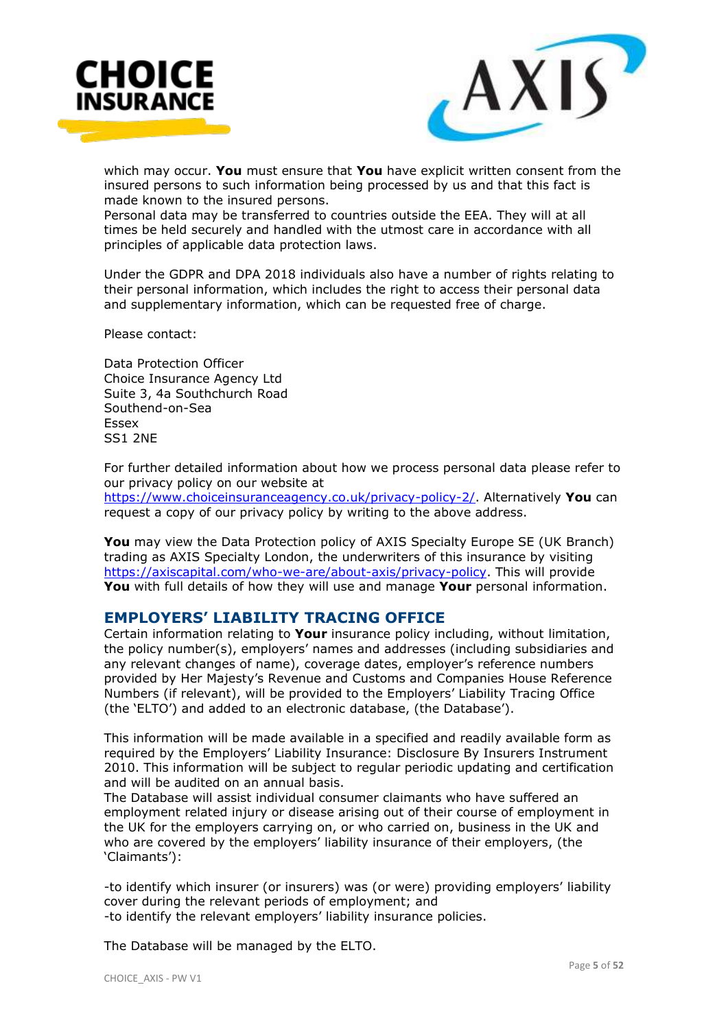which may occur. **You** must ensure that **You** have explicit written consent from the insured persons to such information being processed by us and that this fact is made known to the insured persons.
Personal data may be transferred to countries outside the EEA. They will at all times be held securely and handled with the utmost care in accordance with all principles of applicable data protection laws.

Under the GDPR and DPA 2018 individuals also have a number of rights relating to their personal information, which includes the right to access their personal data and supplementary information, which can be requested free of charge.

Please contact:

Data Protection Officer
Choice Insurance Agency Ltd
Suite 3, 4a Southchurch Road
Southend-on-Sea
Essex
SS1 2NE

For further detailed information about how we process personal data please refer to our privacy policy on our website at https://www.choiceinsuranceagency.co.uk/privacy-policy-2/. Alternatively **You** can request a copy of our privacy policy by writing to the above address.

**You** may view the Data Protection policy of AXIS Specialty Europe SE (UK Branch) trading as AXIS Specialty London, the underwriters of this insurance by visiting https://axiscapital.com/who-we-are/about-axis/privacy-policy. This will provide **You** with full details of how they will use and manage **Your** personal information.

## EMPLOYERS' LIABILITY TRACING OFFICE

Certain information relating to **Your** insurance policy including, without limitation, the policy number(s), employers' names and addresses (including subsidiaries and any relevant changes of name), coverage dates, employer's reference numbers provided by Her Majesty's Revenue and Customs and Companies House Reference Numbers (if relevant), will be provided to the Employers' Liability Tracing Office (the 'ELTO') and added to an electronic database, (the Database').

This information will be made available in a specified and readily available form as required by the Employers' Liability Insurance: Disclosure By Insurers Instrument 2010. This information will be subject to regular periodic updating and certification and will be audited on an annual basis.
The Database will assist individual consumer claimants who have suffered an employment related injury or disease arising out of their course of employment in the UK for the employers carrying on, or who carried on, business in the UK and who are covered by the employers' liability insurance of their employers, (the 'Claimants'):

-to identify which insurer (or insurers) was (or were) providing employers' liability cover during the relevant periods of employment; and
-to identify the relevant employers' liability insurance policies.

The Database will be managed by the ELTO.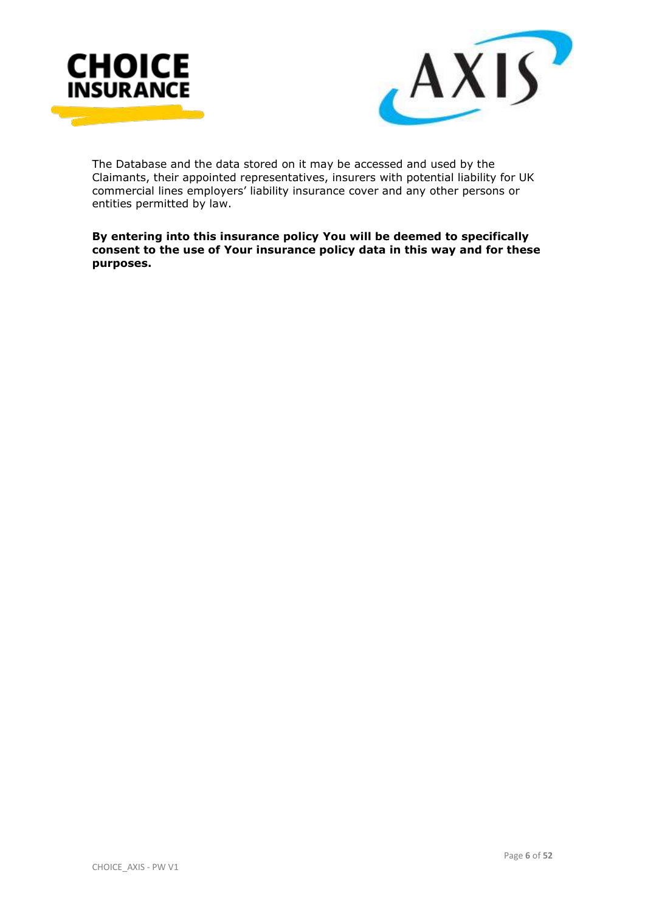The Database and the data stored on it may be accessed and used by the Claimants, their appointed representatives, insurers with potential liability for UK commercial lines employers' liability insurance cover and any other persons or entities permitted by law.

**By entering into this insurance policy You will be deemed to specifically consent to the use of Your insurance policy data in this way and for these purposes.**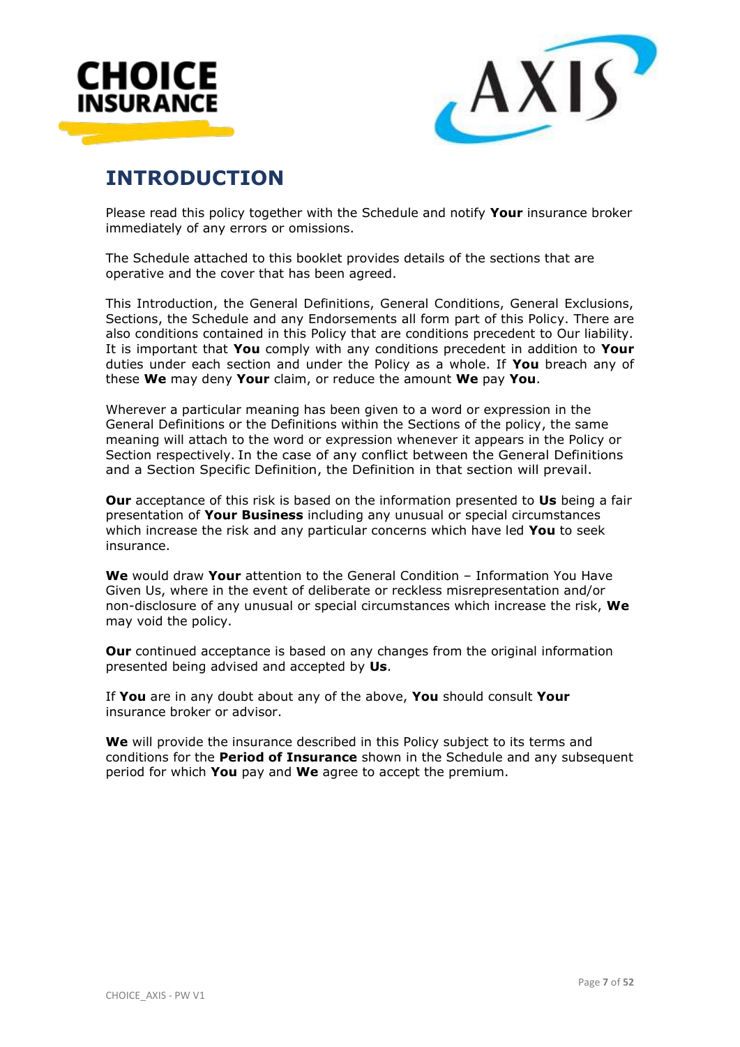# INTRODUCTION

Please read this policy together with the Schedule and notify **Your** insurance broker immediately of any errors or omissions.

The Schedule attached to this booklet provides details of the sections that are operative and the cover that has been agreed.

This Introduction, the General Definitions, General Conditions, General Exclusions, Sections, the Schedule and any Endorsements all form part of this Policy. There are also conditions contained in this Policy that are conditions precedent to Our liability. It is important that **You** comply with any conditions precedent in addition to **Your** duties under each section and under the Policy as a whole. If **You** breach any of these **We** may deny **Your** claim, or reduce the amount **We** pay **You**.

Wherever a particular meaning has been given to a word or expression in the General Definitions or the Definitions within the Sections of the policy, the same meaning will attach to the word or expression whenever it appears in the Policy or Section respectively. In the case of any conflict between the General Definitions and a Section Specific Definition, the Definition in that section will prevail.

**Our** acceptance of this risk is based on the information presented to **Us** being a fair presentation of **Your Business** including any unusual or special circumstances which increase the risk and any particular concerns which have led **You** to seek insurance.

**We** would draw **Your** attention to the General Condition – Information You Have Given Us, where in the event of deliberate or reckless misrepresentation and/or non-disclosure of any unusual or special circumstances which increase the risk, **We** may void the policy.

**Our** continued acceptance is based on any changes from the original information presented being advised and accepted by **Us**.

If **You** are in any doubt about any of the above, **You** should consult **Your** insurance broker or advisor.

**We** will provide the insurance described in this Policy subject to its terms and conditions for the **Period of Insurance** shown in the Schedule and any subsequent period for which **You** pay and **We** agree to accept the premium.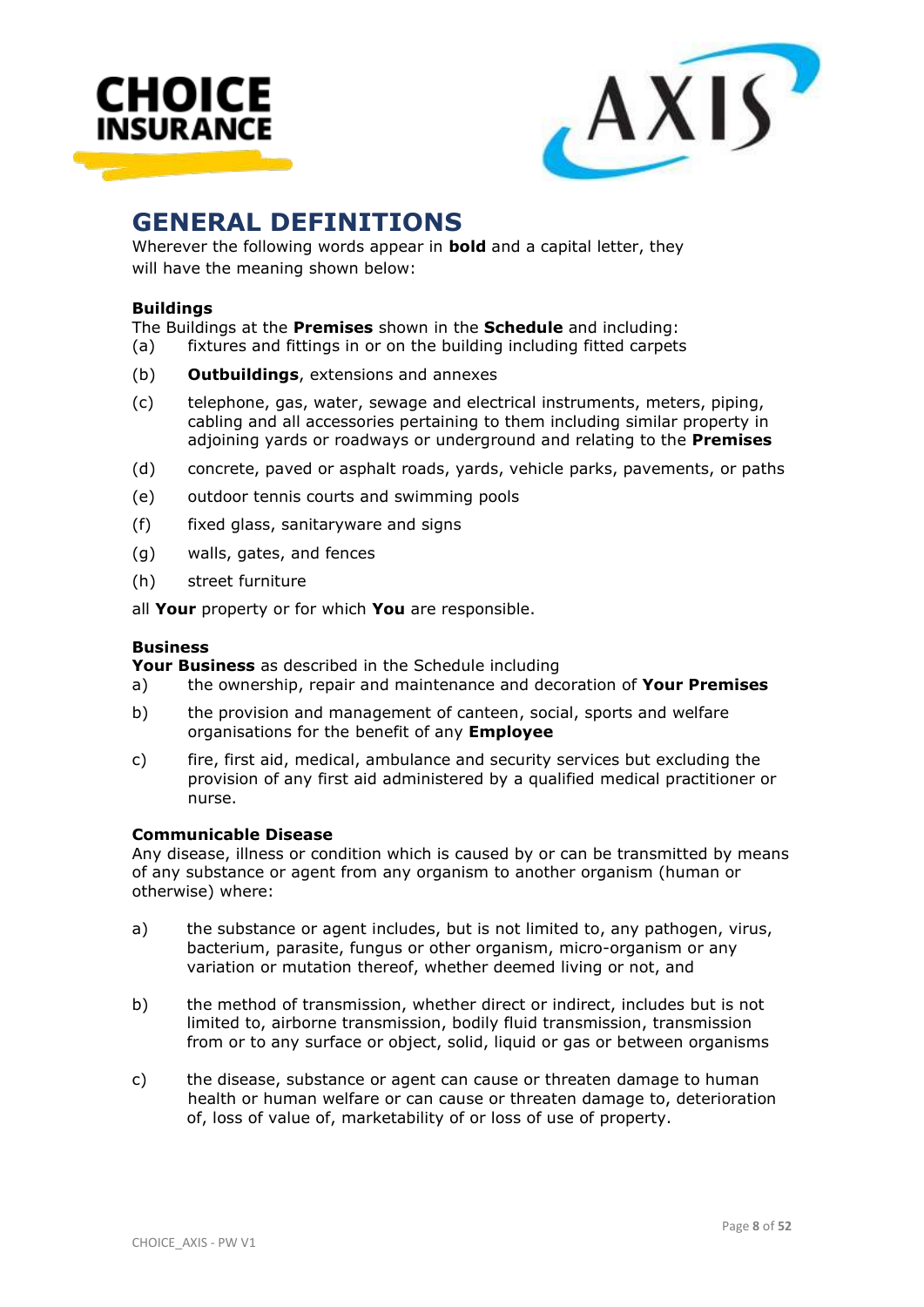# GENERAL DEFINITIONS

Wherever the following words appear in **bold** and a capital letter, they will have the meaning shown below:

**Buildings**

The Buildings at the **Premises** shown in the **Schedule** and including:

(a) fixtures and fittings in or on the building including fitted carpets

(b) **Outbuildings**, extensions and annexes

(c) telephone, gas, water, sewage and electrical instruments, meters, piping, cabling and all accessories pertaining to them including similar property in adjoining yards or roadways or underground and relating to the **Premises**

(d) concrete, paved or asphalt roads, yards, vehicle parks, pavements, or paths

(e) outdoor tennis courts and swimming pools

(f) fixed glass, sanitaryware and signs

(g) walls, gates, and fences

(h) street furniture

all **Your** property or for which **You** are responsible.

**Business**

**Your Business** as described in the Schedule including

a) the ownership, repair and maintenance and decoration of **Your Premises**

b) the provision and management of canteen, social, sports and welfare organisations for the benefit of any **Employee**

c) fire, first aid, medical, ambulance and security services but excluding the provision of any first aid administered by a qualified medical practitioner or nurse.

**Communicable Disease**

Any disease, illness or condition which is caused by or can be transmitted by means of any substance or agent from any organism to another organism (human or otherwise) where:

a) the substance or agent includes, but is not limited to, any pathogen, virus, bacterium, parasite, fungus or other organism, micro-organism or any variation or mutation thereof, whether deemed living or not, and

b) the method of transmission, whether direct or indirect, includes but is not limited to, airborne transmission, bodily fluid transmission, transmission from or to any surface or object, solid, liquid or gas or between organisms

c) the disease, substance or agent can cause or threaten damage to human health or human welfare or can cause or threaten damage to, deterioration of, loss of value of, marketability of or loss of use of property.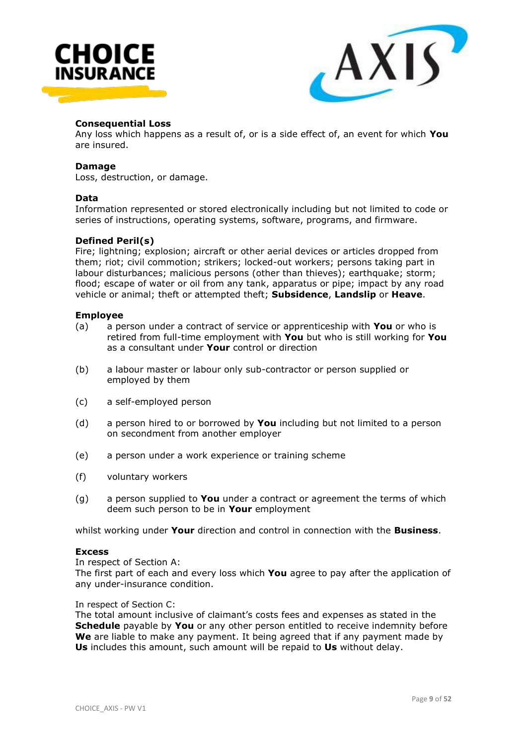**Consequential Loss**
Any loss which happens as a result of, or is a side effect of, an event for which **You** are insured.

**Damage**
Loss, destruction, or damage.

**Data**
Information represented or stored electronically including but not limited to code or series of instructions, operating systems, software, programs, and firmware.

**Defined Peril(s)**
Fire; lightning; explosion; aircraft or other aerial devices or articles dropped from them; riot; civil commotion; strikers; locked-out workers; persons taking part in labour disturbances; malicious persons (other than thieves); earthquake; storm; flood; escape of water or oil from any tank, apparatus or pipe; impact by any road vehicle or animal; theft or attempted theft; **Subsidence**, **Landslip** or **Heave**.

**Employee**

(a) a person under a contract of service or apprenticeship with **You** or who is retired from full-time employment with **You** but who is still working for **You** as a consultant under **Your** control or direction

(b) a labour master or labour only sub-contractor or person supplied or employed by them

(c) a self-employed person

(d) a person hired to or borrowed by **You** including but not limited to a person on secondment from another employer

(e) a person under a work experience or training scheme

(f) voluntary workers

(g) a person supplied to **You** under a contract or agreement the terms of which deem such person to be in **Your** employment

whilst working under **Your** direction and control in connection with the **Business**.

**Excess**
In respect of Section A:
The first part of each and every loss which **You** agree to pay after the application of any under-insurance condition.

In respect of Section C:
The total amount inclusive of claimant's costs fees and expenses as stated in the **Schedule** payable by **You** or any other person entitled to receive indemnity before **We** are liable to make any payment. It being agreed that if any payment made by **Us** includes this amount, such amount will be repaid to **Us** without delay.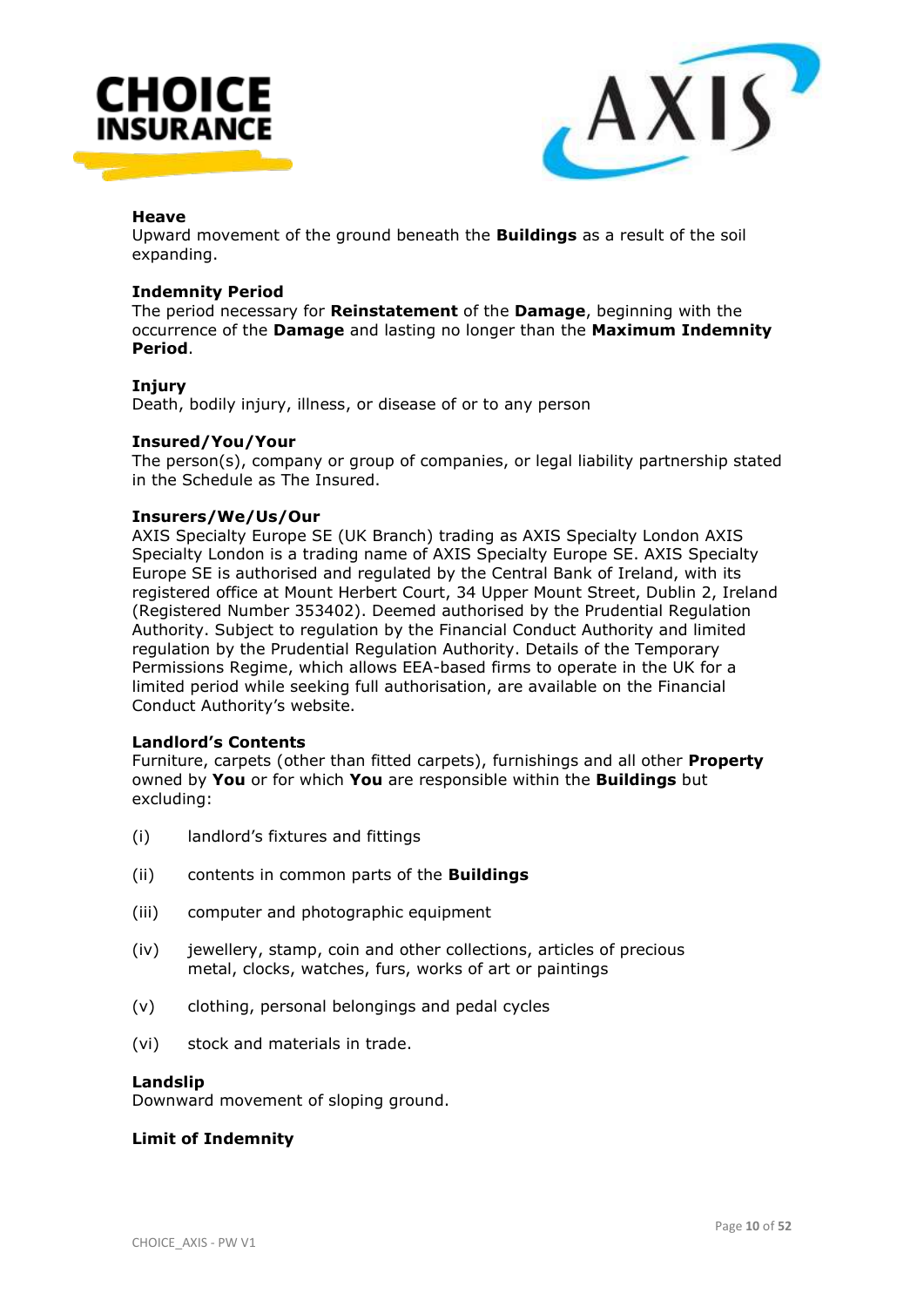**Heave**
Upward movement of the ground beneath the **Buildings** as a result of the soil expanding.

**Indemnity Period**
The period necessary for **Reinstatement** of the **Damage**, beginning with the occurrence of the **Damage** and lasting no longer than the **Maximum Indemnity Period**.

**Injury**
Death, bodily injury, illness, or disease of or to any person

**Insured/You/Your**
The person(s), company or group of companies, or legal liability partnership stated in the Schedule as The Insured.

**Insurers/We/Us/Our**
AXIS Specialty Europe SE (UK Branch) trading as AXIS Specialty London AXIS Specialty London is a trading name of AXIS Specialty Europe SE. AXIS Specialty Europe SE is authorised and regulated by the Central Bank of Ireland, with its registered office at Mount Herbert Court, 34 Upper Mount Street, Dublin 2, Ireland (Registered Number 353402). Deemed authorised by the Prudential Regulation Authority. Subject to regulation by the Financial Conduct Authority and limited regulation by the Prudential Regulation Authority. Details of the Temporary Permissions Regime, which allows EEA-based firms to operate in the UK for a limited period while seeking full authorisation, are available on the Financial Conduct Authority's website.

**Landlord's Contents**
Furniture, carpets (other than fitted carpets), furnishings and all other **Property** owned by **You** or for which **You** are responsible within the **Buildings** but excluding:

(i) landlord's fixtures and fittings

(ii) contents in common parts of the **Buildings**

(iii) computer and photographic equipment

(iv) jewellery, stamp, coin and other collections, articles of precious metal, clocks, watches, furs, works of art or paintings

(v) clothing, personal belongings and pedal cycles

(vi) stock and materials in trade.

**Landslip**
Downward movement of sloping ground.

**Limit of Indemnity**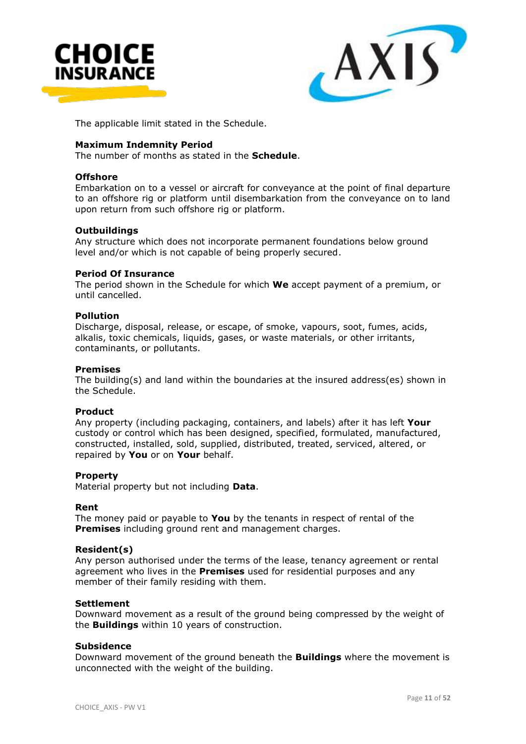The applicable limit stated in the Schedule.

**Maximum Indemnity Period**
The number of months as stated in the **Schedule**.

**Offshore**
Embarkation on to a vessel or aircraft for conveyance at the point of final departure to an offshore rig or platform until disembarkation from the conveyance on to land upon return from such offshore rig or platform.

**Outbuildings**
Any structure which does not incorporate permanent foundations below ground level and/or which is not capable of being properly secured.

**Period Of Insurance**
The period shown in the Schedule for which **We** accept payment of a premium, or until cancelled.

**Pollution**
Discharge, disposal, release, or escape, of smoke, vapours, soot, fumes, acids, alkalis, toxic chemicals, liquids, gases, or waste materials, or other irritants, contaminants, or pollutants.

**Premises**
The building(s) and land within the boundaries at the insured address(es) shown in the Schedule.

**Product**
Any property (including packaging, containers, and labels) after it has left **Your** custody or control which has been designed, specified, formulated, manufactured, constructed, installed, sold, supplied, distributed, treated, serviced, altered, or repaired by **You** or on **Your** behalf.

**Property**
Material property but not including **Data**.

**Rent**
The money paid or payable to **You** by the tenants in respect of rental of the **Premises** including ground rent and management charges.

**Resident(s)**
Any person authorised under the terms of the lease, tenancy agreement or rental agreement who lives in the **Premises** used for residential purposes and any member of their family residing with them.

**Settlement**
Downward movement as a result of the ground being compressed by the weight of the **Buildings** within 10 years of construction.

**Subsidence**
Downward movement of the ground beneath the **Buildings** where the movement is unconnected with the weight of the building.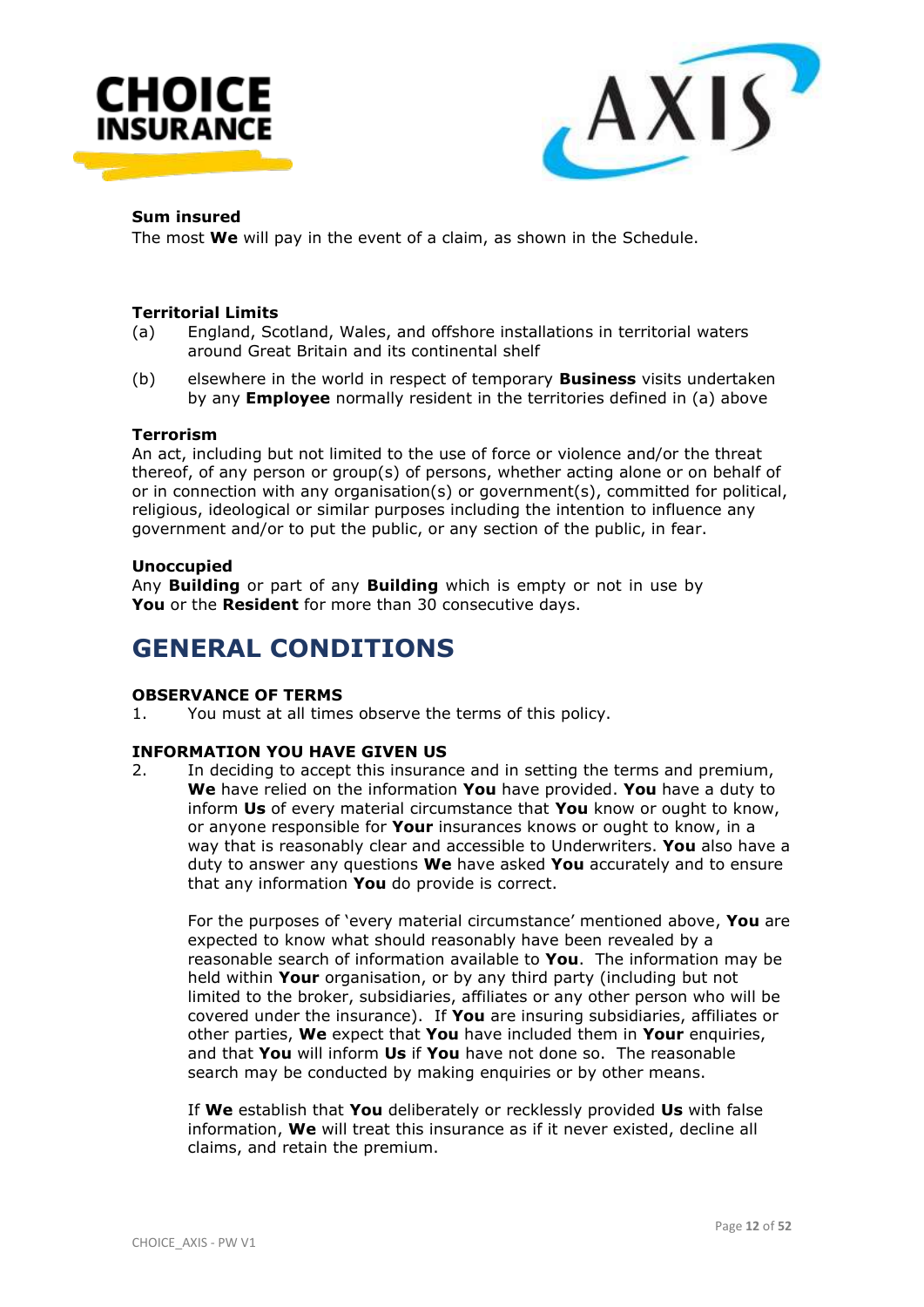**Sum insured**
The most **We** will pay in the event of a claim, as shown in the Schedule.

**Territorial Limits**

(a) England, Scotland, Wales, and offshore installations in territorial waters around Great Britain and its continental shelf

(b) elsewhere in the world in respect of temporary **Business** visits undertaken by any **Employee** normally resident in the territories defined in (a) above

**Terrorism**
An act, including but not limited to the use of force or violence and/or the threat thereof, of any person or group(s) of persons, whether acting alone or on behalf of or in connection with any organisation(s) or government(s), committed for political, religious, ideological or similar purposes including the intention to influence any government and/or to put the public, or any section of the public, in fear.

**Unoccupied**
Any **Building** or part of any **Building** which is empty or not in use by **You** or the **Resident** for more than 30 consecutive days.

# GENERAL CONDITIONS

**OBSERVANCE OF TERMS**

1. You must at all times observe the terms of this policy.

**INFORMATION YOU HAVE GIVEN US**

2. In deciding to accept this insurance and in setting the terms and premium, **We** have relied on the information **You** have provided. **You** have a duty to inform **Us** of every material circumstance that **You** know or ought to know, or anyone responsible for **Your** insurances knows or ought to know, in a way that is reasonably clear and accessible to Underwriters. **You** also have a duty to answer any questions **We** have asked **You** accurately and to ensure that any information **You** do provide is correct.

   For the purposes of 'every material circumstance' mentioned above, **You** are expected to know what should reasonably have been revealed by a reasonable search of information available to **You**. The information may be held within **Your** organisation, or by any third party (including but not limited to the broker, subsidiaries, affiliates or any other person who will be covered under the insurance). If **You** are insuring subsidiaries, affiliates or other parties, **We** expect that **You** have included them in **Your** enquiries, and that **You** will inform **Us** if **You** have not done so. The reasonable search may be conducted by making enquiries or by other means.

   If **We** establish that **You** deliberately or recklessly provided **Us** with false information, **We** will treat this insurance as if it never existed, decline all claims, and retain the premium.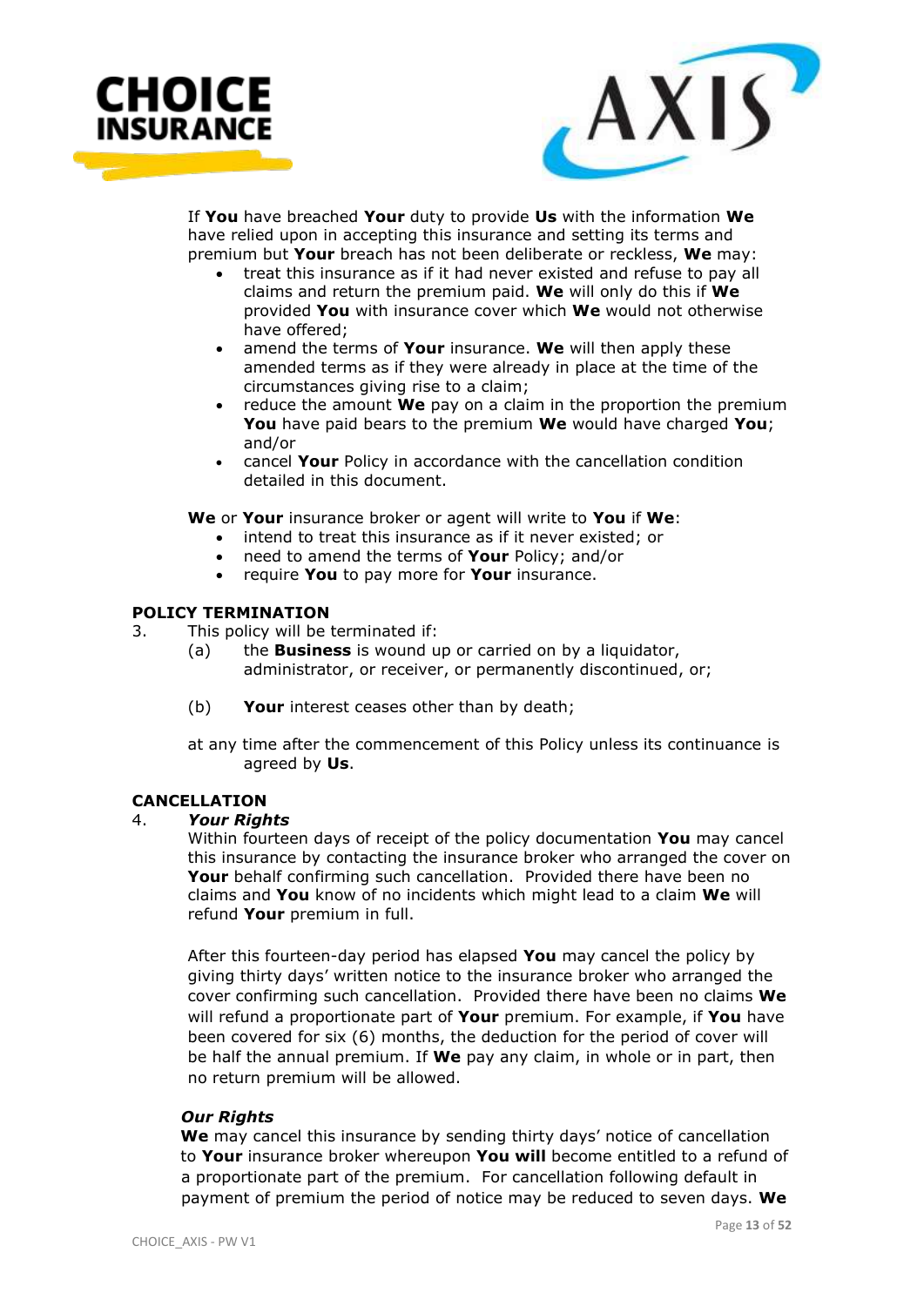If **You** have breached **Your** duty to provide **Us** with the information **We** have relied upon in accepting this insurance and setting its terms and premium but **Your** breach has not been deliberate or reckless, **We** may:

- treat this insurance as if it had never existed and refuse to pay all claims and return the premium paid. **We** will only do this if **We** provided **You** with insurance cover which **We** would not otherwise have offered;
- amend the terms of **Your** insurance. **We** will then apply these amended terms as if they were already in place at the time of the circumstances giving rise to a claim;
- reduce the amount **We** pay on a claim in the proportion the premium **You** have paid bears to the premium **We** would have charged **You**; and/or
- cancel **Your** Policy in accordance with the cancellation condition detailed in this document.

**We** or **Your** insurance broker or agent will write to **You** if **We**:

- intend to treat this insurance as if it never existed; or
- need to amend the terms of **Your** Policy; and/or
- require **You** to pay more for **Your** insurance.

### POLICY TERMINATION

3. This policy will be terminated if:

   (a) the **Business** is wound up or carried on by a liquidator, administrator, or receiver, or permanently discontinued, or;

   (b) **Your** interest ceases other than by death;

   at any time after the commencement of this Policy unless its continuance is agreed by **Us**.

### CANCELLATION

4. ***Your Rights***

   Within fourteen days of receipt of the policy documentation **You** may cancel this insurance by contacting the insurance broker who arranged the cover on **Your** behalf confirming such cancellation. Provided there have been no claims and **You** know of no incidents which might lead to a claim **We** will refund **Your** premium in full.

   After this fourteen-day period has elapsed **You** may cancel the policy by giving thirty days' written notice to the insurance broker who arranged the cover confirming such cancellation. Provided there have been no claims **We** will refund a proportionate part of **Your** premium. For example, if **You** have been covered for six (6) months, the deduction for the period of cover will be half the annual premium. If **We** pay any claim, in whole or in part, then no return premium will be allowed.

   ***Our Rights***

   **We** may cancel this insurance by sending thirty days' notice of cancellation to **Your** insurance broker whereupon **You will** become entitled to a refund of a proportionate part of the premium. For cancellation following default in payment of premium the period of notice may be reduced to seven days. **We**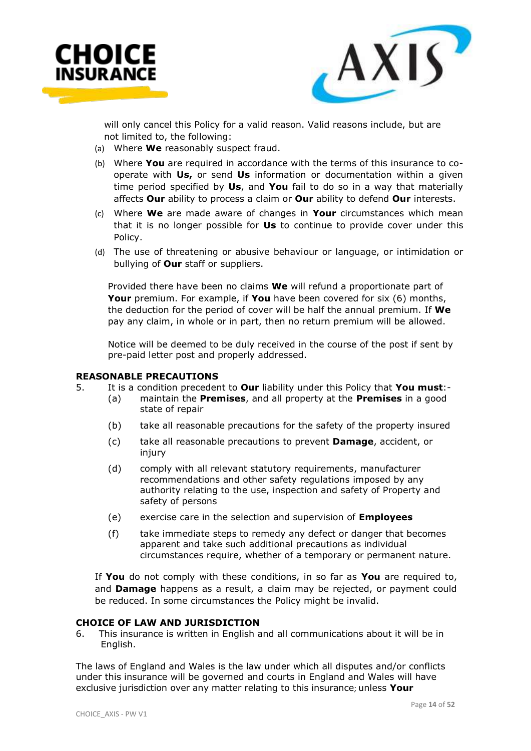will only cancel this Policy for a valid reason. Valid reasons include, but are not limited to, the following:

(a) Where **We** reasonably suspect fraud.

(b) Where **You** are required in accordance with the terms of this insurance to co-operate with **Us,** or send **Us** information or documentation within a given time period specified by **Us**, and **You** fail to do so in a way that materially affects **Our** ability to process a claim or **Our** ability to defend **Our** interests.

(c) Where **We** are made aware of changes in **Your** circumstances which mean that it is no longer possible for **Us** to continue to provide cover under this Policy.

(d) The use of threatening or abusive behaviour or language, or intimidation or bullying of **Our** staff or suppliers.

Provided there have been no claims **We** will refund a proportionate part of **Your** premium. For example, if **You** have been covered for six (6) months, the deduction for the period of cover will be half the annual premium. If **We** pay any claim, in whole or in part, then no return premium will be allowed.

Notice will be deemed to be duly received in the course of the post if sent by pre-paid letter post and properly addressed.

**REASONABLE PRECAUTIONS**

5. It is a condition precedent to **Our** liability under this Policy that **You must**:-

   (a) maintain the **Premises**, and all property at the **Premises** in a good state of repair

   (b) take all reasonable precautions for the safety of the property insured

   (c) take all reasonable precautions to prevent **Damage**, accident, or injury

   (d) comply with all relevant statutory requirements, manufacturer recommendations and other safety regulations imposed by any authority relating to the use, inspection and safety of Property and safety of persons

   (e) exercise care in the selection and supervision of **Employees**

   (f) take immediate steps to remedy any defect or danger that becomes apparent and take such additional precautions as individual circumstances require, whether of a temporary or permanent nature.

If **You** do not comply with these conditions, in so far as **You** are required to, and **Damage** happens as a result, a claim may be rejected, or payment could be reduced. In some circumstances the Policy might be invalid.

**CHOICE OF LAW AND JURISDICTION**

6. This insurance is written in English and all communications about it will be in English.

The laws of England and Wales is the law under which all disputes and/or conflicts under this insurance will be governed and courts in England and Wales will have exclusive jurisdiction over any matter relating to this insurance; unless **Your**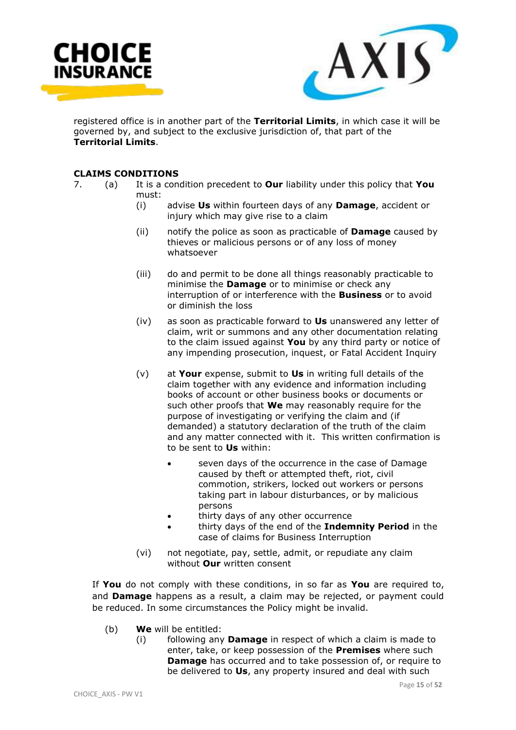registered office is in another part of the **Territorial Limits**, in which case it will be governed by, and subject to the exclusive jurisdiction of, that part of the **Territorial Limits**.

**CLAIMS CONDITIONS**

7. (a) It is a condition precedent to **Our** liability under this policy that **You** must:

   (i) advise **Us** within fourteen days of any **Damage**, accident or injury which may give rise to a claim

   (ii) notify the police as soon as practicable of **Damage** caused by thieves or malicious persons or of any loss of money whatsoever

   (iii) do and permit to be done all things reasonably practicable to minimise the **Damage** or to minimise or check any interruption of or interference with the **Business** or to avoid or diminish the loss

   (iv) as soon as practicable forward to **Us** unanswered any letter of claim, writ or summons and any other documentation relating to the claim issued against **You** by any third party or notice of any impending prosecution, inquest, or Fatal Accident Inquiry

   (v) at **Your** expense, submit to **Us** in writing full details of the claim together with any evidence and information including books of account or other business books or documents or such other proofs that **We** may reasonably require for the purpose of investigating or verifying the claim and (if demanded) a statutory declaration of the truth of the claim and any matter connected with it. This written confirmation is to be sent to **Us** within:

      - seven days of the occurrence in the case of Damage caused by theft or attempted theft, riot, civil commotion, strikers, locked out workers or persons taking part in labour disturbances, or by malicious persons
      - thirty days of any other occurrence
      - thirty days of the end of the **Indemnity Period** in the case of claims for Business Interruption

   (vi) not negotiate, pay, settle, admit, or repudiate any claim without **Our** written consent

   If **You** do not comply with these conditions, in so far as **You** are required to, and **Damage** happens as a result, a claim may be rejected, or payment could be reduced. In some circumstances the Policy might be invalid.

   (b) **We** will be entitled:

   (i) following any **Damage** in respect of which a claim is made to enter, take, or keep possession of the **Premises** where such **Damage** has occurred and to take possession of, or require to be delivered to **Us**, any property insured and deal with such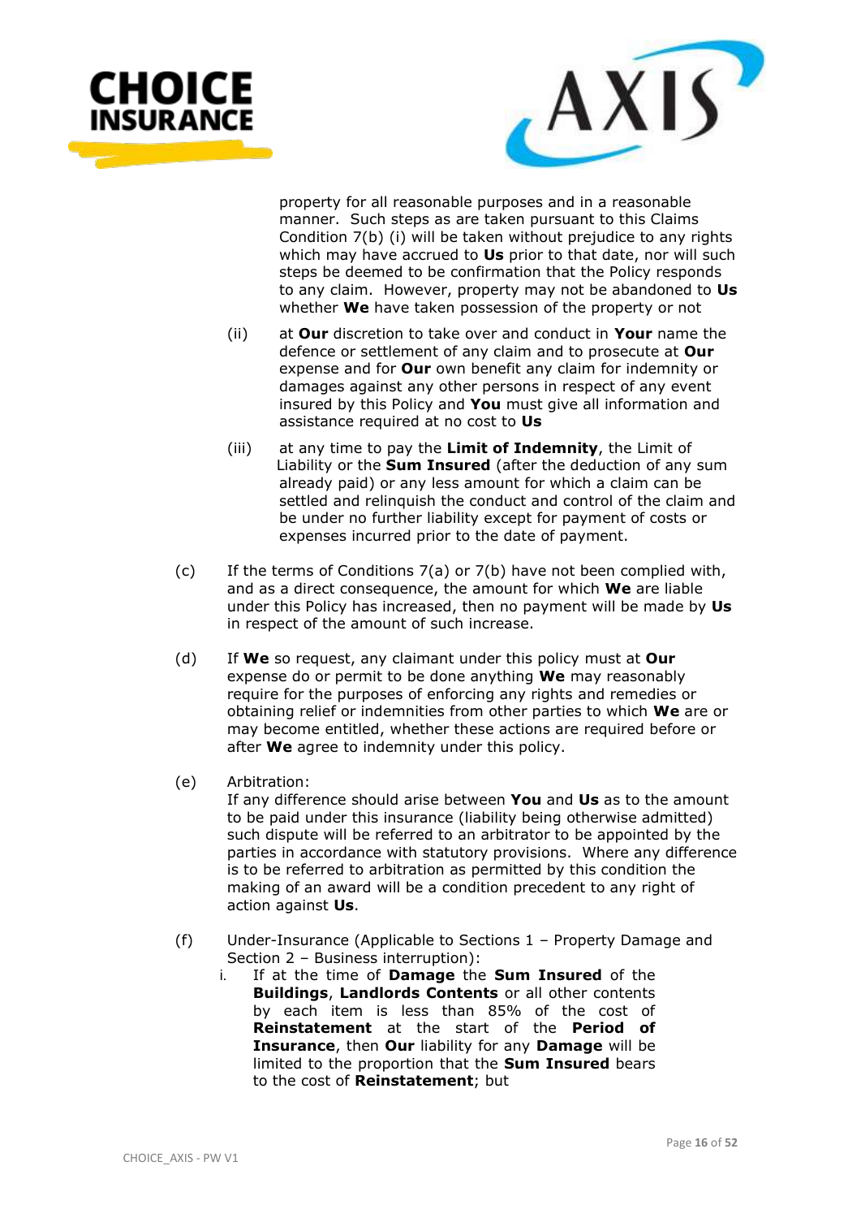property for all reasonable purposes and in a reasonable manner. Such steps as are taken pursuant to this Claims Condition 7(b) (i) will be taken without prejudice to any rights which may have accrued to **Us** prior to that date, nor will such steps be deemed to be confirmation that the Policy responds to any claim. However, property may not be abandoned to **Us** whether **We** have taken possession of the property or not

(ii) at **Our** discretion to take over and conduct in **Your** name the defence or settlement of any claim and to prosecute at **Our** expense and for **Our** own benefit any claim for indemnity or damages against any other persons in respect of any event insured by this Policy and **You** must give all information and assistance required at no cost to **Us**

(iii) at any time to pay the **Limit of Indemnity**, the Limit of Liability or the **Sum Insured** (after the deduction of any sum already paid) or any less amount for which a claim can be settled and relinquish the conduct and control of the claim and be under no further liability except for payment of costs or expenses incurred prior to the date of payment.

(c) If the terms of Conditions 7(a) or 7(b) have not been complied with, and as a direct consequence, the amount for which **We** are liable under this Policy has increased, then no payment will be made by **Us** in respect of the amount of such increase.

(d) If **We** so request, any claimant under this policy must at **Our** expense do or permit to be done anything **We** may reasonably require for the purposes of enforcing any rights and remedies or obtaining relief or indemnities from other parties to which **We** are or may become entitled, whether these actions are required before or after **We** agree to indemnity under this policy.

(e) Arbitration:
If any difference should arise between **You** and **Us** as to the amount to be paid under this insurance (liability being otherwise admitted) such dispute will be referred to an arbitrator to be appointed by the parties in accordance with statutory provisions. Where any difference is to be referred to arbitration as permitted by this condition the making of an award will be a condition precedent to any right of action against **Us**.

(f) Under-Insurance (Applicable to Sections 1 – Property Damage and Section 2 – Business interruption):

i. If at the time of **Damage** the **Sum Insured** of the **Buildings**, **Landlords Contents** or all other contents by each item is less than 85% of the cost of **Reinstatement** at the start of the **Period of Insurance**, then **Our** liability for any **Damage** will be limited to the proportion that the **Sum Insured** bears to the cost of **Reinstatement**; but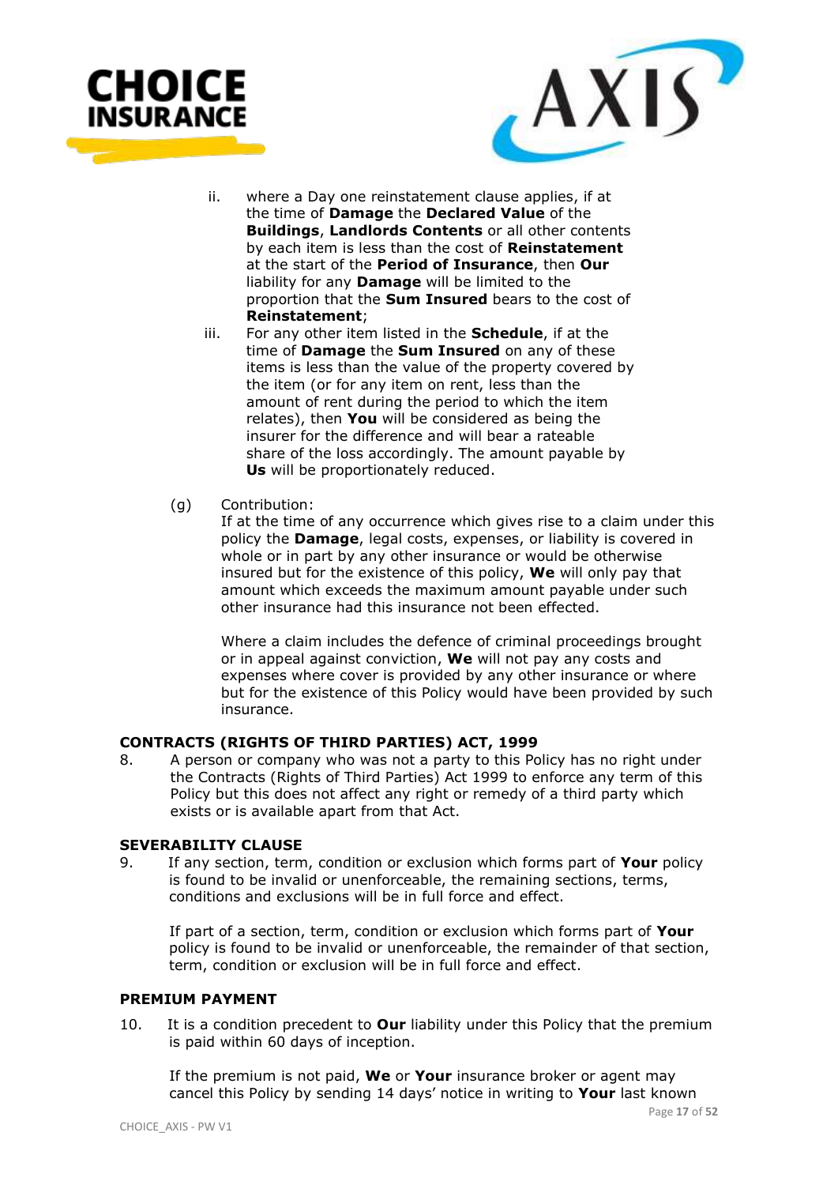ii. where a Day one reinstatement clause applies, if at the time of **Damage** the **Declared Value** of the **Buildings**, **Landlords Contents** or all other contents by each item is less than the cost of **Reinstatement** at the start of the **Period of Insurance**, then **Our** liability for any **Damage** will be limited to the proportion that the **Sum Insured** bears to the cost of **Reinstatement**;

iii. For any other item listed in the **Schedule**, if at the time of **Damage** the **Sum Insured** on any of these items is less than the value of the property covered by the item (or for any item on rent, less than the amount of rent during the period to which the item relates), then **You** will be considered as being the insurer for the difference and will bear a rateable share of the loss accordingly. The amount payable by **Us** will be proportionately reduced.

(g) Contribution:
If at the time of any occurrence which gives rise to a claim under this policy the **Damage**, legal costs, expenses, or liability is covered in whole or in part by any other insurance or would be otherwise insured but for the existence of this policy, **We** will only pay that amount which exceeds the maximum amount payable under such other insurance had this insurance not been effected.

Where a claim includes the defence of criminal proceedings brought or in appeal against conviction, **We** will not pay any costs and expenses where cover is provided by any other insurance or where but for the existence of this Policy would have been provided by such insurance.

**CONTRACTS (RIGHTS OF THIRD PARTIES) ACT, 1999**

8. A person or company who was not a party to this Policy has no right under the Contracts (Rights of Third Parties) Act 1999 to enforce any term of this Policy but this does not affect any right or remedy of a third party which exists or is available apart from that Act.

**SEVERABILITY CLAUSE**

9. If any section, term, condition or exclusion which forms part of **Your** policy is found to be invalid or unenforceable, the remaining sections, terms, conditions and exclusions will be in full force and effect.

If part of a section, term, condition or exclusion which forms part of **Your** policy is found to be invalid or unenforceable, the remainder of that section, term, condition or exclusion will be in full force and effect.

**PREMIUM PAYMENT**

10. It is a condition precedent to **Our** liability under this Policy that the premium is paid within 60 days of inception.

If the premium is not paid, **We** or **Your** insurance broker or agent may cancel this Policy by sending 14 days' notice in writing to **Your** last known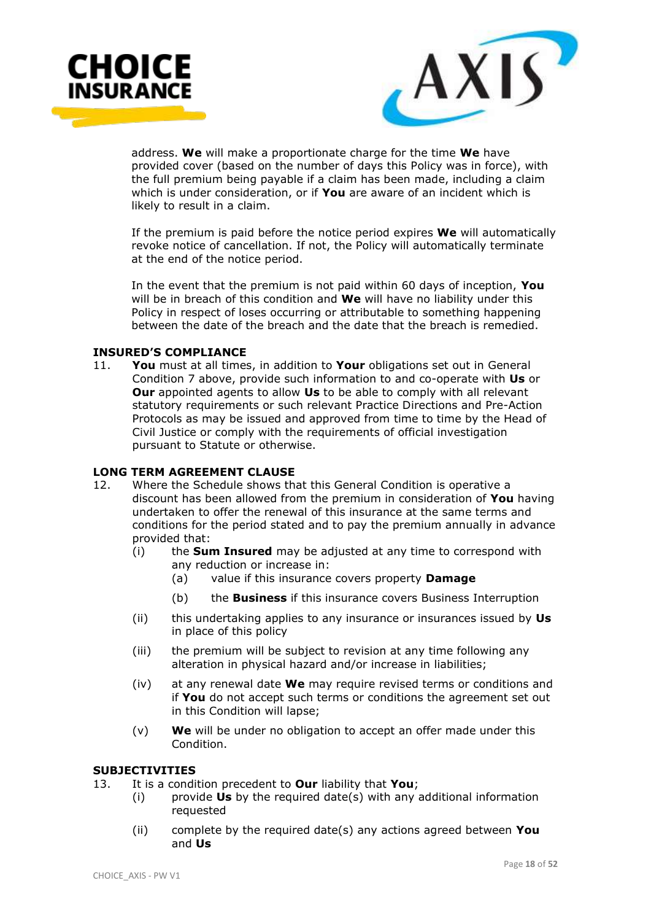address. **We** will make a proportionate charge for the time **We** have provided cover (based on the number of days this Policy was in force), with the full premium being payable if a claim has been made, including a claim which is under consideration, or if **You** are aware of an incident which is likely to result in a claim.

If the premium is paid before the notice period expires **We** will automatically revoke notice of cancellation. If not, the Policy will automatically terminate at the end of the notice period.

In the event that the premium is not paid within 60 days of inception, **You** will be in breach of this condition and **We** will have no liability under this Policy in respect of loses occurring or attributable to something happening between the date of the breach and the date that the breach is remedied.

**INSURED'S COMPLIANCE**

11. **You** must at all times, in addition to **Your** obligations set out in General Condition 7 above, provide such information to and co-operate with **Us** or **Our** appointed agents to allow **Us** to be able to comply with all relevant statutory requirements or such relevant Practice Directions and Pre-Action Protocols as may be issued and approved from time to time by the Head of Civil Justice or comply with the requirements of official investigation pursuant to Statute or otherwise.

**LONG TERM AGREEMENT CLAUSE**

12. Where the Schedule shows that this General Condition is operative a discount has been allowed from the premium in consideration of **You** having undertaken to offer the renewal of this insurance at the same terms and conditions for the period stated and to pay the premium annually in advance provided that:
    - (i) the **Sum Insured** may be adjusted at any time to correspond with any reduction or increase in:
        - (a) value if this insurance covers property **Damage**
        - (b) the **Business** if this insurance covers Business Interruption
    - (ii) this undertaking applies to any insurance or insurances issued by **Us** in place of this policy
    - (iii) the premium will be subject to revision at any time following any alteration in physical hazard and/or increase in liabilities;
    - (iv) at any renewal date **We** may require revised terms or conditions and if **You** do not accept such terms or conditions the agreement set out in this Condition will lapse;
    - (v) **We** will be under no obligation to accept an offer made under this Condition.

**SUBJECTIVITIES**

13. It is a condition precedent to **Our** liability that **You**;
    - (i) provide **Us** by the required date(s) with any additional information requested
    - (ii) complete by the required date(s) any actions agreed between **You** and **Us**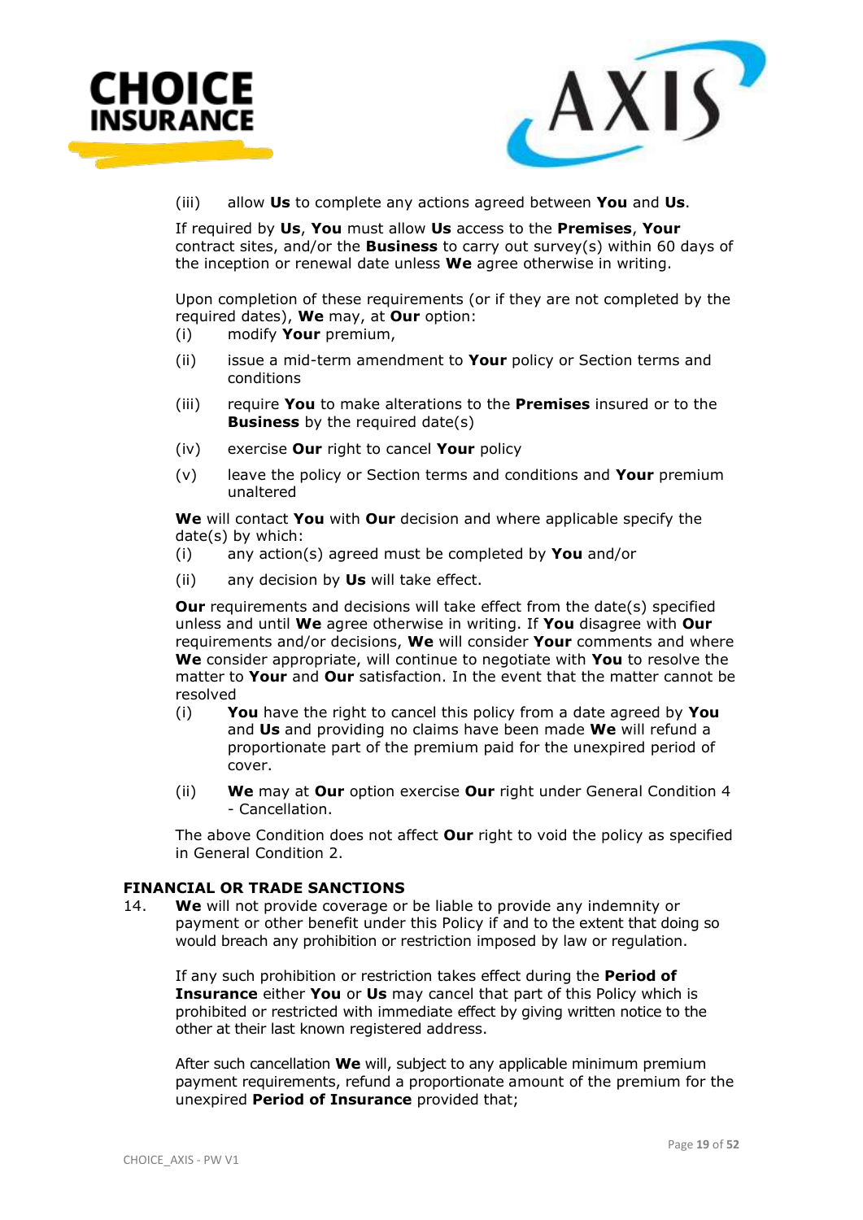(iii) allow **Us** to complete any actions agreed between **You** and **Us**.

If required by **Us**, **You** must allow **Us** access to the **Premises**, **Your** contract sites, and/or the **Business** to carry out survey(s) within 60 days of the inception or renewal date unless **We** agree otherwise in writing.

Upon completion of these requirements (or if they are not completed by the required dates), **We** may, at **Our** option:

(i) modify **Your** premium,

(ii) issue a mid-term amendment to **Your** policy or Section terms and conditions

(iii) require **You** to make alterations to the **Premises** insured or to the **Business** by the required date(s)

(iv) exercise **Our** right to cancel **Your** policy

(v) leave the policy or Section terms and conditions and **Your** premium unaltered

**We** will contact **You** with **Our** decision and where applicable specify the date(s) by which:

(i) any action(s) agreed must be completed by **You** and/or

(ii) any decision by **Us** will take effect.

**Our** requirements and decisions will take effect from the date(s) specified unless and until **We** agree otherwise in writing. If **You** disagree with **Our** requirements and/or decisions, **We** will consider **Your** comments and where **We** consider appropriate, will continue to negotiate with **You** to resolve the matter to **Your** and **Our** satisfaction. In the event that the matter cannot be resolved

(i) **You** have the right to cancel this policy from a date agreed by **You** and **Us** and providing no claims have been made **We** will refund a proportionate part of the premium paid for the unexpired period of cover.

(ii) **We** may at **Our** option exercise **Our** right under General Condition 4 - Cancellation.

The above Condition does not affect **Our** right to void the policy as specified in General Condition 2.

### FINANCIAL OR TRADE SANCTIONS

14. **We** will not provide coverage or be liable to provide any indemnity or payment or other benefit under this Policy if and to the extent that doing so would breach any prohibition or restriction imposed by law or regulation.

If any such prohibition or restriction takes effect during the **Period of Insurance** either **You** or **Us** may cancel that part of this Policy which is prohibited or restricted with immediate effect by giving written notice to the other at their last known registered address.

After such cancellation **We** will, subject to any applicable minimum premium payment requirements, refund a proportionate amount of the premium for the unexpired **Period of Insurance** provided that;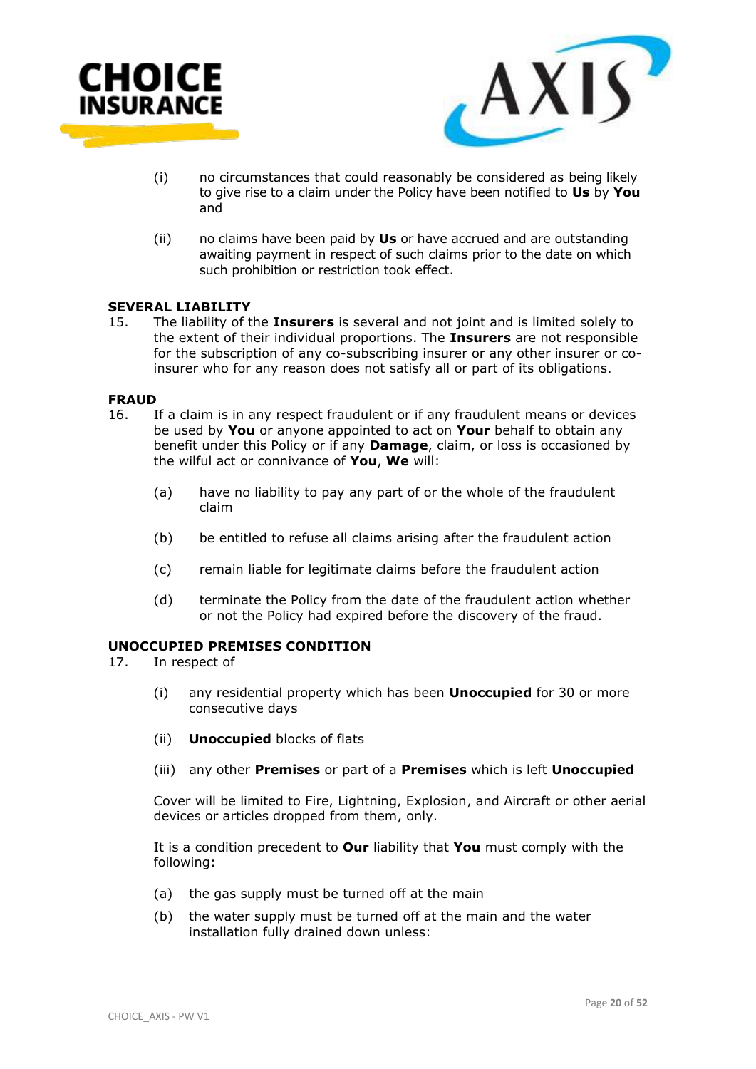(i) no circumstances that could reasonably be considered as being likely to give rise to a claim under the Policy have been notified to **Us** by **You** and

(ii) no claims have been paid by **Us** or have accrued and are outstanding awaiting payment in respect of such claims prior to the date on which such prohibition or restriction took effect.

**SEVERAL LIABILITY**

15. The liability of the **Insurers** is several and not joint and is limited solely to the extent of their individual proportions. The **Insurers** are not responsible for the subscription of any co-subscribing insurer or any other insurer or co-insurer who for any reason does not satisfy all or part of its obligations.

**FRAUD**

16. If a claim is in any respect fraudulent or if any fraudulent means or devices be used by **You** or anyone appointed to act on **Your** behalf to obtain any benefit under this Policy or if any **Damage**, claim, or loss is occasioned by the wilful act or connivance of **You**, **We** will:

    (a) have no liability to pay any part of or the whole of the fraudulent claim

    (b) be entitled to refuse all claims arising after the fraudulent action

    (c) remain liable for legitimate claims before the fraudulent action

    (d) terminate the Policy from the date of the fraudulent action whether or not the Policy had expired before the discovery of the fraud.

**UNOCCUPIED PREMISES CONDITION**

17. In respect of

    (i) any residential property which has been **Unoccupied** for 30 or more consecutive days

    (ii) **Unoccupied** blocks of flats

    (iii) any other **Premises** or part of a **Premises** which is left **Unoccupied**

    Cover will be limited to Fire, Lightning, Explosion, and Aircraft or other aerial devices or articles dropped from them, only.

    It is a condition precedent to **Our** liability that **You** must comply with the following:

    (a) the gas supply must be turned off at the main

    (b) the water supply must be turned off at the main and the water installation fully drained down unless: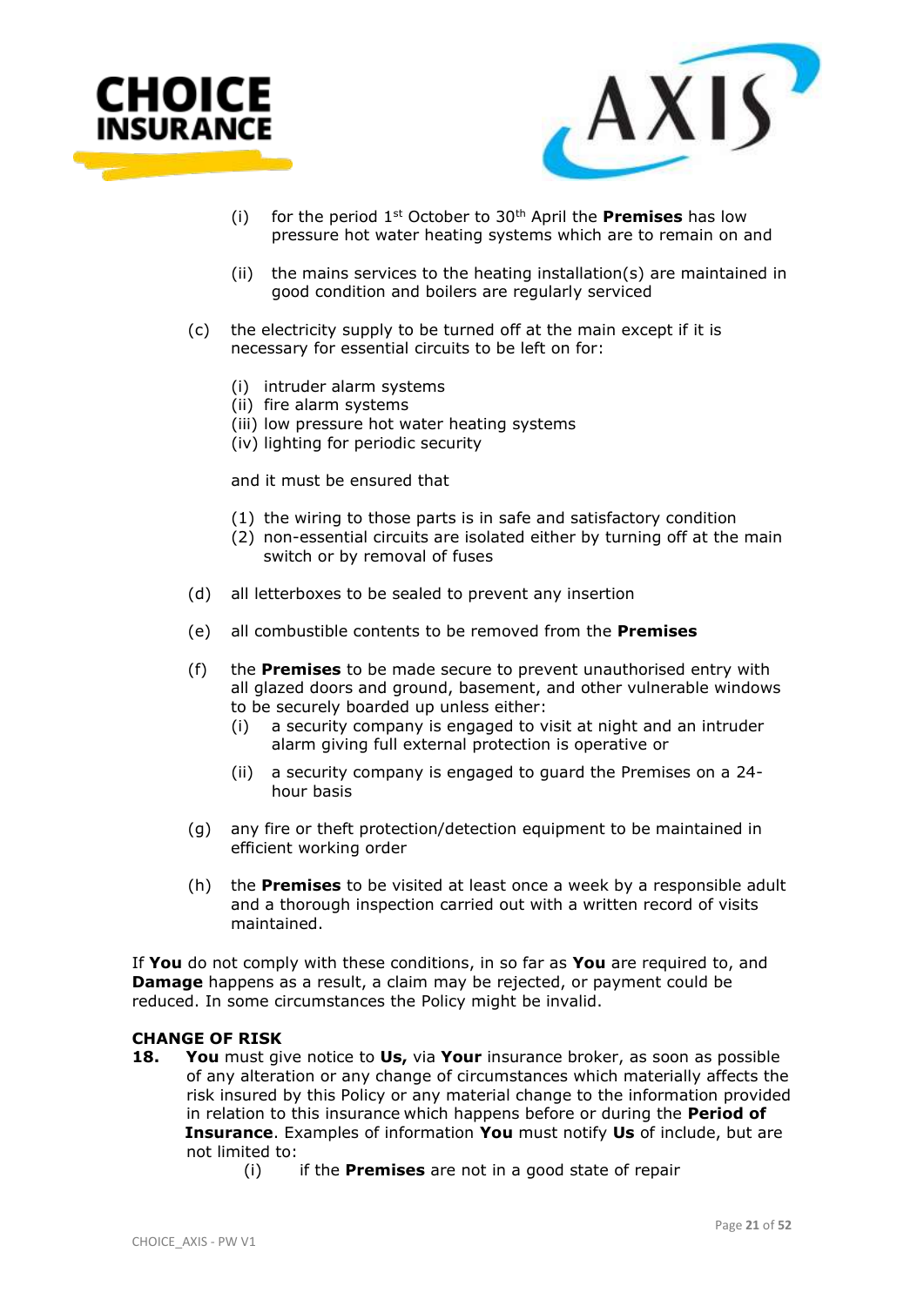(i) for the period 1st October to 30th April the **Premises** has low pressure hot water heating systems which are to remain on and

(ii) the mains services to the heating installation(s) are maintained in good condition and boilers are regularly serviced

(c) the electricity supply to be turned off at the main except if it is necessary for essential circuits to be left on for:

(i) intruder alarm systems
(ii) fire alarm systems
(iii) low pressure hot water heating systems
(iv) lighting for periodic security

and it must be ensured that

(1) the wiring to those parts is in safe and satisfactory condition
(2) non-essential circuits are isolated either by turning off at the main switch or by removal of fuses

(d) all letterboxes to be sealed to prevent any insertion

(e) all combustible contents to be removed from the **Premises**

(f) the **Premises** to be made secure to prevent unauthorised entry with all glazed doors and ground, basement, and other vulnerable windows to be securely boarded up unless either:

(i) a security company is engaged to visit at night and an intruder alarm giving full external protection is operative or

(ii) a security company is engaged to guard the Premises on a 24-hour basis

(g) any fire or theft protection/detection equipment to be maintained in efficient working order

(h) the **Premises** to be visited at least once a week by a responsible adult and a thorough inspection carried out with a written record of visits maintained.

If **You** do not comply with these conditions, in so far as **You** are required to, and **Damage** happens as a result, a claim may be rejected, or payment could be reduced. In some circumstances the Policy might be invalid.

**CHANGE OF RISK**

**18.** **You** must give notice to **Us,** via **Your** insurance broker, as soon as possible of any alteration or any change of circumstances which materially affects the risk insured by this Policy or any material change to the information provided in relation to this insurance which happens before or during the **Period of Insurance**. Examples of information **You** must notify **Us** of include, but are not limited to:

(i) if the **Premises** are not in a good state of repair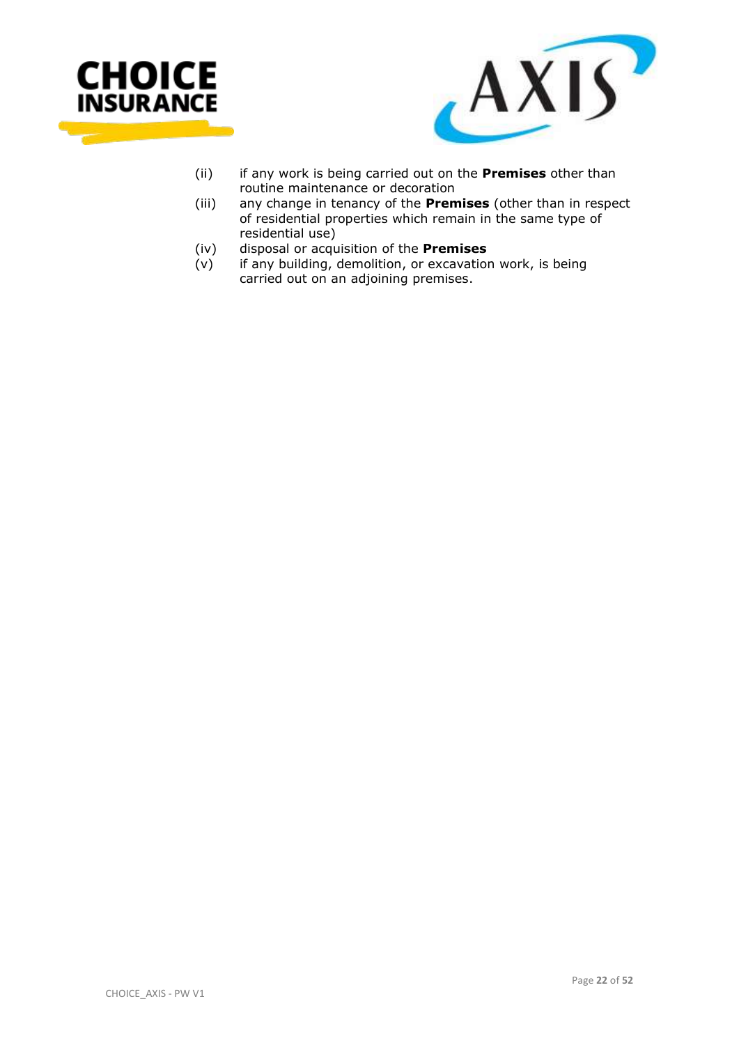(ii) if any work is being carried out on the **Premises** other than routine maintenance or decoration

(iii) any change in tenancy of the **Premises** (other than in respect of residential properties which remain in the same type of residential use)

(iv) disposal or acquisition of the **Premises**

(v) if any building, demolition, or excavation work, is being carried out on an adjoining premises.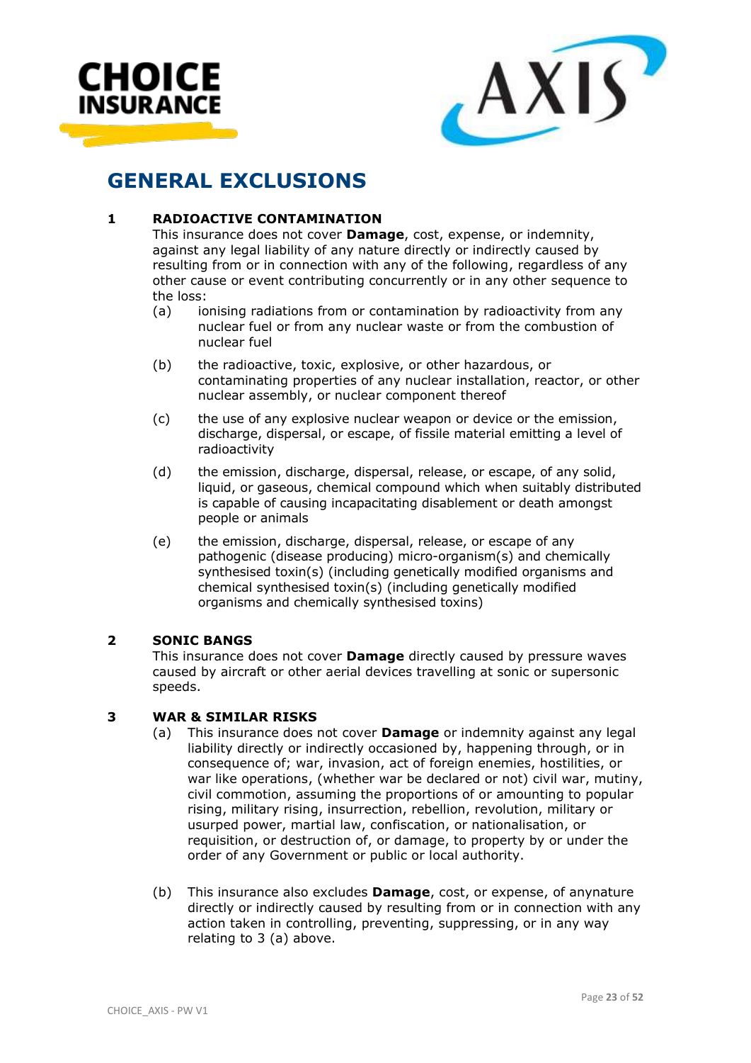# GENERAL EXCLUSIONS

**1 RADIOACTIVE CONTAMINATION**

This insurance does not cover **Damage**, cost, expense, or indemnity, against any legal liability of any nature directly or indirectly caused by resulting from or in connection with any of the following, regardless of any other cause or event contributing concurrently or in any other sequence to the loss:

(a) ionising radiations from or contamination by radioactivity from any nuclear fuel or from any nuclear waste or from the combustion of nuclear fuel

(b) the radioactive, toxic, explosive, or other hazardous, or contaminating properties of any nuclear installation, reactor, or other nuclear assembly, or nuclear component thereof

(c) the use of any explosive nuclear weapon or device or the emission, discharge, dispersal, or escape, of fissile material emitting a level of radioactivity

(d) the emission, discharge, dispersal, release, or escape, of any solid, liquid, or gaseous, chemical compound which when suitably distributed is capable of causing incapacitating disablement or death amongst people or animals

(e) the emission, discharge, dispersal, release, or escape of any pathogenic (disease producing) micro-organism(s) and chemically synthesised toxin(s) (including genetically modified organisms and chemical synthesised toxin(s) (including genetically modified organisms and chemically synthesised toxins)

**2 SONIC BANGS**

This insurance does not cover **Damage** directly caused by pressure waves caused by aircraft or other aerial devices travelling at sonic or supersonic speeds.

**3 WAR & SIMILAR RISKS**

(a) This insurance does not cover **Damage** or indemnity against any legal liability directly or indirectly occasioned by, happening through, or in consequence of; war, invasion, act of foreign enemies, hostilities, or war like operations, (whether war be declared or not) civil war, mutiny, civil commotion, assuming the proportions of or amounting to popular rising, military rising, insurrection, rebellion, revolution, military or usurped power, martial law, confiscation, or nationalisation, or requisition, or destruction of, or damage, to property by or under the order of any Government or public or local authority.

(b) This insurance also excludes **Damage**, cost, or expense, of anynature directly or indirectly caused by resulting from or in connection with any action taken in controlling, preventing, suppressing, or in any way relating to 3 (a) above.

CHOICE_AXIS - PW V1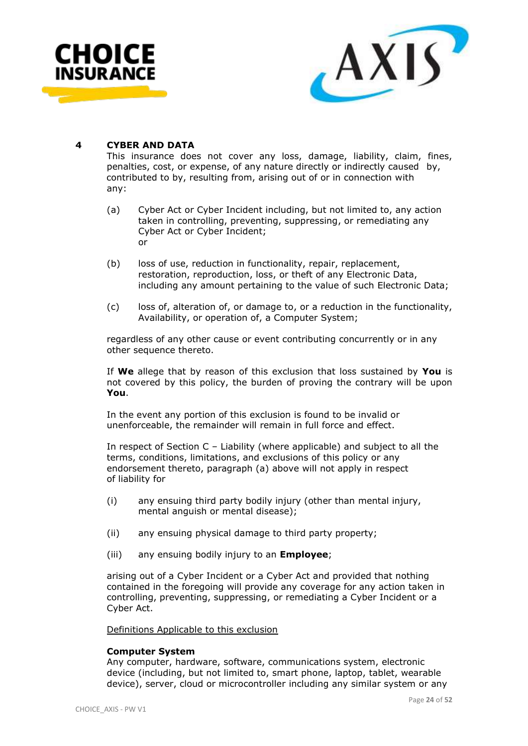## 4 CYBER AND DATA

This insurance does not cover any loss, damage, liability, claim, fines, penalties, cost, or expense, of any nature directly or indirectly caused by, contributed to by, resulting from, arising out of or in connection with any:

(a) Cyber Act or Cyber Incident including, but not limited to, any action taken in controlling, preventing, suppressing, or remediating any Cyber Act or Cyber Incident;
or

(b) loss of use, reduction in functionality, repair, replacement, restoration, reproduction, loss, or theft of any Electronic Data, including any amount pertaining to the value of such Electronic Data;

(c) loss of, alteration of, or damage to, or a reduction in the functionality, Availability, or operation of, a Computer System;

regardless of any other cause or event contributing concurrently or in any other sequence thereto.

If **We** allege that by reason of this exclusion that loss sustained by **You** is not covered by this policy, the burden of proving the contrary will be upon **You**.

In the event any portion of this exclusion is found to be invalid or unenforceable, the remainder will remain in full force and effect.

In respect of Section C – Liability (where applicable) and subject to all the terms, conditions, limitations, and exclusions of this policy or any endorsement thereto, paragraph (a) above will not apply in respect of liability for

(i) any ensuing third party bodily injury (other than mental injury, mental anguish or mental disease);

(ii) any ensuing physical damage to third party property;

(iii) any ensuing bodily injury to an **Employee**;

arising out of a Cyber Incident or a Cyber Act and provided that nothing contained in the foregoing will provide any coverage for any action taken in controlling, preventing, suppressing, or remediating a Cyber Incident or a Cyber Act.

<u>Definitions Applicable to this exclusion</u>

**Computer System**
Any computer, hardware, software, communications system, electronic device (including, but not limited to, smart phone, laptop, tablet, wearable device), server, cloud or microcontroller including any similar system or any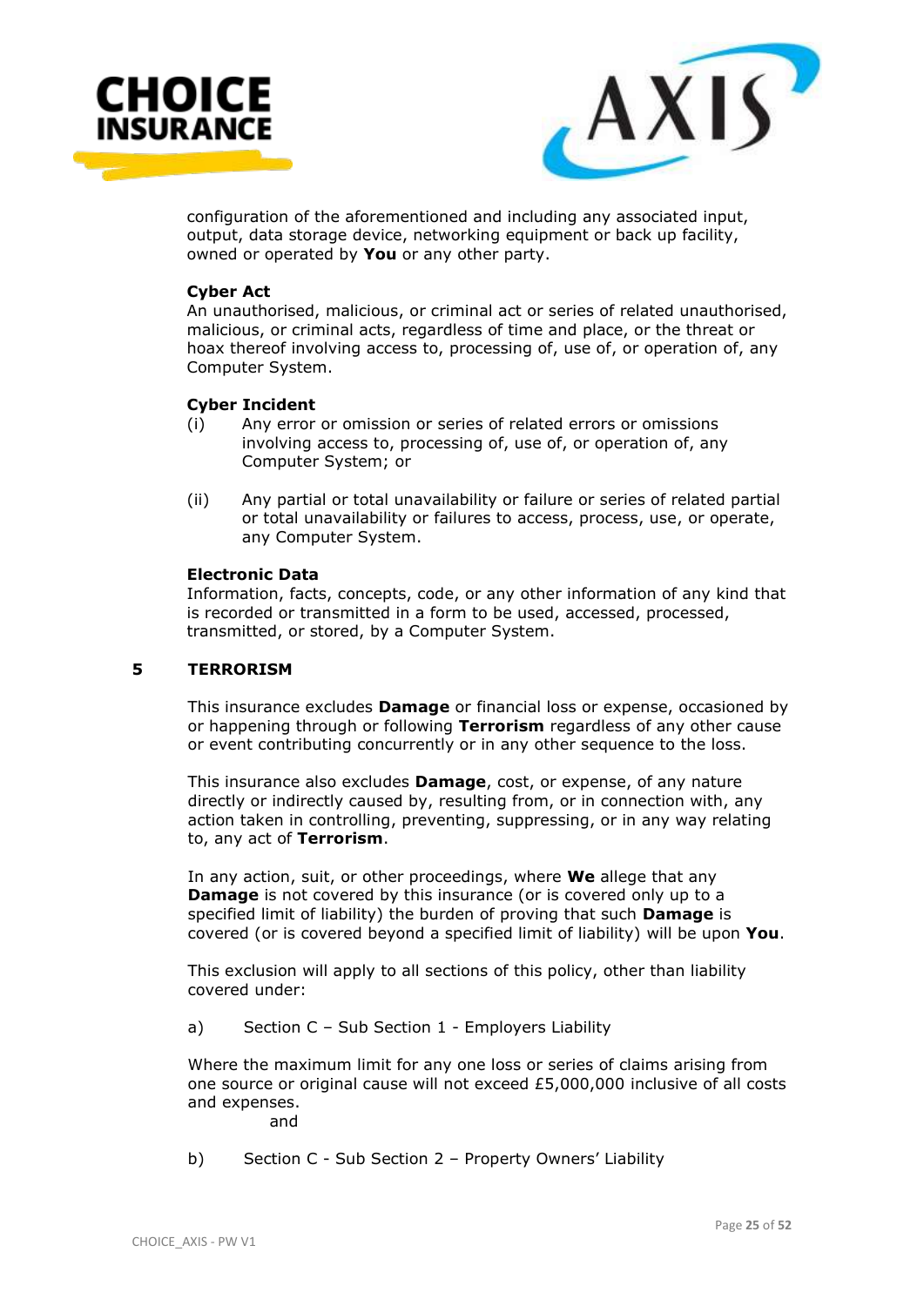configuration of the aforementioned and including any associated input, output, data storage device, networking equipment or back up facility, owned or operated by **You** or any other party.

**Cyber Act**
An unauthorised, malicious, or criminal act or series of related unauthorised, malicious, or criminal acts, regardless of time and place, or the threat or hoax thereof involving access to, processing of, use of, or operation of, any Computer System.

**Cyber Incident**

(i) Any error or omission or series of related errors or omissions involving access to, processing of, use of, or operation of, any Computer System; or

(ii) Any partial or total unavailability or failure or series of related partial or total unavailability or failures to access, process, use, or operate, any Computer System.

**Electronic Data**
Information, facts, concepts, code, or any other information of any kind that is recorded or transmitted in a form to be used, accessed, processed, transmitted, or stored, by a Computer System.

## 5 TERRORISM

This insurance excludes **Damage** or financial loss or expense, occasioned by or happening through or following **Terrorism** regardless of any other cause or event contributing concurrently or in any other sequence to the loss.

This insurance also excludes **Damage**, cost, or expense, of any nature directly or indirectly caused by, resulting from, or in connection with, any action taken in controlling, preventing, suppressing, or in any way relating to, any act of **Terrorism**.

In any action, suit, or other proceedings, where **We** allege that any **Damage** is not covered by this insurance (or is covered only up to a specified limit of liability) the burden of proving that such **Damage** is covered (or is covered beyond a specified limit of liability) will be upon **You**.

This exclusion will apply to all sections of this policy, other than liability covered under:

a) Section C – Sub Section 1 - Employers Liability

Where the maximum limit for any one loss or series of claims arising from one source or original cause will not exceed £5,000,000 inclusive of all costs and expenses.

and

b) Section C - Sub Section 2 – Property Owners' Liability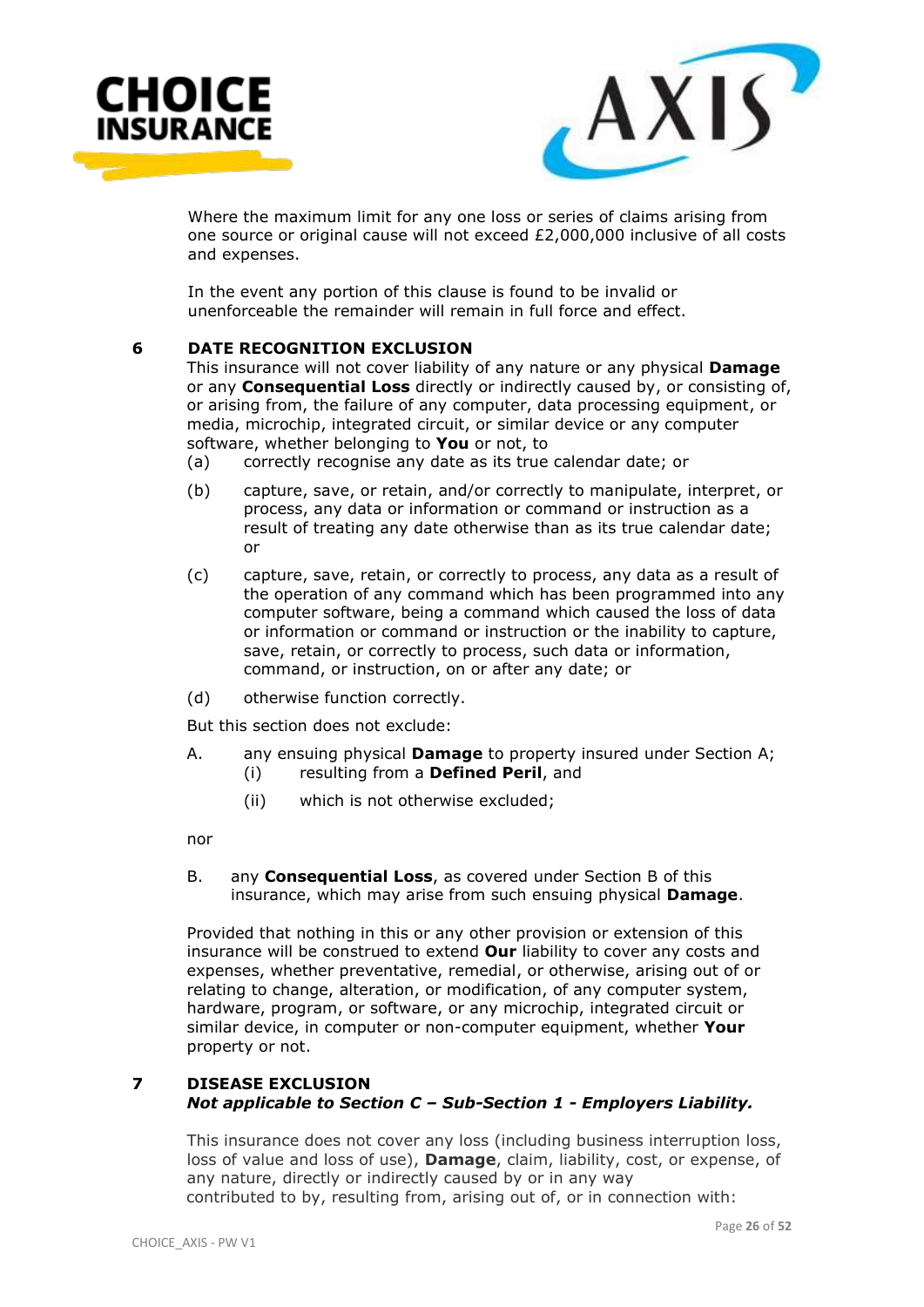Where the maximum limit for any one loss or series of claims arising from one source or original cause will not exceed £2,000,000 inclusive of all costs and expenses.

In the event any portion of this clause is found to be invalid or unenforceable the remainder will remain in full force and effect.

## 6 DATE RECOGNITION EXCLUSION

This insurance will not cover liability of any nature or any physical **Damage** or any **Consequential Loss** directly or indirectly caused by, or consisting of, or arising from, the failure of any computer, data processing equipment, or media, microchip, integrated circuit, or similar device or any computer software, whether belonging to **You** or not, to

(a) correctly recognise any date as its true calendar date; or

(b) capture, save, or retain, and/or correctly to manipulate, interpret, or process, any data or information or command or instruction as a result of treating any date otherwise than as its true calendar date; or

(c) capture, save, retain, or correctly to process, any data as a result of the operation of any command which has been programmed into any computer software, being a command which caused the loss of data or information or command or instruction or the inability to capture, save, retain, or correctly to process, such data or information, command, or instruction, on or after any date; or

(d) otherwise function correctly.

But this section does not exclude:

A. any ensuing physical **Damage** to property insured under Section A;
   (i) resulting from a **Defined Peril**, and
   (ii) which is not otherwise excluded;

nor

B. any **Consequential Loss**, as covered under Section B of this insurance, which may arise from such ensuing physical **Damage**.

Provided that nothing in this or any other provision or extension of this insurance will be construed to extend **Our** liability to cover any costs and expenses, whether preventative, remedial, or otherwise, arising out of or relating to change, alteration, or modification, of any computer system, hardware, program, or software, or any microchip, integrated circuit or similar device, in computer or non-computer equipment, whether **Your** property or not.

## 7 DISEASE EXCLUSION

***Not applicable to Section C – Sub-Section 1 - Employers Liability.***

This insurance does not cover any loss (including business interruption loss, loss of value and loss of use), **Damage**, claim, liability, cost, or expense, of any nature, directly or indirectly caused by or in any way contributed to by, resulting from, arising out of, or in connection with: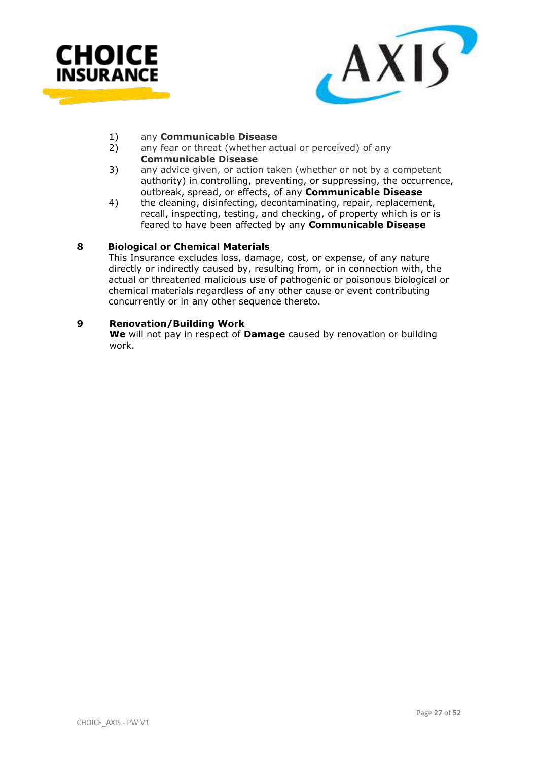1) any **Communicable Disease**
2) any fear or threat (whether actual or perceived) of any **Communicable Disease**
3) any advice given, or action taken (whether or not by a competent authority) in controlling, preventing, or suppressing, the occurrence, outbreak, spread, or effects, of any **Communicable Disease**
4) the cleaning, disinfecting, decontaminating, repair, replacement, recall, inspecting, testing, and checking, of property which is or is feared to have been affected by any **Communicable Disease**

**8 Biological or Chemical Materials**

This Insurance excludes loss, damage, cost, or expense, of any nature directly or indirectly caused by, resulting from, or in connection with, the actual or threatened malicious use of pathogenic or poisonous biological or chemical materials regardless of any other cause or event contributing concurrently or in any other sequence thereto.

**9 Renovation/Building Work**

**We** will not pay in respect of **Damage** caused by renovation or building work.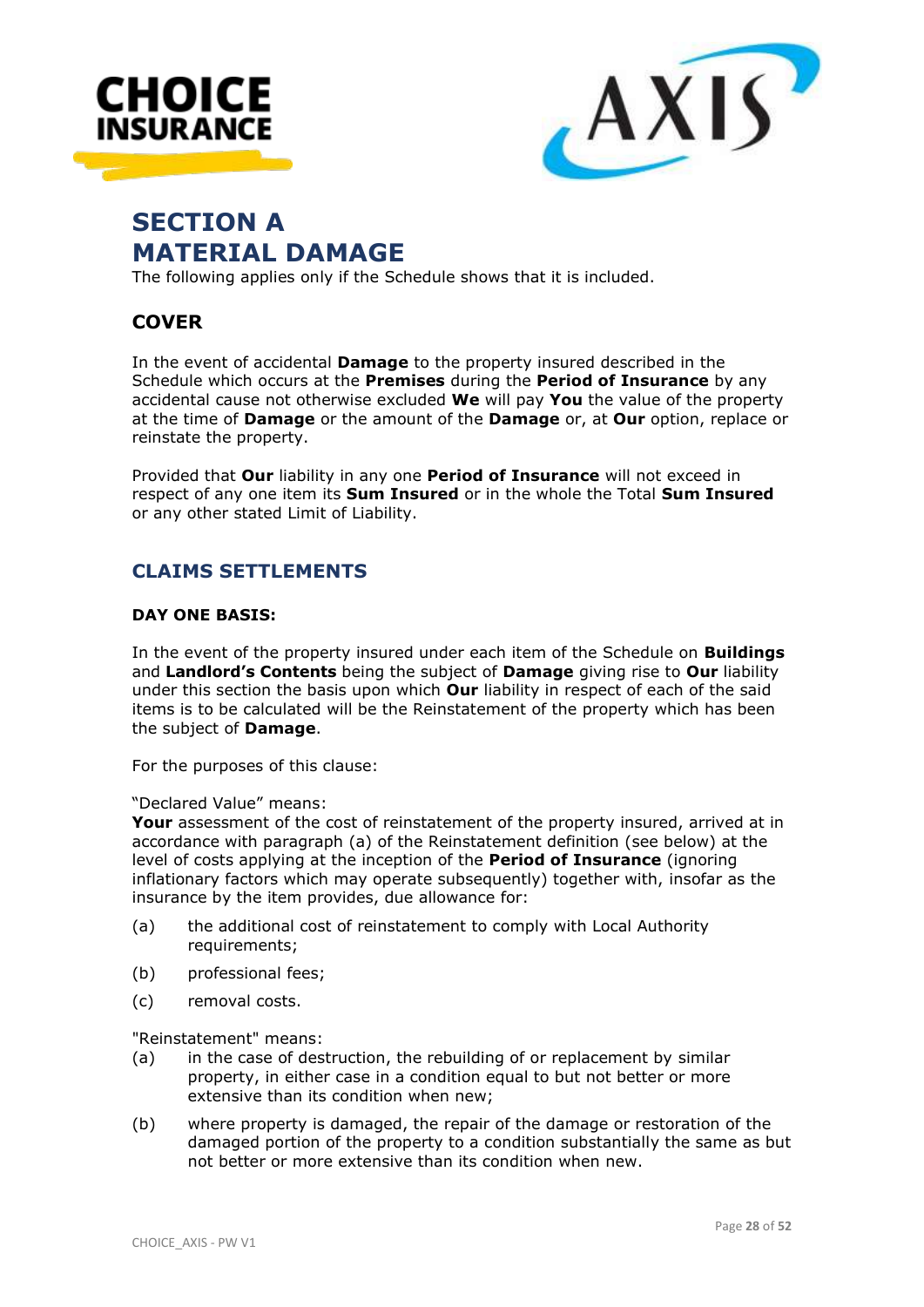# SECTION A
# MATERIAL DAMAGE

The following applies only if the Schedule shows that it is included.

## COVER

In the event of accidental **Damage** to the property insured described in the Schedule which occurs at the **Premises** during the **Period of Insurance** by any accidental cause not otherwise excluded **We** will pay **You** the value of the property at the time of **Damage** or the amount of the **Damage** or, at **Our** option, replace or reinstate the property.

Provided that **Our** liability in any one **Period of Insurance** will not exceed in respect of any one item its **Sum Insured** or in the whole the Total **Sum Insured** or any other stated Limit of Liability.

## CLAIMS SETTLEMENTS

### DAY ONE BASIS:

In the event of the property insured under each item of the Schedule on **Buildings** and **Landlord's Contents** being the subject of **Damage** giving rise to **Our** liability under this section the basis upon which **Our** liability in respect of each of the said items is to be calculated will be the Reinstatement of the property which has been the subject of **Damage**.

For the purposes of this clause:

"Declared Value" means:
**Your** assessment of the cost of reinstatement of the property insured, arrived at in accordance with paragraph (a) of the Reinstatement definition (see below) at the level of costs applying at the inception of the **Period of Insurance** (ignoring inflationary factors which may operate subsequently) together with, insofar as the insurance by the item provides, due allowance for:

(a) the additional cost of reinstatement to comply with Local Authority requirements;

(b) professional fees;

(c) removal costs.

"Reinstatement" means:

(a) in the case of destruction, the rebuilding of or replacement by similar property, in either case in a condition equal to but not better or more extensive than its condition when new;

(b) where property is damaged, the repair of the damage or restoration of the damaged portion of the property to a condition substantially the same as but not better or more extensive than its condition when new.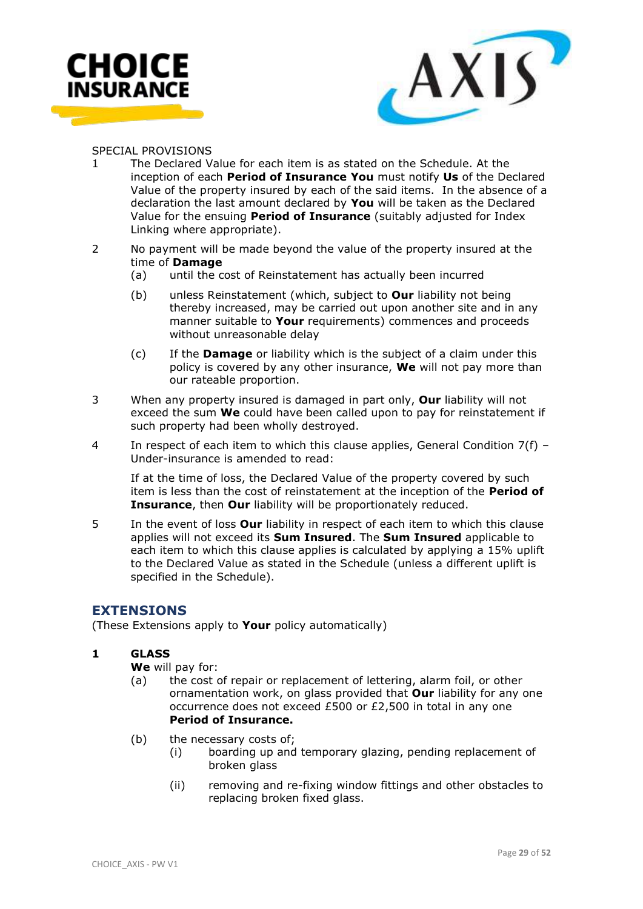SPECIAL PROVISIONS

1. The Declared Value for each item is as stated on the Schedule. At the inception of each **Period of Insurance You** must notify **Us** of the Declared Value of the property insured by each of the said items. In the absence of a declaration the last amount declared by **You** will be taken as the Declared Value for the ensuing **Period of Insurance** (suitably adjusted for Index Linking where appropriate).

2. No payment will be made beyond the value of the property insured at the time of **Damage**
   - (a) until the cost of Reinstatement has actually been incurred
   - (b) unless Reinstatement (which, subject to **Our** liability not being thereby increased, may be carried out upon another site and in any manner suitable to **Your** requirements) commences and proceeds without unreasonable delay
   - (c) If the **Damage** or liability which is the subject of a claim under this policy is covered by any other insurance, **We** will not pay more than our rateable proportion.

3. When any property insured is damaged in part only, **Our** liability will not exceed the sum **We** could have been called upon to pay for reinstatement if such property had been wholly destroyed.

4. In respect of each item to which this clause applies, General Condition 7(f) – Under-insurance is amended to read:

   If at the time of loss, the Declared Value of the property covered by such item is less than the cost of reinstatement at the inception of the **Period of Insurance**, then **Our** liability will be proportionately reduced.

5. In the event of loss **Our** liability in respect of each item to which this clause applies will not exceed its **Sum Insured**. The **Sum Insured** applicable to each item to which this clause applies is calculated by applying a 15% uplift to the Declared Value as stated in the Schedule (unless a different uplift is specified in the Schedule).

## EXTENSIONS

(These Extensions apply to **Your** policy automatically)

### 1 GLASS

**We** will pay for:

- (a) the cost of repair or replacement of lettering, alarm foil, or other ornamentation work, on glass provided that **Our** liability for any one occurrence does not exceed £500 or £2,500 in total in any one **Period of Insurance.**
- (b) the necessary costs of;
  - (i) boarding up and temporary glazing, pending replacement of broken glass
  - (ii) removing and re-fixing window fittings and other obstacles to replacing broken fixed glass.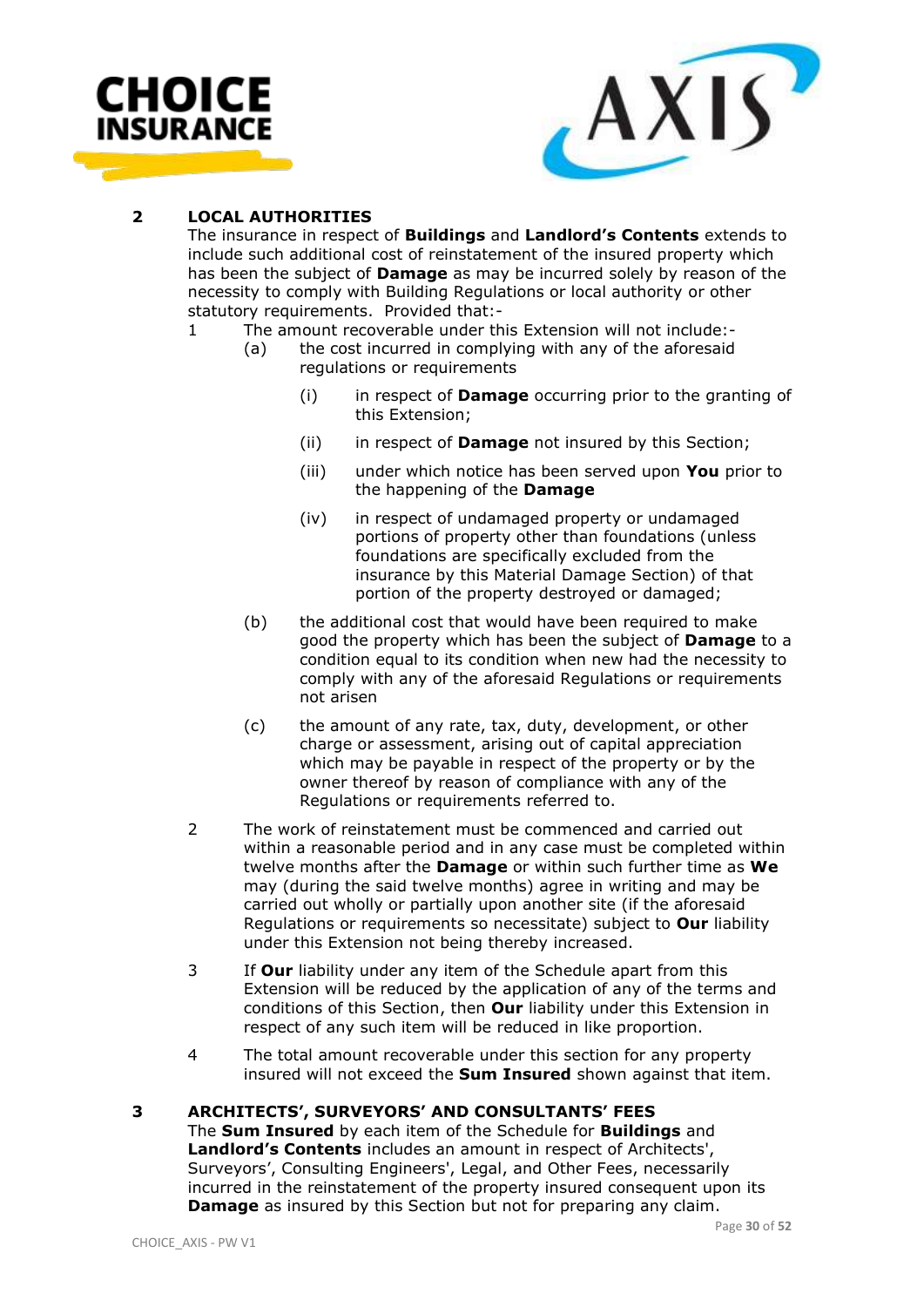## 2 LOCAL AUTHORITIES

The insurance in respect of **Buildings** and **Landlord's Contents** extends to include such additional cost of reinstatement of the insured property which has been the subject of **Damage** as may be incurred solely by reason of the necessity to comply with Building Regulations or local authority or other statutory requirements. Provided that:-

1. The amount recoverable under this Extension will not include:-
   - (a) the cost incurred in complying with any of the aforesaid regulations or requirements
     - (i) in respect of **Damage** occurring prior to the granting of this Extension;
     - (ii) in respect of **Damage** not insured by this Section;
     - (iii) under which notice has been served upon **You** prior to the happening of the **Damage**
     - (iv) in respect of undamaged property or undamaged portions of property other than foundations (unless foundations are specifically excluded from the insurance by this Material Damage Section) of that portion of the property destroyed or damaged;
   - (b) the additional cost that would have been required to make good the property which has been the subject of **Damage** to a condition equal to its condition when new had the necessity to comply with any of the aforesaid Regulations or requirements not arisen
   - (c) the amount of any rate, tax, duty, development, or other charge or assessment, arising out of capital appreciation which may be payable in respect of the property or by the owner thereof by reason of compliance with any of the Regulations or requirements referred to.
2. The work of reinstatement must be commenced and carried out within a reasonable period and in any case must be completed within twelve months after the **Damage** or within such further time as **We** may (during the said twelve months) agree in writing and may be carried out wholly or partially upon another site (if the aforesaid Regulations or requirements so necessitate) subject to **Our** liability under this Extension not being thereby increased.
3. If **Our** liability under any item of the Schedule apart from this Extension will be reduced by the application of any of the terms and conditions of this Section, then **Our** liability under this Extension in respect of any such item will be reduced in like proportion.
4. The total amount recoverable under this section for any property insured will not exceed the **Sum Insured** shown against that item.

## 3 ARCHITECTS', SURVEYORS' AND CONSULTANTS' FEES

The **Sum Insured** by each item of the Schedule for **Buildings** and **Landlord's Contents** includes an amount in respect of Architects', Surveyors', Consulting Engineers', Legal, and Other Fees, necessarily incurred in the reinstatement of the property insured consequent upon its **Damage** as insured by this Section but not for preparing any claim.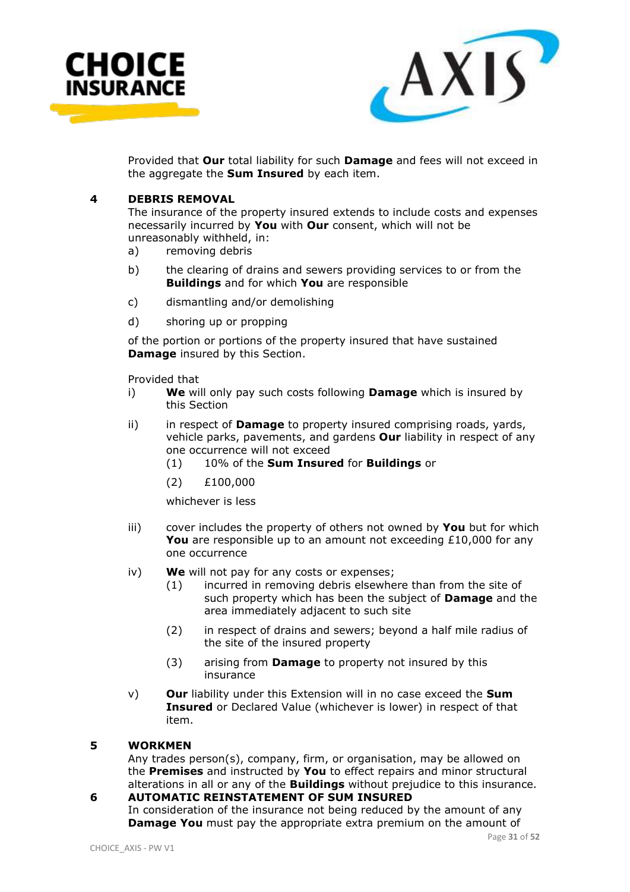Provided that **Our** total liability for such **Damage** and fees will not exceed in the aggregate the **Sum Insured** by each item.

**4 DEBRIS REMOVAL**

The insurance of the property insured extends to include costs and expenses necessarily incurred by **You** with **Our** consent, which will not be unreasonably withheld, in:

a) removing debris

b) the clearing of drains and sewers providing services to or from the **Buildings** and for which **You** are responsible

c) dismantling and/or demolishing

d) shoring up or propping

of the portion or portions of the property insured that have sustained **Damage** insured by this Section.

Provided that

i) **We** will only pay such costs following **Damage** which is insured by this Section

ii) in respect of **Damage** to property insured comprising roads, yards, vehicle parks, pavements, and gardens **Our** liability in respect of any one occurrence will not exceed

  (1) 10% of the **Sum Insured** for **Buildings** or

  (2) £100,000

  whichever is less

iii) cover includes the property of others not owned by **You** but for which **You** are responsible up to an amount not exceeding £10,000 for any one occurrence

iv) **We** will not pay for any costs or expenses;

  (1) incurred in removing debris elsewhere than from the site of such property which has been the subject of **Damage** and the area immediately adjacent to such site

  (2) in respect of drains and sewers; beyond a half mile radius of the site of the insured property

  (3) arising from **Damage** to property not insured by this insurance

v) **Our** liability under this Extension will in no case exceed the **Sum Insured** or Declared Value (whichever is lower) in respect of that item.

**5 WORKMEN**

Any trades person(s), company, firm, or organisation, may be allowed on the **Premises** and instructed by **You** to effect repairs and minor structural alterations in all or any of the **Buildings** without prejudice to this insurance.

**6 AUTOMATIC REINSTATEMENT OF SUM INSURED**

In consideration of the insurance not being reduced by the amount of any **Damage You** must pay the appropriate extra premium on the amount of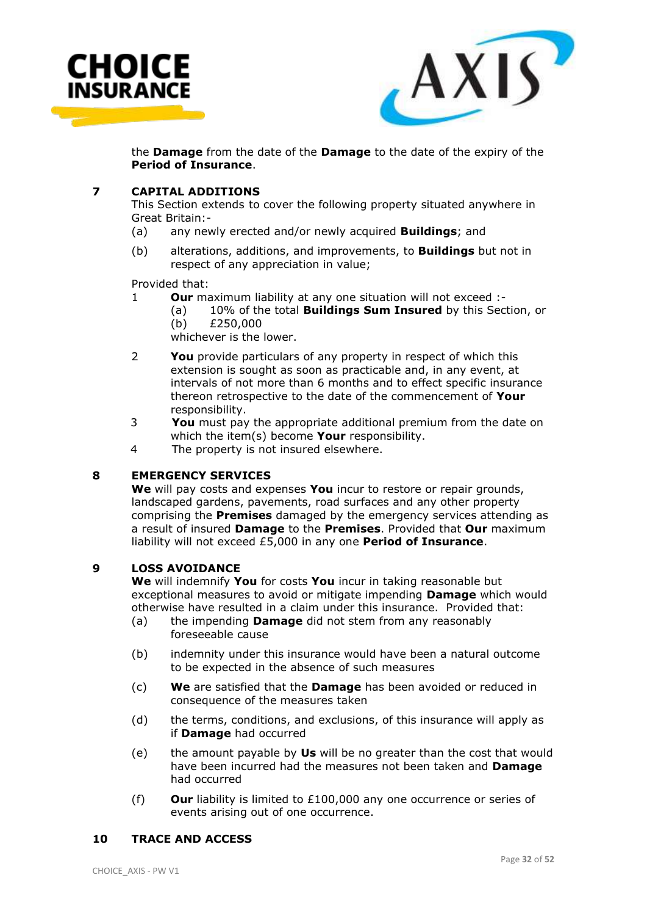the **Damage** from the date of the **Damage** to the date of the expiry of the **Period of Insurance**.

## 7 CAPITAL ADDITIONS

This Section extends to cover the following property situated anywhere in Great Britain:-

(a) any newly erected and/or newly acquired **Buildings**; and

(b) alterations, additions, and improvements, to **Buildings** but not in respect of any appreciation in value;

Provided that:

1. **Our** maximum liability at any one situation will not exceed :-
   (a) 10% of the total **Buildings Sum Insured** by this Section, or
   (b) £250,000
   whichever is the lower.
2. **You** provide particulars of any property in respect of which this extension is sought as soon as practicable and, in any event, at intervals of not more than 6 months and to effect specific insurance thereon retrospective to the date of the commencement of **Your** responsibility.
3. **You** must pay the appropriate additional premium from the date on which the item(s) become **Your** responsibility.
4. The property is not insured elsewhere.

## 8 EMERGENCY SERVICES

**We** will pay costs and expenses **You** incur to restore or repair grounds, landscaped gardens, pavements, road surfaces and any other property comprising the **Premises** damaged by the emergency services attending as a result of insured **Damage** to the **Premises**. Provided that **Our** maximum liability will not exceed £5,000 in any one **Period of Insurance**.

## 9 LOSS AVOIDANCE

**We** will indemnify **You** for costs **You** incur in taking reasonable but exceptional measures to avoid or mitigate impending **Damage** which would otherwise have resulted in a claim under this insurance. Provided that:

(a) the impending **Damage** did not stem from any reasonably foreseeable cause

(b) indemnity under this insurance would have been a natural outcome to be expected in the absence of such measures

(c) **We** are satisfied that the **Damage** has been avoided or reduced in consequence of the measures taken

(d) the terms, conditions, and exclusions, of this insurance will apply as if **Damage** had occurred

(e) the amount payable by **Us** will be no greater than the cost that would have been incurred had the measures not been taken and **Damage** had occurred

(f) **Our** liability is limited to £100,000 any one occurrence or series of events arising out of one occurrence.

## 10 TRACE AND ACCESS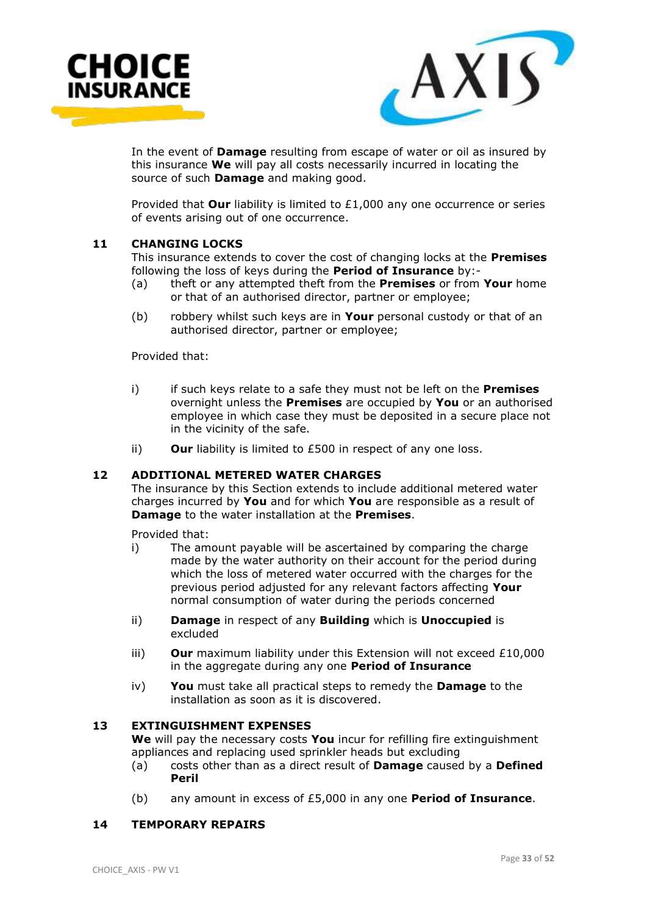In the event of **Damage** resulting from escape of water or oil as insured by this insurance **We** will pay all costs necessarily incurred in locating the source of such **Damage** and making good.

Provided that **Our** liability is limited to £1,000 any one occurrence or series of events arising out of one occurrence.

### 11 CHANGING LOCKS

This insurance extends to cover the cost of changing locks at the **Premises** following the loss of keys during the **Period of Insurance** by:-

(a) theft or any attempted theft from the **Premises** or from **Your** home or that of an authorised director, partner or employee;

(b) robbery whilst such keys are in **Your** personal custody or that of an authorised director, partner or employee;

Provided that:

i) if such keys relate to a safe they must not be left on the **Premises** overnight unless the **Premises** are occupied by **You** or an authorised employee in which case they must be deposited in a secure place not in the vicinity of the safe.

ii) **Our** liability is limited to £500 in respect of any one loss.

### 12 ADDITIONAL METERED WATER CHARGES

The insurance by this Section extends to include additional metered water charges incurred by **You** and for which **You** are responsible as a result of **Damage** to the water installation at the **Premises**.

Provided that:

i) The amount payable will be ascertained by comparing the charge made by the water authority on their account for the period during which the loss of metered water occurred with the charges for the previous period adjusted for any relevant factors affecting **Your** normal consumption of water during the periods concerned

ii) **Damage** in respect of any **Building** which is **Unoccupied** is excluded

iii) **Our** maximum liability under this Extension will not exceed £10,000 in the aggregate during any one **Period of Insurance**

iv) **You** must take all practical steps to remedy the **Damage** to the installation as soon as it is discovered.

### 13 EXTINGUISHMENT EXPENSES

**We** will pay the necessary costs **You** incur for refilling fire extinguishment appliances and replacing used sprinkler heads but excluding

(a) costs other than as a direct result of **Damage** caused by a **Defined Peril**

(b) any amount in excess of £5,000 in any one **Period of Insurance**.

### 14 TEMPORARY REPAIRS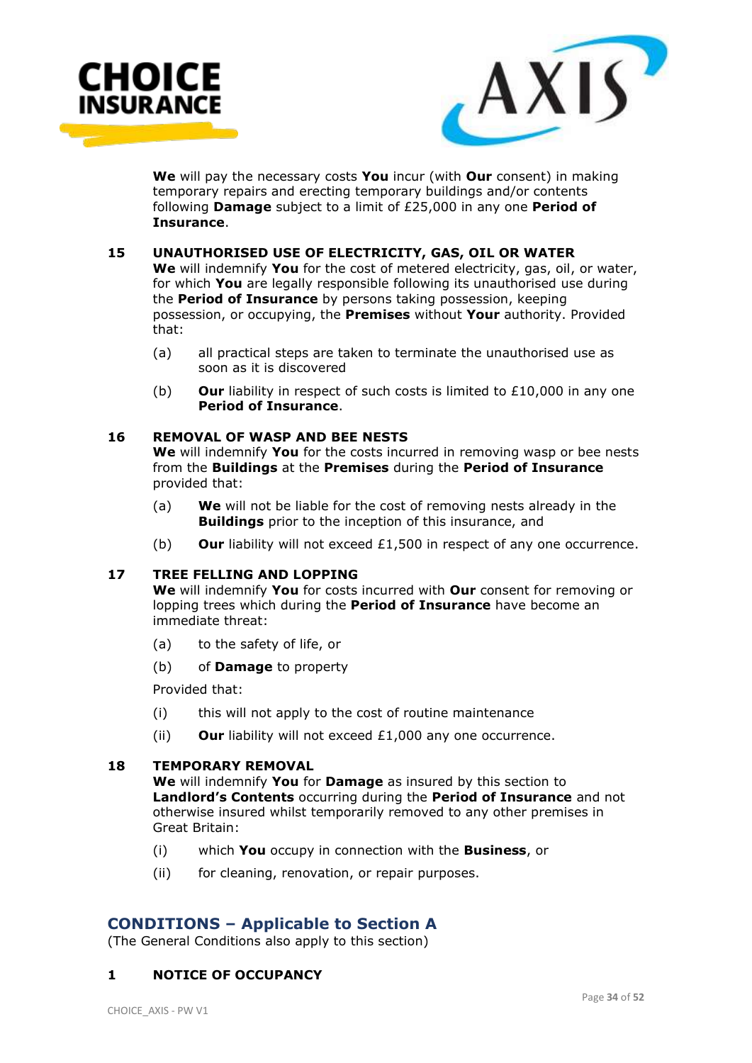**We** will pay the necessary costs **You** incur (with **Our** consent) in making temporary repairs and erecting temporary buildings and/or contents following **Damage** subject to a limit of £25,000 in any one **Period of Insurance**.

**15 UNAUTHORISED USE OF ELECTRICITY, GAS, OIL OR WATER**

**We** will indemnify **You** for the cost of metered electricity, gas, oil, or water, for which **You** are legally responsible following its unauthorised use during the **Period of Insurance** by persons taking possession, keeping possession, or occupying, the **Premises** without **Your** authority. Provided that:

(a) all practical steps are taken to terminate the unauthorised use as soon as it is discovered

(b) **Our** liability in respect of such costs is limited to £10,000 in any one **Period of Insurance**.

**16 REMOVAL OF WASP AND BEE NESTS**

**We** will indemnify **You** for the costs incurred in removing wasp or bee nests from the **Buildings** at the **Premises** during the **Period of Insurance** provided that:

(a) **We** will not be liable for the cost of removing nests already in the **Buildings** prior to the inception of this insurance, and

(b) **Our** liability will not exceed £1,500 in respect of any one occurrence.

**17 TREE FELLING AND LOPPING**

**We** will indemnify **You** for costs incurred with **Our** consent for removing or lopping trees which during the **Period of Insurance** have become an immediate threat:

(a) to the safety of life, or

(b) of **Damage** to property

Provided that:

(i) this will not apply to the cost of routine maintenance

(ii) **Our** liability will not exceed £1,000 any one occurrence.

**18 TEMPORARY REMOVAL**

**We** will indemnify **You** for **Damage** as insured by this section to **Landlord's Contents** occurring during the **Period of Insurance** and not otherwise insured whilst temporarily removed to any other premises in Great Britain:

(i) which **You** occupy in connection with the **Business**, or

(ii) for cleaning, renovation, or repair purposes.

## CONDITIONS – Applicable to Section A

(The General Conditions also apply to this section)

**1 NOTICE OF OCCUPANCY**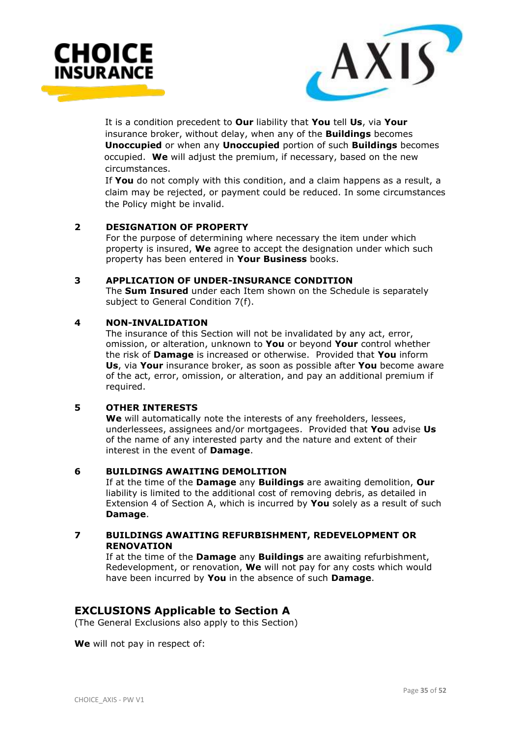It is a condition precedent to **Our** liability that **You** tell **Us**, via **Your** insurance broker, without delay, when any of the **Buildings** becomes **Unoccupied** or when any **Unoccupied** portion of such **Buildings** becomes occupied. **We** will adjust the premium, if necessary, based on the new circumstances.

If **You** do not comply with this condition, and a claim happens as a result, a claim may be rejected, or payment could be reduced. In some circumstances the Policy might be invalid.

**2 DESIGNATION OF PROPERTY**

For the purpose of determining where necessary the item under which property is insured, **We** agree to accept the designation under which such property has been entered in **Your Business** books.

**3 APPLICATION OF UNDER-INSURANCE CONDITION**

The **Sum Insured** under each Item shown on the Schedule is separately subject to General Condition 7(f).

**4 NON-INVALIDATION**

The insurance of this Section will not be invalidated by any act, error, omission, or alteration, unknown to **You** or beyond **Your** control whether the risk of **Damage** is increased or otherwise. Provided that **You** inform **Us**, via **Your** insurance broker, as soon as possible after **You** become aware of the act, error, omission, or alteration, and pay an additional premium if required.

**5 OTHER INTERESTS**

**We** will automatically note the interests of any freeholders, lessees, underlessees, assignees and/or mortgagees. Provided that **You** advise **Us** of the name of any interested party and the nature and extent of their interest in the event of **Damage**.

**6 BUILDINGS AWAITING DEMOLITION**

If at the time of the **Damage** any **Buildings** are awaiting demolition, **Our** liability is limited to the additional cost of removing debris, as detailed in Extension 4 of Section A, which is incurred by **You** solely as a result of such **Damage**.

**7 BUILDINGS AWAITING REFURBISHMENT, REDEVELOPMENT OR RENOVATION**

If at the time of the **Damage** any **Buildings** are awaiting refurbishment, Redevelopment, or renovation, **We** will not pay for any costs which would have been incurred by **You** in the absence of such **Damage**.

## EXCLUSIONS Applicable to Section A

(The General Exclusions also apply to this Section)

**We** will not pay in respect of: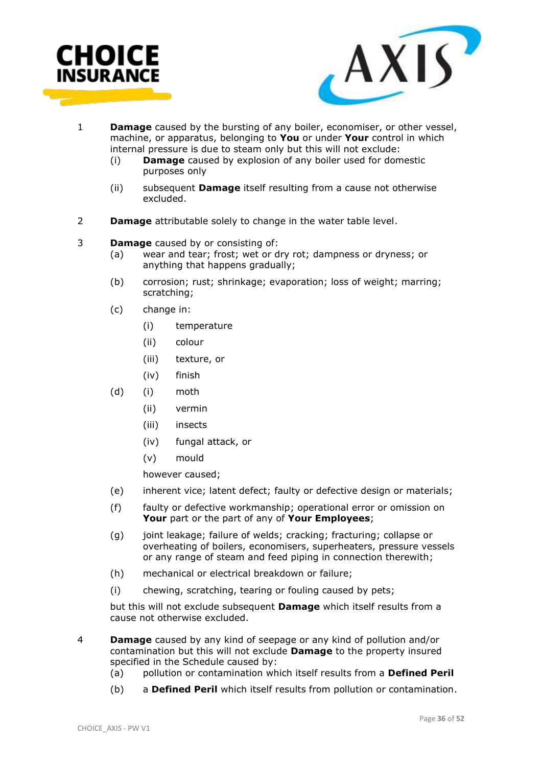1 **Damage** caused by the bursting of any boiler, economiser, or other vessel, machine, or apparatus, belonging to **You** or under **Your** control in which internal pressure is due to steam only but this will not exclude:

   (i) **Damage** caused by explosion of any boiler used for domestic purposes only

   (ii) subsequent **Damage** itself resulting from a cause not otherwise excluded.

2 **Damage** attributable solely to change in the water table level.

3 **Damage** caused by or consisting of:

   (a) wear and tear; frost; wet or dry rot; dampness or dryness; or anything that happens gradually;

   (b) corrosion; rust; shrinkage; evaporation; loss of weight; marring; scratching;

   (c) change in:

      (i) temperature

      (ii) colour

      (iii) texture, or

      (iv) finish

   (d) (i) moth

      (ii) vermin

      (iii) insects

      (iv) fungal attack, or

      (v) mould

      however caused;

   (e) inherent vice; latent defect; faulty or defective design or materials;

   (f) faulty or defective workmanship; operational error or omission on **Your** part or the part of any of **Your Employees**;

   (g) joint leakage; failure of welds; cracking; fracturing; collapse or overheating of boilers, economisers, superheaters, pressure vessels or any range of steam and feed piping in connection therewith;

   (h) mechanical or electrical breakdown or failure;

   (i) chewing, scratching, tearing or fouling caused by pets;

   but this will not exclude subsequent **Damage** which itself results from a cause not otherwise excluded.

4 **Damage** caused by any kind of seepage or any kind of pollution and/or contamination but this will not exclude **Damage** to the property insured specified in the Schedule caused by:

   (a) pollution or contamination which itself results from a **Defined Peril**

   (b) a **Defined Peril** which itself results from pollution or contamination.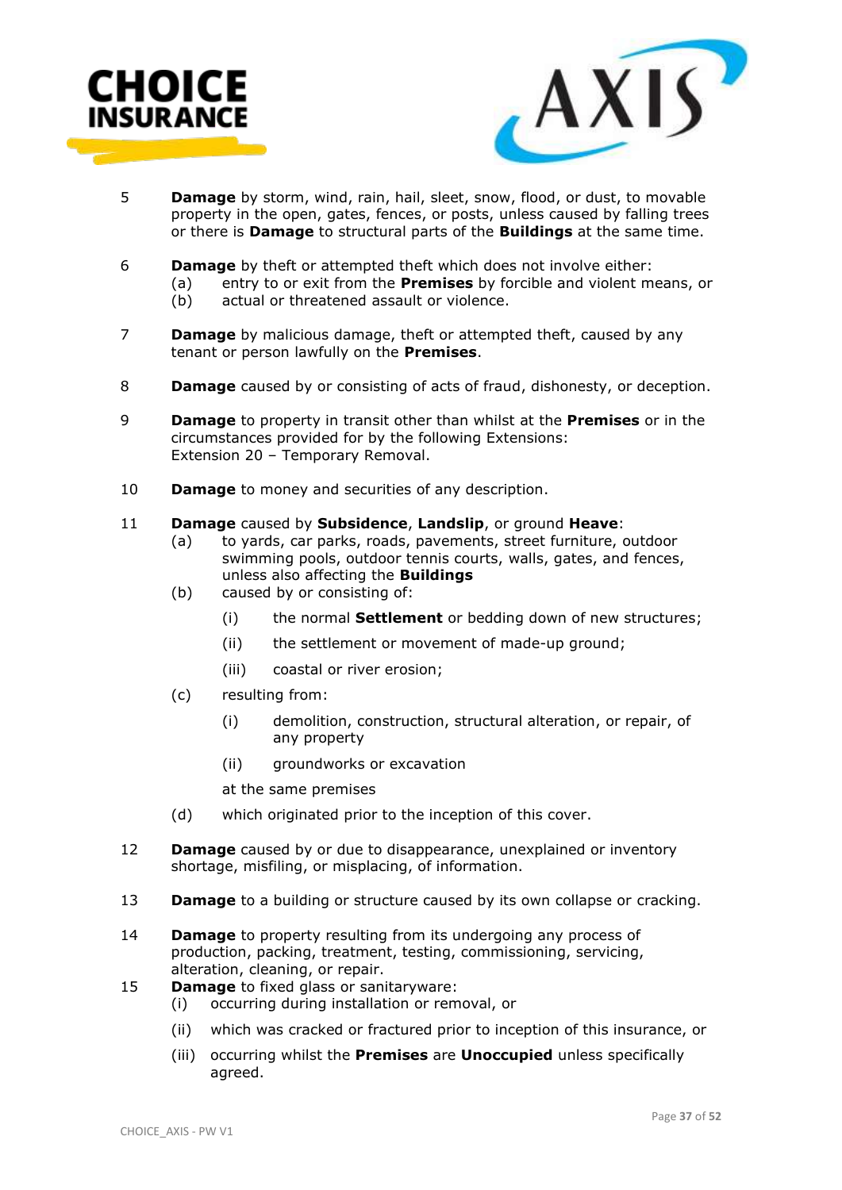5 **Damage** by storm, wind, rain, hail, sleet, snow, flood, or dust, to movable property in the open, gates, fences, or posts, unless caused by falling trees or there is **Damage** to structural parts of the **Buildings** at the same time.

6 **Damage** by theft or attempted theft which does not involve either:
   (a) entry to or exit from the **Premises** by forcible and violent means, or
   (b) actual or threatened assault or violence.

7 **Damage** by malicious damage, theft or attempted theft, caused by any tenant or person lawfully on the **Premises**.

8 **Damage** caused by or consisting of acts of fraud, dishonesty, or deception.

9 **Damage** to property in transit other than whilst at the **Premises** or in the circumstances provided for by the following Extensions:
Extension 20 – Temporary Removal.

10 **Damage** to money and securities of any description.

11 **Damage** caused by **Subsidence**, **Landslip**, or ground **Heave**:
   (a) to yards, car parks, roads, pavements, street furniture, outdoor swimming pools, outdoor tennis courts, walls, gates, and fences, unless also affecting the **Buildings**
   (b) caused by or consisting of:
      (i) the normal **Settlement** or bedding down of new structures;
      (ii) the settlement or movement of made-up ground;
      (iii) coastal or river erosion;
   (c) resulting from:
      (i) demolition, construction, structural alteration, or repair, of any property
      (ii) groundworks or excavation

      at the same premises
   (d) which originated prior to the inception of this cover.

12 **Damage** caused by or due to disappearance, unexplained or inventory shortage, misfiling, or misplacing, of information.

13 **Damage** to a building or structure caused by its own collapse or cracking.

14 **Damage** to property resulting from its undergoing any process of production, packing, treatment, testing, commissioning, servicing, alteration, cleaning, or repair.

15 **Damage** to fixed glass or sanitaryware:
   (i) occurring during installation or removal, or
   (ii) which was cracked or fractured prior to inception of this insurance, or
   (iii) occurring whilst the **Premises** are **Unoccupied** unless specifically agreed.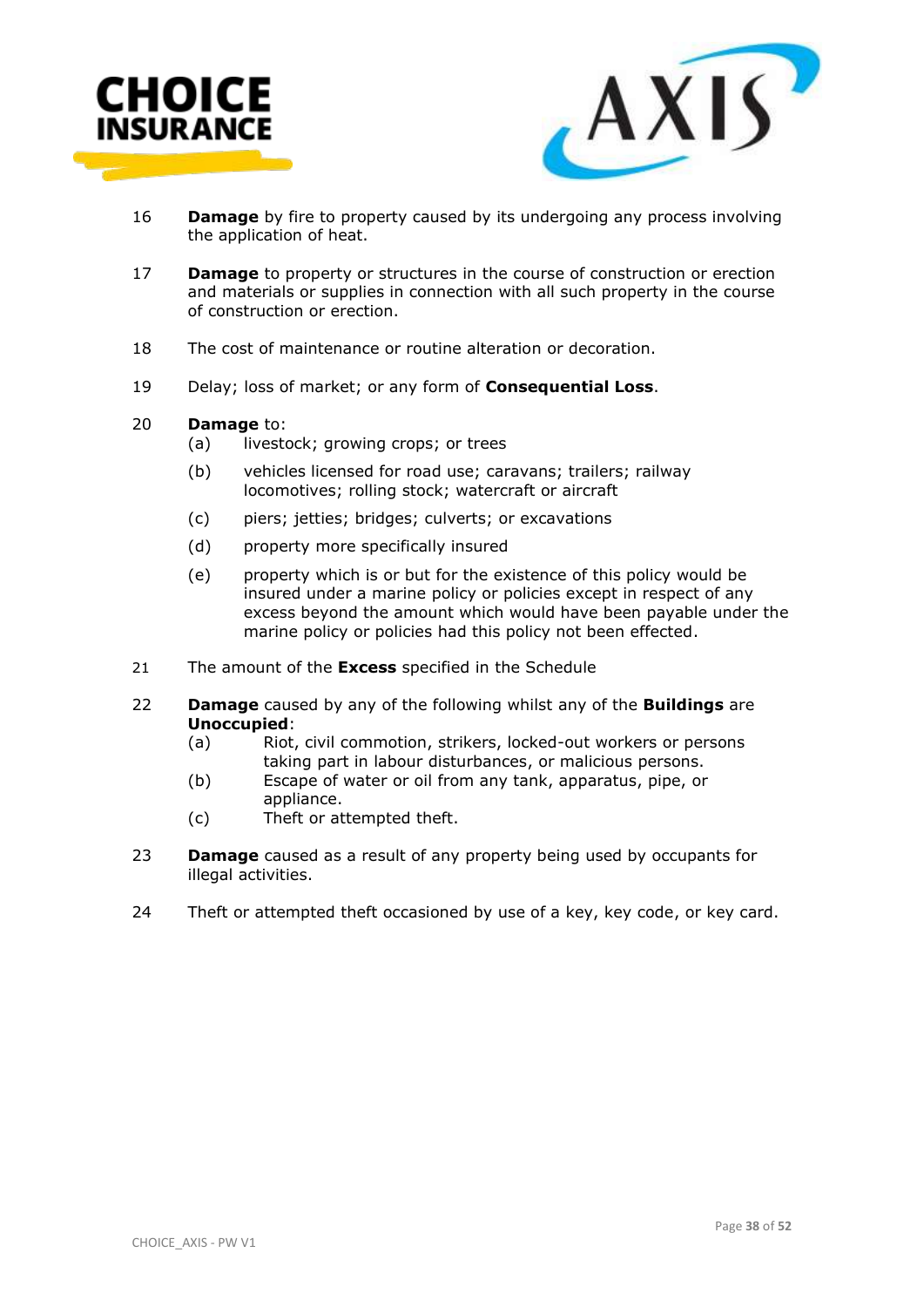16 **Damage** by fire to property caused by its undergoing any process involving the application of heat.

17 **Damage** to property or structures in the course of construction or erection and materials or supplies in connection with all such property in the course of construction or erection.

18 The cost of maintenance or routine alteration or decoration.

19 Delay; loss of market; or any form of **Consequential Loss**.

20 **Damage** to:
   (a) livestock; growing crops; or trees
   (b) vehicles licensed for road use; caravans; trailers; railway locomotives; rolling stock; watercraft or aircraft
   (c) piers; jetties; bridges; culverts; or excavations
   (d) property more specifically insured
   (e) property which is or but for the existence of this policy would be insured under a marine policy or policies except in respect of any excess beyond the amount which would have been payable under the marine policy or policies had this policy not been effected.

21 The amount of the **Excess** specified in the Schedule

22 **Damage** caused by any of the following whilst any of the **Buildings** are **Unoccupied**:
   (a) Riot, civil commotion, strikers, locked-out workers or persons taking part in labour disturbances, or malicious persons.
   (b) Escape of water or oil from any tank, apparatus, pipe, or appliance.
   (c) Theft or attempted theft.

23 **Damage** caused as a result of any property being used by occupants for illegal activities.

24 Theft or attempted theft occasioned by use of a key, key code, or key card.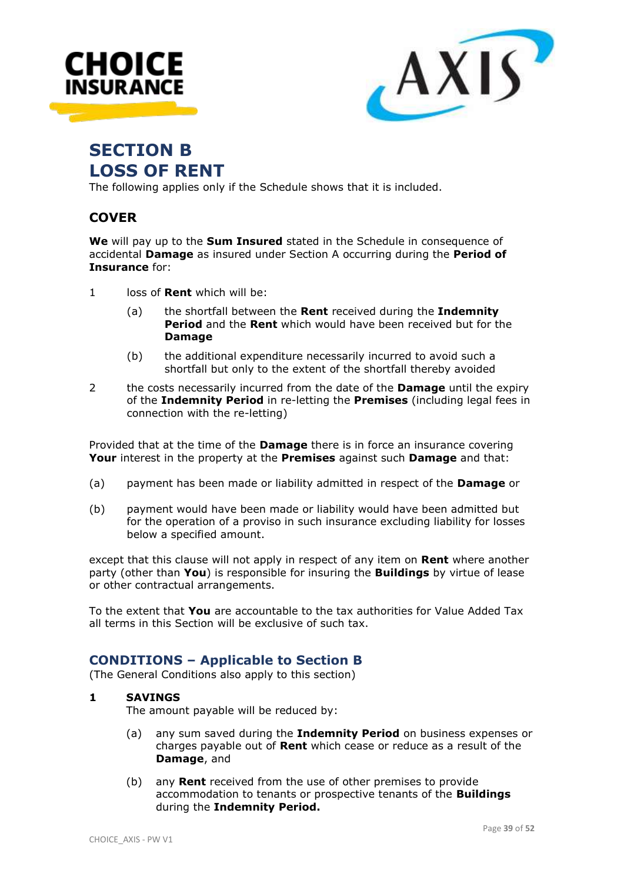# SECTION B
# LOSS OF RENT

The following applies only if the Schedule shows that it is included.

## COVER

**We** will pay up to the **Sum Insured** stated in the Schedule in consequence of accidental **Damage** as insured under Section A occurring during the **Period of Insurance** for:

1. loss of **Rent** which will be:
   - (a) the shortfall between the **Rent** received during the **Indemnity Period** and the **Rent** which would have been received but for the **Damage**
   - (b) the additional expenditure necessarily incurred to avoid such a shortfall but only to the extent of the shortfall thereby avoided
2. the costs necessarily incurred from the date of the **Damage** until the expiry of the **Indemnity Period** in re-letting the **Premises** (including legal fees in connection with the re-letting)

Provided that at the time of the **Damage** there is in force an insurance covering **Your** interest in the property at the **Premises** against such **Damage** and that:

(a) payment has been made or liability admitted in respect of the **Damage** or

(b) payment would have been made or liability would have been admitted but for the operation of a proviso in such insurance excluding liability for losses below a specified amount.

except that this clause will not apply in respect of any item on **Rent** where another party (other than **You**) is responsible for insuring the **Buildings** by virtue of lease or other contractual arrangements.

To the extent that **You** are accountable to the tax authorities for Value Added Tax all terms in this Section will be exclusive of such tax.

## CONDITIONS – Applicable to Section B

(The General Conditions also apply to this section)

**1 SAVINGS**

The amount payable will be reduced by:

- (a) any sum saved during the **Indemnity Period** on business expenses or charges payable out of **Rent** which cease or reduce as a result of the **Damage**, and
- (b) any **Rent** received from the use of other premises to provide accommodation to tenants or prospective tenants of the **Buildings** during the **Indemnity Period.**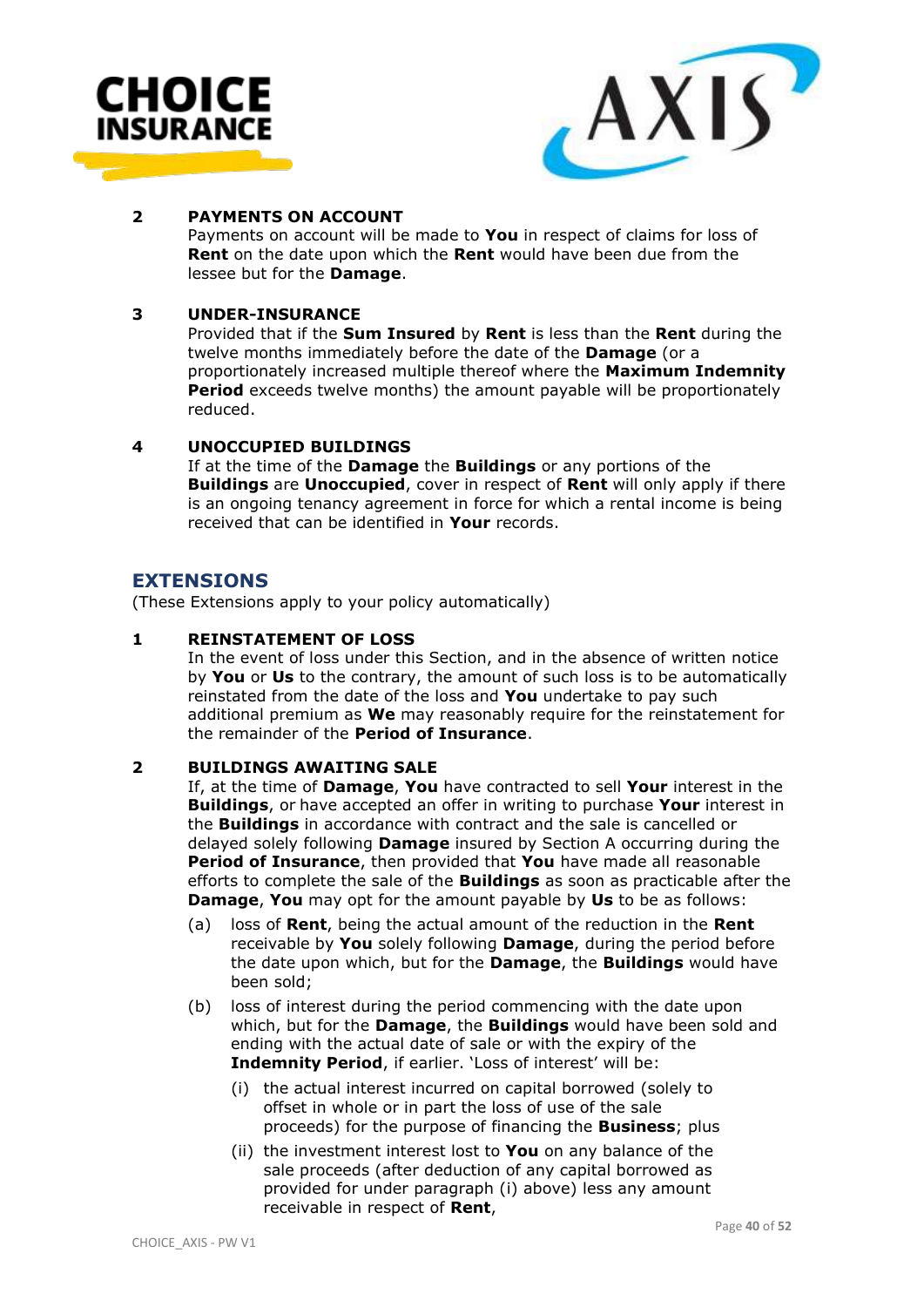**2 PAYMENTS ON ACCOUNT**

Payments on account will be made to **You** in respect of claims for loss of **Rent** on the date upon which the **Rent** would have been due from the lessee but for the **Damage**.

**3 UNDER-INSURANCE**

Provided that if the **Sum Insured** by **Rent** is less than the **Rent** during the twelve months immediately before the date of the **Damage** (or a proportionately increased multiple thereof where the **Maximum Indemnity Period** exceeds twelve months) the amount payable will be proportionately reduced.

**4 UNOCCUPIED BUILDINGS**

If at the time of the **Damage** the **Buildings** or any portions of the **Buildings** are **Unoccupied**, cover in respect of **Rent** will only apply if there is an ongoing tenancy agreement in force for which a rental income is being received that can be identified in **Your** records.

## EXTENSIONS

(These Extensions apply to your policy automatically)

**1 REINSTATEMENT OF LOSS**

In the event of loss under this Section, and in the absence of written notice by **You** or **Us** to the contrary, the amount of such loss is to be automatically reinstated from the date of the loss and **You** undertake to pay such additional premium as **We** may reasonably require for the reinstatement for the remainder of the **Period of Insurance**.

**2 BUILDINGS AWAITING SALE**

If, at the time of **Damage**, **You** have contracted to sell **Your** interest in the **Buildings**, or have accepted an offer in writing to purchase **Your** interest in the **Buildings** in accordance with contract and the sale is cancelled or delayed solely following **Damage** insured by Section A occurring during the **Period of Insurance**, then provided that **You** have made all reasonable efforts to complete the sale of the **Buildings** as soon as practicable after the **Damage**, **You** may opt for the amount payable by **Us** to be as follows:

(a) loss of **Rent**, being the actual amount of the reduction in the **Rent** receivable by **You** solely following **Damage**, during the period before the date upon which, but for the **Damage**, the **Buildings** would have been sold;

(b) loss of interest during the period commencing with the date upon which, but for the **Damage**, the **Buildings** would have been sold and ending with the actual date of sale or with the expiry of the **Indemnity Period**, if earlier. 'Loss of interest' will be:

  (i) the actual interest incurred on capital borrowed (solely to offset in whole or in part the loss of use of the sale proceeds) for the purpose of financing the **Business**; plus

  (ii) the investment interest lost to **You** on any balance of the sale proceeds (after deduction of any capital borrowed as provided for under paragraph (i) above) less any amount receivable in respect of **Rent**,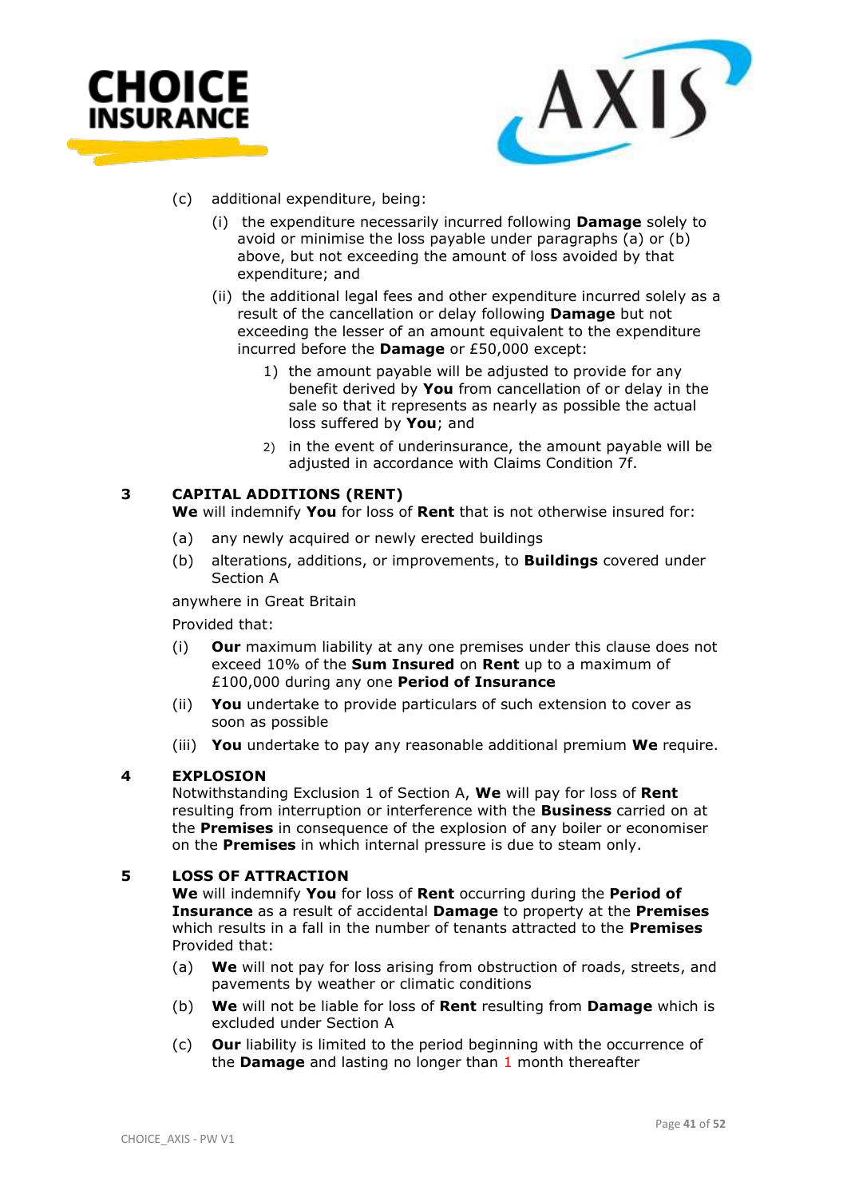(c) additional expenditure, being:

  (i) the expenditure necessarily incurred following **Damage** solely to avoid or minimise the loss payable under paragraphs (a) or (b) above, but not exceeding the amount of loss avoided by that expenditure; and

  (ii) the additional legal fees and other expenditure incurred solely as a result of the cancellation or delay following **Damage** but not exceeding the lesser of an amount equivalent to the expenditure incurred before the **Damage** or £50,000 except:

    1) the amount payable will be adjusted to provide for any benefit derived by **You** from cancellation of or delay in the sale so that it represents as nearly as possible the actual loss suffered by **You**; and

    2) in the event of underinsurance, the amount payable will be adjusted in accordance with Claims Condition 7f.

### 3 CAPITAL ADDITIONS (RENT)

**We** will indemnify **You** for loss of **Rent** that is not otherwise insured for:

(a) any newly acquired or newly erected buildings

(b) alterations, additions, or improvements, to **Buildings** covered under Section A

anywhere in Great Britain

Provided that:

(i) **Our** maximum liability at any one premises under this clause does not exceed 10% of the **Sum Insured** on **Rent** up to a maximum of £100,000 during any one **Period of Insurance**

(ii) **You** undertake to provide particulars of such extension to cover as soon as possible

(iii) **You** undertake to pay any reasonable additional premium **We** require.

### 4 EXPLOSION

Notwithstanding Exclusion 1 of Section A, **We** will pay for loss of **Rent** resulting from interruption or interference with the **Business** carried on at the **Premises** in consequence of the explosion of any boiler or economiser on the **Premises** in which internal pressure is due to steam only.

### 5 LOSS OF ATTRACTION

**We** will indemnify **You** for loss of **Rent** occurring during the **Period of Insurance** as a result of accidental **Damage** to property at the **Premises** which results in a fall in the number of tenants attracted to the **Premises** Provided that:

(a) **We** will not pay for loss arising from obstruction of roads, streets, and pavements by weather or climatic conditions

(b) **We** will not be liable for loss of **Rent** resulting from **Damage** which is excluded under Section A

(c) **Our** liability is limited to the period beginning with the occurrence of the **Damage** and lasting no longer than 1 month thereafter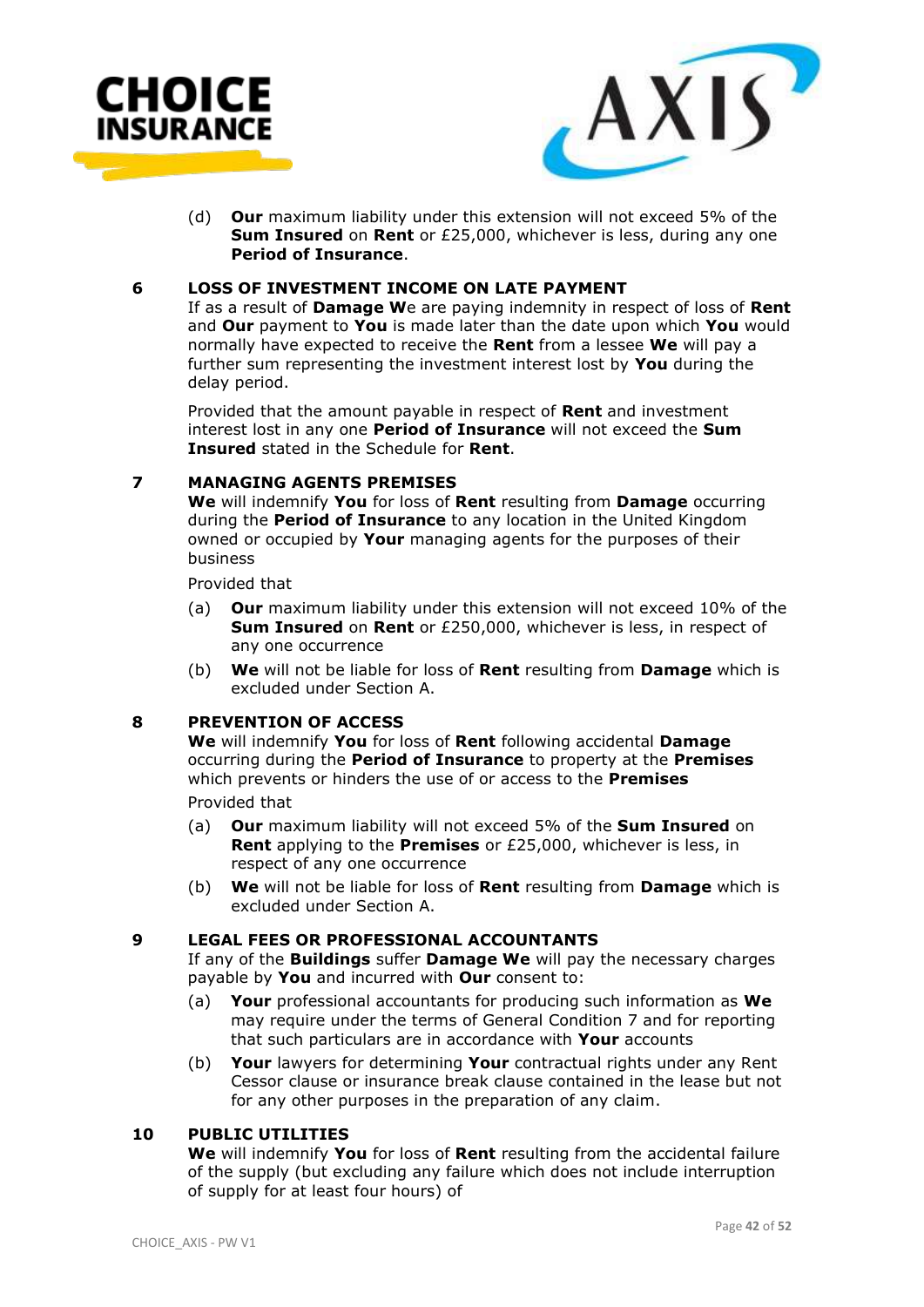(d) **Our** maximum liability under this extension will not exceed 5% of the **Sum Insured** on **Rent** or £25,000, whichever is less, during any one **Period of Insurance**.

## 6 LOSS OF INVESTMENT INCOME ON LATE PAYMENT

If as a result of **Damage We** are paying indemnity in respect of loss of **Rent** and **Our** payment to **You** is made later than the date upon which **You** would normally have expected to receive the **Rent** from a lessee **We** will pay a further sum representing the investment interest lost by **You** during the delay period.

Provided that the amount payable in respect of **Rent** and investment interest lost in any one **Period of Insurance** will not exceed the **Sum Insured** stated in the Schedule for **Rent**.

## 7 MANAGING AGENTS PREMISES

**We** will indemnify **You** for loss of **Rent** resulting from **Damage** occurring during the **Period of Insurance** to any location in the United Kingdom owned or occupied by **Your** managing agents for the purposes of their business

Provided that

(a) **Our** maximum liability under this extension will not exceed 10% of the **Sum Insured** on **Rent** or £250,000, whichever is less, in respect of any one occurrence

(b) **We** will not be liable for loss of **Rent** resulting from **Damage** which is excluded under Section A.

## 8 PREVENTION OF ACCESS

**We** will indemnify **You** for loss of **Rent** following accidental **Damage** occurring during the **Period of Insurance** to property at the **Premises** which prevents or hinders the use of or access to the **Premises**

Provided that

(a) **Our** maximum liability will not exceed 5% of the **Sum Insured** on **Rent** applying to the **Premises** or £25,000, whichever is less, in respect of any one occurrence

(b) **We** will not be liable for loss of **Rent** resulting from **Damage** which is excluded under Section A.

## 9 LEGAL FEES OR PROFESSIONAL ACCOUNTANTS

If any of the **Buildings** suffer **Damage We** will pay the necessary charges payable by **You** and incurred with **Our** consent to:

(a) **Your** professional accountants for producing such information as **We** may require under the terms of General Condition 7 and for reporting that such particulars are in accordance with **Your** accounts

(b) **Your** lawyers for determining **Your** contractual rights under any Rent Cessor clause or insurance break clause contained in the lease but not for any other purposes in the preparation of any claim.

## 10 PUBLIC UTILITIES

**We** will indemnify **You** for loss of **Rent** resulting from the accidental failure of the supply (but excluding any failure which does not include interruption of supply for at least four hours) of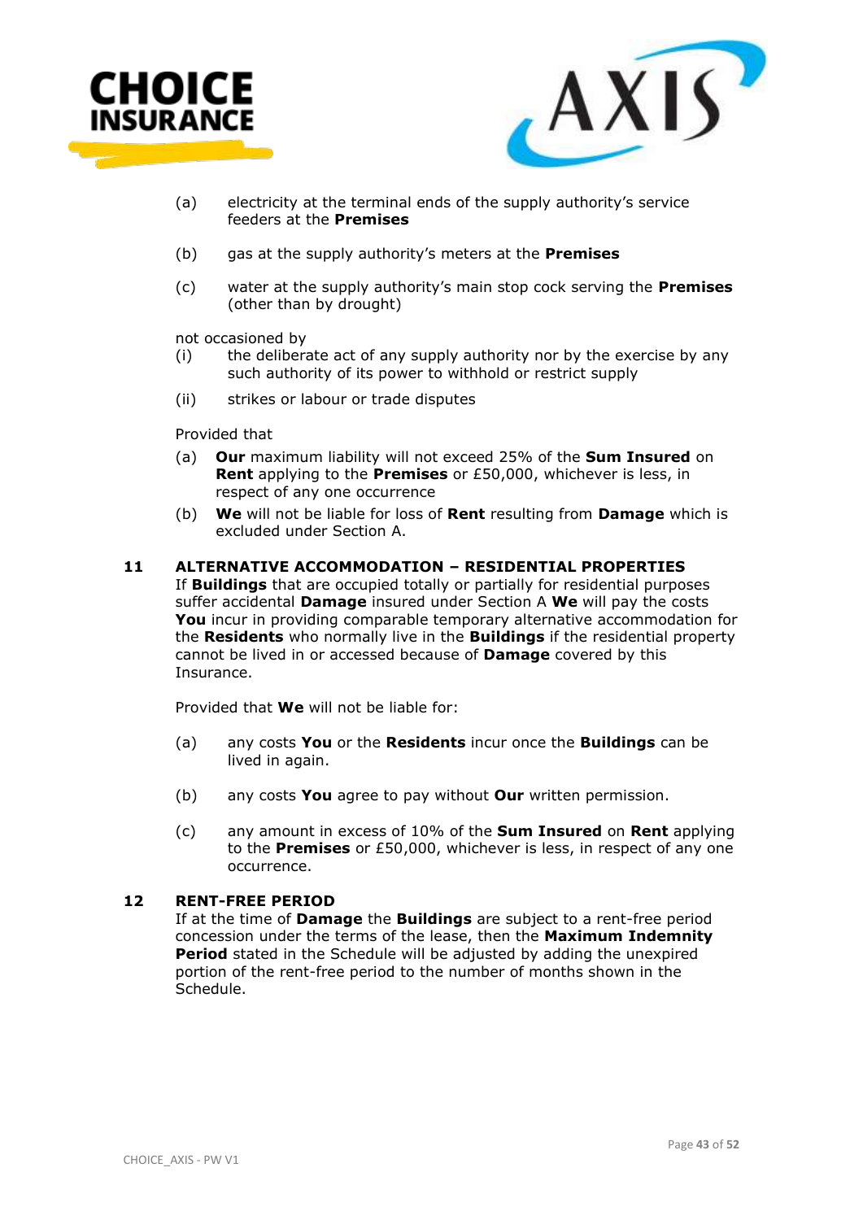(a) electricity at the terminal ends of the supply authority's service feeders at the **Premises**

(b) gas at the supply authority's meters at the **Premises**

(c) water at the supply authority's main stop cock serving the **Premises** (other than by drought)

not occasioned by

(i) the deliberate act of any supply authority nor by the exercise by any such authority of its power to withhold or restrict supply

(ii) strikes or labour or trade disputes

Provided that

(a) **Our** maximum liability will not exceed 25% of the **Sum Insured** on **Rent** applying to the **Premises** or £50,000, whichever is less, in respect of any one occurrence

(b) **We** will not be liable for loss of **Rent** resulting from **Damage** which is excluded under Section A.

### 11 ALTERNATIVE ACCOMMODATION – RESIDENTIAL PROPERTIES

If **Buildings** that are occupied totally or partially for residential purposes suffer accidental **Damage** insured under Section A **We** will pay the costs **You** incur in providing comparable temporary alternative accommodation for the **Residents** who normally live in the **Buildings** if the residential property cannot be lived in or accessed because of **Damage** covered by this Insurance.

Provided that **We** will not be liable for:

(a) any costs **You** or the **Residents** incur once the **Buildings** can be lived in again.

(b) any costs **You** agree to pay without **Our** written permission.

(c) any amount in excess of 10% of the **Sum Insured** on **Rent** applying to the **Premises** or £50,000, whichever is less, in respect of any one occurrence.

### 12 RENT-FREE PERIOD

If at the time of **Damage** the **Buildings** are subject to a rent-free period concession under the terms of the lease, then the **Maximum Indemnity Period** stated in the Schedule will be adjusted by adding the unexpired portion of the rent-free period to the number of months shown in the Schedule.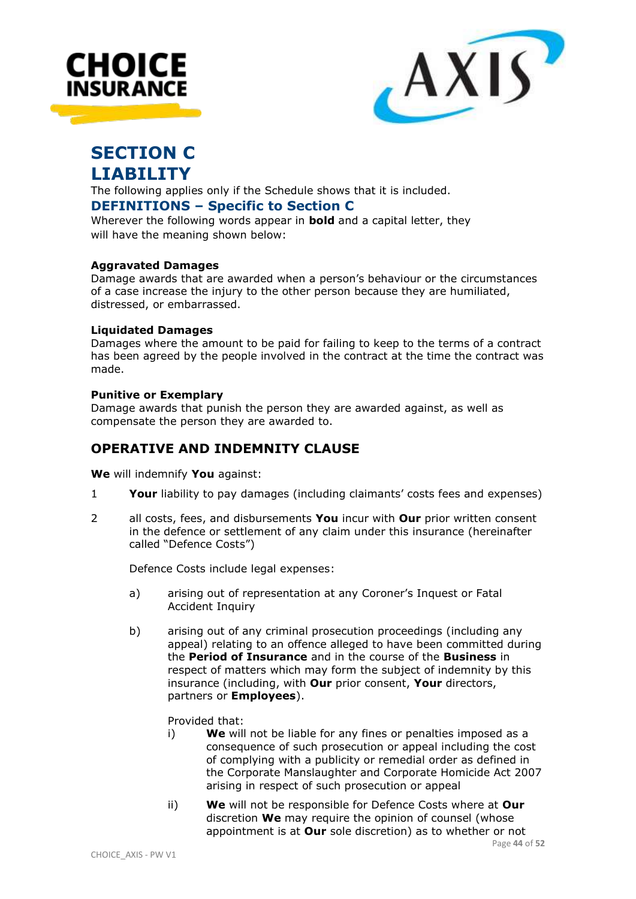# SECTION C LIABILITY

The following applies only if the Schedule shows that it is included.

## DEFINITIONS – Specific to Section C

Wherever the following words appear in **bold** and a capital letter, they will have the meaning shown below:

**Aggravated Damages**
Damage awards that are awarded when a person's behaviour or the circumstances of a case increase the injury to the other person because they are humiliated, distressed, or embarrassed.

**Liquidated Damages**
Damages where the amount to be paid for failing to keep to the terms of a contract has been agreed by the people involved in the contract at the time the contract was made.

**Punitive or Exemplary**
Damage awards that punish the person they are awarded against, as well as compensate the person they are awarded to.

## OPERATIVE AND INDEMNITY CLAUSE

**We** will indemnify **You** against:

1 **Your** liability to pay damages (including claimants' costs fees and expenses)

2 all costs, fees, and disbursements **You** incur with **Our** prior written consent in the defence or settlement of any claim under this insurance (hereinafter called "Defence Costs")

   Defence Costs include legal expenses:

   a) arising out of representation at any Coroner's Inquest or Fatal Accident Inquiry

   b) arising out of any criminal prosecution proceedings (including any appeal) relating to an offence alleged to have been committed during the **Period of Insurance** and in the course of the **Business** in respect of matters which may form the subject of indemnity by this insurance (including, with **Our** prior consent, **Your** directors, partners or **Employees**).

      Provided that:

      i) **We** will not be liable for any fines or penalties imposed as a consequence of such prosecution or appeal including the cost of complying with a publicity or remedial order as defined in the Corporate Manslaughter and Corporate Homicide Act 2007 arising in respect of such prosecution or appeal

      ii) **We** will not be responsible for Defence Costs where at **Our** discretion **We** may require the opinion of counsel (whose appointment is at **Our** sole discretion) as to whether or not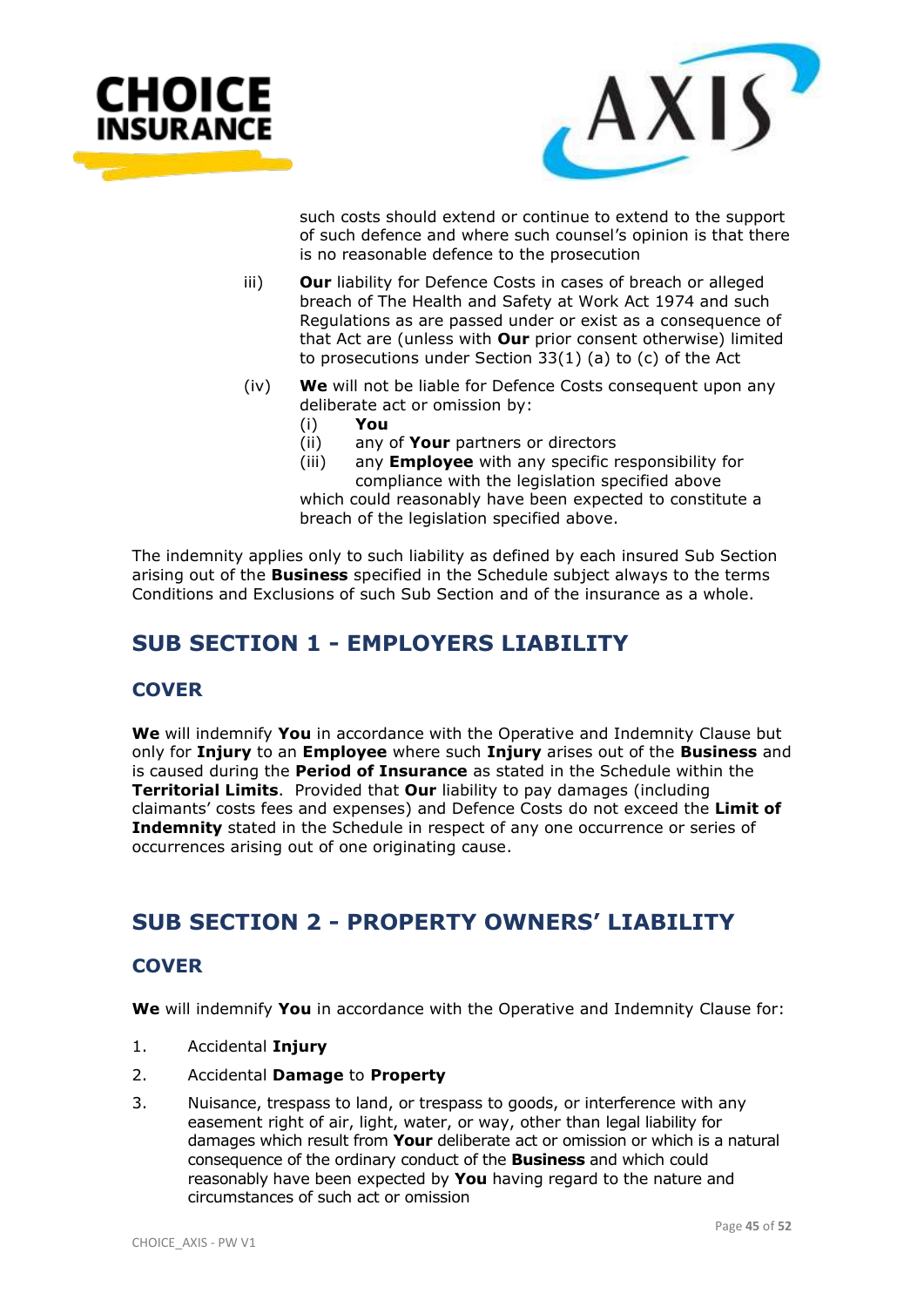such costs should extend or continue to extend to the support of such defence and where such counsel's opinion is that there is no reasonable defence to the prosecution

iii) **Our** liability for Defence Costs in cases of breach or alleged breach of The Health and Safety at Work Act 1974 and such Regulations as are passed under or exist as a consequence of that Act are (unless with **Our** prior consent otherwise) limited to prosecutions under Section 33(1) (a) to (c) of the Act

(iv) **We** will not be liable for Defence Costs consequent upon any deliberate act or omission by:
   (i) **You**
   (ii) any of **Your** partners or directors
   (iii) any **Employee** with any specific responsibility for compliance with the legislation specified above

   which could reasonably have been expected to constitute a breach of the legislation specified above.

The indemnity applies only to such liability as defined by each insured Sub Section arising out of the **Business** specified in the Schedule subject always to the terms Conditions and Exclusions of such Sub Section and of the insurance as a whole.

## SUB SECTION 1 - EMPLOYERS LIABILITY

### COVER

**We** will indemnify **You** in accordance with the Operative and Indemnity Clause but only for **Injury** to an **Employee** where such **Injury** arises out of the **Business** and is caused during the **Period of Insurance** as stated in the Schedule within the **Territorial Limits**. Provided that **Our** liability to pay damages (including claimants' costs fees and expenses) and Defence Costs do not exceed the **Limit of Indemnity** stated in the Schedule in respect of any one occurrence or series of occurrences arising out of one originating cause.

## SUB SECTION 2 - PROPERTY OWNERS' LIABILITY

### COVER

**We** will indemnify **You** in accordance with the Operative and Indemnity Clause for:

1. Accidental **Injury**
2. Accidental **Damage** to **Property**
3. Nuisance, trespass to land, or trespass to goods, or interference with any easement right of air, light, water, or way, other than legal liability for damages which result from **Your** deliberate act or omission or which is a natural consequence of the ordinary conduct of the **Business** and which could reasonably have been expected by **You** having regard to the nature and circumstances of such act or omission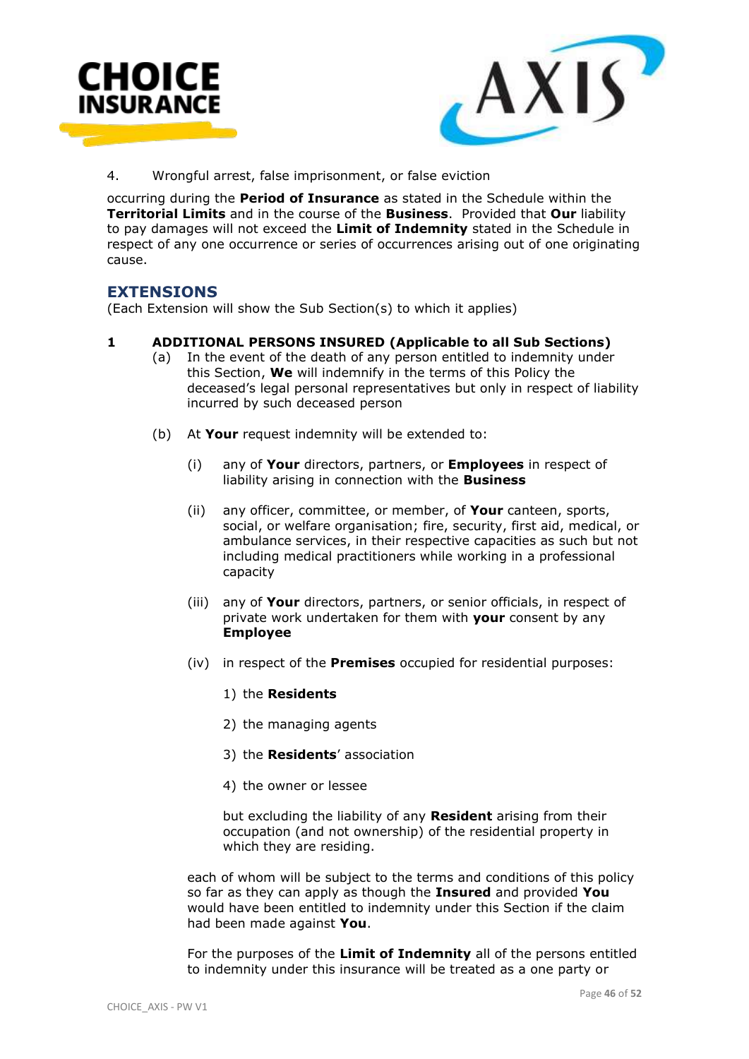4. Wrongful arrest, false imprisonment, or false eviction

occurring during the **Period of Insurance** as stated in the Schedule within the **Territorial Limits** and in the course of the **Business**. Provided that **Our** liability to pay damages will not exceed the **Limit of Indemnity** stated in the Schedule in respect of any one occurrence or series of occurrences arising out of one originating cause.

## EXTENSIONS

(Each Extension will show the Sub Section(s) to which it applies)

**1 ADDITIONAL PERSONS INSURED (Applicable to all Sub Sections)**

(a) In the event of the death of any person entitled to indemnity under this Section, **We** will indemnify in the terms of this Policy the deceased's legal personal representatives but only in respect of liability incurred by such deceased person

(b) At **Your** request indemnity will be extended to:

(i) any of **Your** directors, partners, or **Employees** in respect of liability arising in connection with the **Business**

(ii) any officer, committee, or member, of **Your** canteen, sports, social, or welfare organisation; fire, security, first aid, medical, or ambulance services, in their respective capacities as such but not including medical practitioners while working in a professional capacity

(iii) any of **Your** directors, partners, or senior officials, in respect of private work undertaken for them with **your** consent by any **Employee**

(iv) in respect of the **Premises** occupied for residential purposes:

1) the **Residents**

2) the managing agents

3) the **Residents**' association

4) the owner or lessee

but excluding the liability of any **Resident** arising from their occupation (and not ownership) of the residential property in which they are residing.

each of whom will be subject to the terms and conditions of this policy so far as they can apply as though the **Insured** and provided **You** would have been entitled to indemnity under this Section if the claim had been made against **You**.

For the purposes of the **Limit of Indemnity** all of the persons entitled to indemnity under this insurance will be treated as a one party or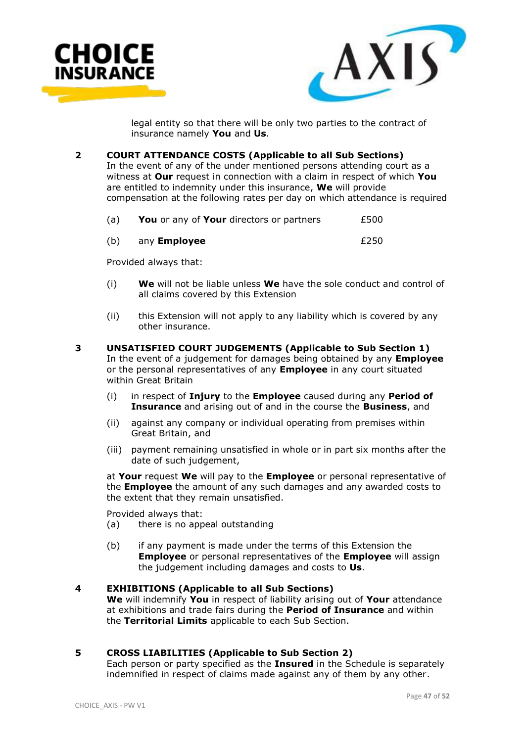legal entity so that there will be only two parties to the contract of insurance namely **You** and **Us**.

**2 COURT ATTENDANCE COSTS (Applicable to all Sub Sections)**

In the event of any of the under mentioned persons attending court as a witness at **Our** request in connection with a claim in respect of which **You** are entitled to indemnity under this insurance, **We** will provide compensation at the following rates per day on which attendance is required

(a) **You** or any of **Your** directors or partners £500

(b) any **Employee** £250

Provided always that:

(i) **We** will not be liable unless **We** have the sole conduct and control of all claims covered by this Extension

(ii) this Extension will not apply to any liability which is covered by any other insurance.

**3 UNSATISFIED COURT JUDGEMENTS (Applicable to Sub Section 1)**

In the event of a judgement for damages being obtained by any **Employee** or the personal representatives of any **Employee** in any court situated within Great Britain

(i) in respect of **Injury** to the **Employee** caused during any **Period of Insurance** and arising out of and in the course the **Business**, and

(ii) against any company or individual operating from premises within Great Britain, and

(iii) payment remaining unsatisfied in whole or in part six months after the date of such judgement,

at **Your** request **We** will pay to the **Employee** or personal representative of the **Employee** the amount of any such damages and any awarded costs to the extent that they remain unsatisfied.

Provided always that:

(a) there is no appeal outstanding

(b) if any payment is made under the terms of this Extension the **Employee** or personal representatives of the **Employee** will assign the judgement including damages and costs to **Us**.

**4 EXHIBITIONS (Applicable to all Sub Sections)**

**We** will indemnify **You** in respect of liability arising out of **Your** attendance at exhibitions and trade fairs during the **Period of Insurance** and within the **Territorial Limits** applicable to each Sub Section.

**5 CROSS LIABILITIES (Applicable to Sub Section 2)**

Each person or party specified as the **Insured** in the Schedule is separately indemnified in respect of claims made against any of them by any other.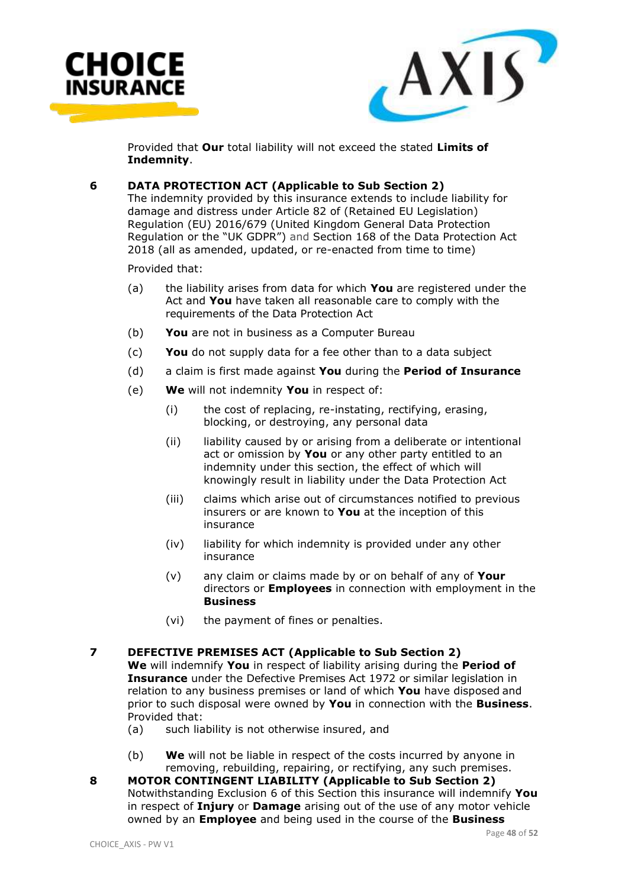Provided that **Our** total liability will not exceed the stated **Limits of Indemnity**.

**6 DATA PROTECTION ACT (Applicable to Sub Section 2)**

The indemnity provided by this insurance extends to include liability for damage and distress under Article 82 of (Retained EU Legislation) Regulation (EU) 2016/679 (United Kingdom General Data Protection Regulation or the "UK GDPR") and Section 168 of the Data Protection Act 2018 (all as amended, updated, or re-enacted from time to time)

Provided that:

(a) the liability arises from data for which **You** are registered under the Act and **You** have taken all reasonable care to comply with the requirements of the Data Protection Act

(b) **You** are not in business as a Computer Bureau

(c) **You** do not supply data for a fee other than to a data subject

(d) a claim is first made against **You** during the **Period of Insurance**

(e) **We** will not indemnity **You** in respect of:

 (i) the cost of replacing, re-instating, rectifying, erasing, blocking, or destroying, any personal data

 (ii) liability caused by or arising from a deliberate or intentional act or omission by **You** or any other party entitled to an indemnity under this section, the effect of which will knowingly result in liability under the Data Protection Act

 (iii) claims which arise out of circumstances notified to previous insurers or are known to **You** at the inception of this insurance

 (iv) liability for which indemnity is provided under any other insurance

 (v) any claim or claims made by or on behalf of any of **Your** directors or **Employees** in connection with employment in the **Business**

 (vi) the payment of fines or penalties.

**7 DEFECTIVE PREMISES ACT (Applicable to Sub Section 2)**

**We** will indemnify **You** in respect of liability arising during the **Period of Insurance** under the Defective Premises Act 1972 or similar legislation in relation to any business premises or land of which **You** have disposed and prior to such disposal were owned by **You** in connection with the **Business**. Provided that:

(a) such liability is not otherwise insured, and

(b) **We** will not be liable in respect of the costs incurred by anyone in removing, rebuilding, repairing, or rectifying, any such premises.

**8 MOTOR CONTINGENT LIABILITY (Applicable to Sub Section 2)**

Notwithstanding Exclusion 6 of this Section this insurance will indemnify **You** in respect of **Injury** or **Damage** arising out of the use of any motor vehicle owned by an **Employee** and being used in the course of the **Business**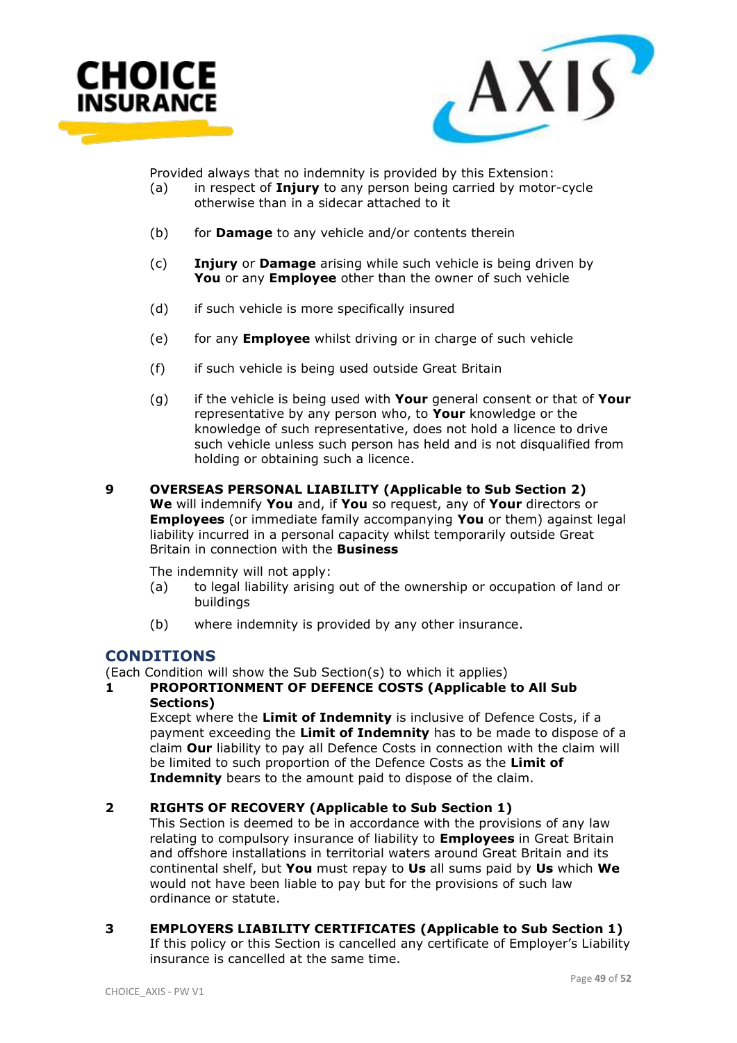Provided always that no indemnity is provided by this Extension:

(a) in respect of **Injury** to any person being carried by motor-cycle otherwise than in a sidecar attached to it

(b) for **Damage** to any vehicle and/or contents therein

(c) **Injury** or **Damage** arising while such vehicle is being driven by **You** or any **Employee** other than the owner of such vehicle

(d) if such vehicle is more specifically insured

(e) for any **Employee** whilst driving or in charge of such vehicle

(f) if such vehicle is being used outside Great Britain

(g) if the vehicle is being used with **Your** general consent or that of **Your** representative by any person who, to **Your** knowledge or the knowledge of such representative, does not hold a licence to drive such vehicle unless such person has held and is not disqualified from holding or obtaining such a licence.

**9 OVERSEAS PERSONAL LIABILITY (Applicable to Sub Section 2)**

**We** will indemnify **You** and, if **You** so request, any of **Your** directors or **Employees** (or immediate family accompanying **You** or them) against legal liability incurred in a personal capacity whilst temporarily outside Great Britain in connection with the **Business**

The indemnity will not apply:

(a) to legal liability arising out of the ownership or occupation of land or buildings

(b) where indemnity is provided by any other insurance.

## CONDITIONS

(Each Condition will show the Sub Section(s) to which it applies)

**1 PROPORTIONMENT OF DEFENCE COSTS (Applicable to All Sub Sections)**

Except where the **Limit of Indemnity** is inclusive of Defence Costs, if a payment exceeding the **Limit of Indemnity** has to be made to dispose of a claim **Our** liability to pay all Defence Costs in connection with the claim will be limited to such proportion of the Defence Costs as the **Limit of Indemnity** bears to the amount paid to dispose of the claim.

**2 RIGHTS OF RECOVERY (Applicable to Sub Section 1)**

This Section is deemed to be in accordance with the provisions of any law relating to compulsory insurance of liability to **Employees** in Great Britain and offshore installations in territorial waters around Great Britain and its continental shelf, but **You** must repay to **Us** all sums paid by **Us** which **We** would not have been liable to pay but for the provisions of such law ordinance or statute.

**3 EMPLOYERS LIABILITY CERTIFICATES (Applicable to Sub Section 1)**

If this policy or this Section is cancelled any certificate of Employer's Liability insurance is cancelled at the same time.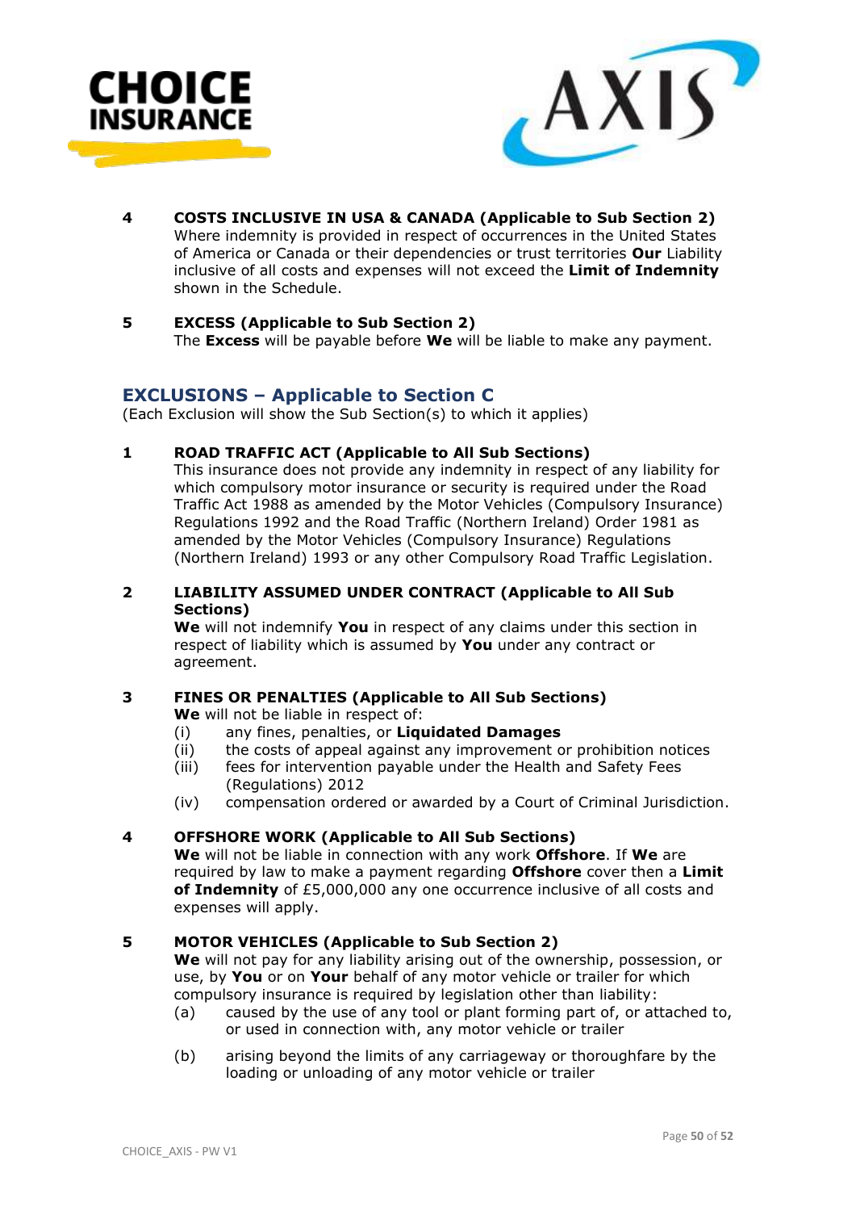**4 COSTS INCLUSIVE IN USA & CANADA (Applicable to Sub Section 2)**
Where indemnity is provided in respect of occurrences in the United States of America or Canada or their dependencies or trust territories **Our** Liability inclusive of all costs and expenses will not exceed the **Limit of Indemnity** shown in the Schedule.

**5 EXCESS (Applicable to Sub Section 2)**
The **Excess** will be payable before **We** will be liable to make any payment.

## EXCLUSIONS – Applicable to Section C

(Each Exclusion will show the Sub Section(s) to which it applies)

**1 ROAD TRAFFIC ACT (Applicable to All Sub Sections)**
This insurance does not provide any indemnity in respect of any liability for which compulsory motor insurance or security is required under the Road Traffic Act 1988 as amended by the Motor Vehicles (Compulsory Insurance) Regulations 1992 and the Road Traffic (Northern Ireland) Order 1981 as amended by the Motor Vehicles (Compulsory Insurance) Regulations (Northern Ireland) 1993 or any other Compulsory Road Traffic Legislation.

**2 LIABILITY ASSUMED UNDER CONTRACT (Applicable to All Sub Sections)**
**We** will not indemnify **You** in respect of any claims under this section in respect of liability which is assumed by **You** under any contract or agreement.

**3 FINES OR PENALTIES (Applicable to All Sub Sections)**
**We** will not be liable in respect of:

(i) any fines, penalties, or **Liquidated Damages**
(ii) the costs of appeal against any improvement or prohibition notices
(iii) fees for intervention payable under the Health and Safety Fees (Regulations) 2012
(iv) compensation ordered or awarded by a Court of Criminal Jurisdiction.

**4 OFFSHORE WORK (Applicable to All Sub Sections)**
**We** will not be liable in connection with any work **Offshore**. If **We** are required by law to make a payment regarding **Offshore** cover then a **Limit of Indemnity** of £5,000,000 any one occurrence inclusive of all costs and expenses will apply.

**5 MOTOR VEHICLES (Applicable to Sub Section 2)**
**We** will not pay for any liability arising out of the ownership, possession, or use, by **You** or on **Your** behalf of any motor vehicle or trailer for which compulsory insurance is required by legislation other than liability:

(a) caused by the use of any tool or plant forming part of, or attached to, or used in connection with, any motor vehicle or trailer

(b) arising beyond the limits of any carriageway or thoroughfare by the loading or unloading of any motor vehicle or trailer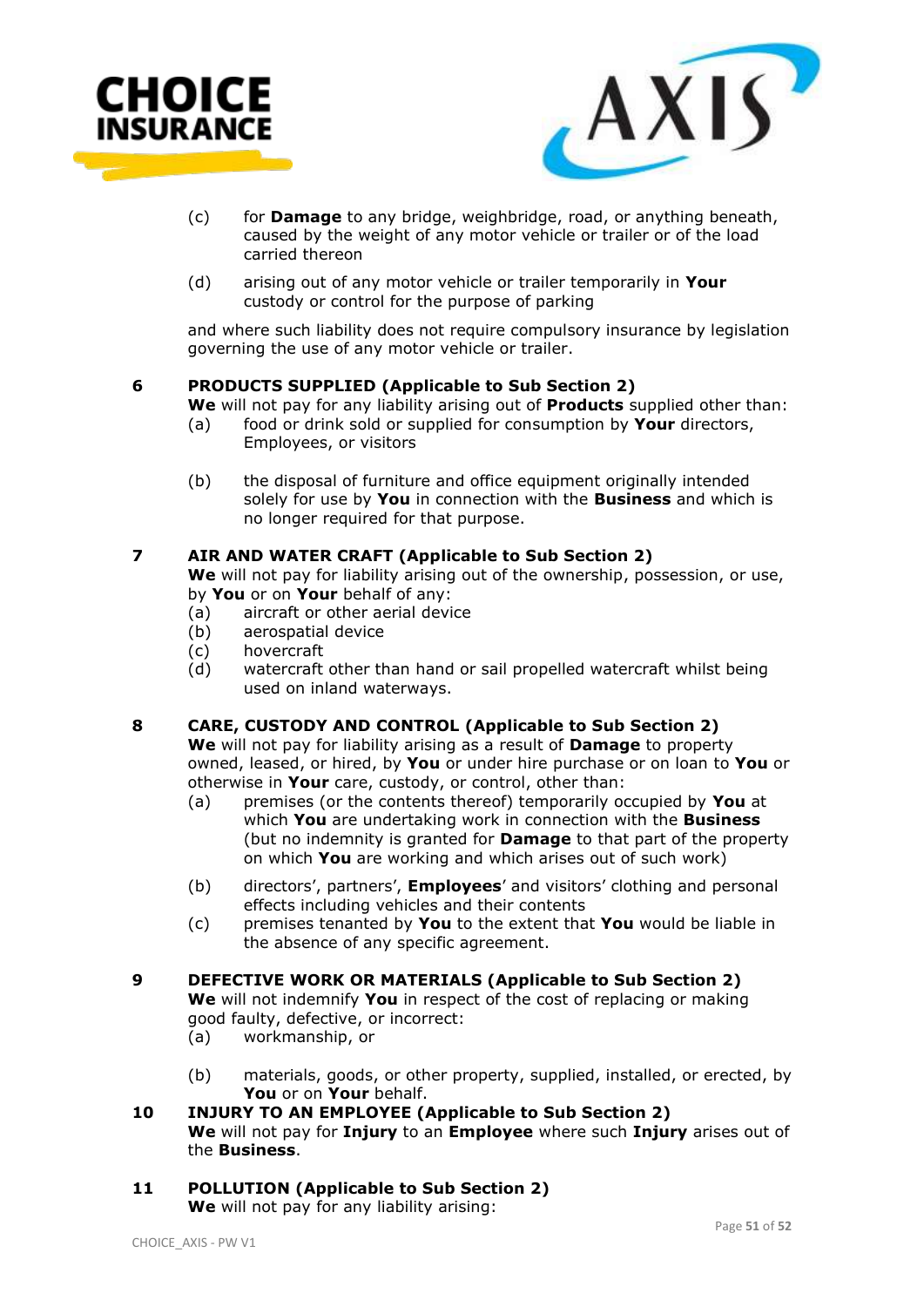(c) for **Damage** to any bridge, weighbridge, road, or anything beneath, caused by the weight of any motor vehicle or trailer or of the load carried thereon

(d) arising out of any motor vehicle or trailer temporarily in **Your** custody or control for the purpose of parking

and where such liability does not require compulsory insurance by legislation governing the use of any motor vehicle or trailer.

**6 PRODUCTS SUPPLIED (Applicable to Sub Section 2)**

**We** will not pay for any liability arising out of **Products** supplied other than:

(a) food or drink sold or supplied for consumption by **Your** directors, Employees, or visitors

(b) the disposal of furniture and office equipment originally intended solely for use by **You** in connection with the **Business** and which is no longer required for that purpose.

**7 AIR AND WATER CRAFT (Applicable to Sub Section 2)**

**We** will not pay for liability arising out of the ownership, possession, or use, by **You** or on **Your** behalf of any:

(a) aircraft or other aerial device
(b) aerospatial device
(c) hovercraft
(d) watercraft other than hand or sail propelled watercraft whilst being used on inland waterways.

**8 CARE, CUSTODY AND CONTROL (Applicable to Sub Section 2)**

**We** will not pay for liability arising as a result of **Damage** to property owned, leased, or hired, by **You** or under hire purchase or on loan to **You** or otherwise in **Your** care, custody, or control, other than:

(a) premises (or the contents thereof) temporarily occupied by **You** at which **You** are undertaking work in connection with the **Business** (but no indemnity is granted for **Damage** to that part of the property on which **You** are working and which arises out of such work)

(b) directors', partners', **Employees**' and visitors' clothing and personal effects including vehicles and their contents

(c) premises tenanted by **You** to the extent that **You** would be liable in the absence of any specific agreement.

**9 DEFECTIVE WORK OR MATERIALS (Applicable to Sub Section 2)**

**We** will not indemnify **You** in respect of the cost of replacing or making good faulty, defective, or incorrect:

(a) workmanship, or

(b) materials, goods, or other property, supplied, installed, or erected, by **You** or on **Your** behalf.

**10 INJURY TO AN EMPLOYEE (Applicable to Sub Section 2)**

**We** will not pay for **Injury** to an **Employee** where such **Injury** arises out of the **Business**.

**11 POLLUTION (Applicable to Sub Section 2)**

**We** will not pay for any liability arising: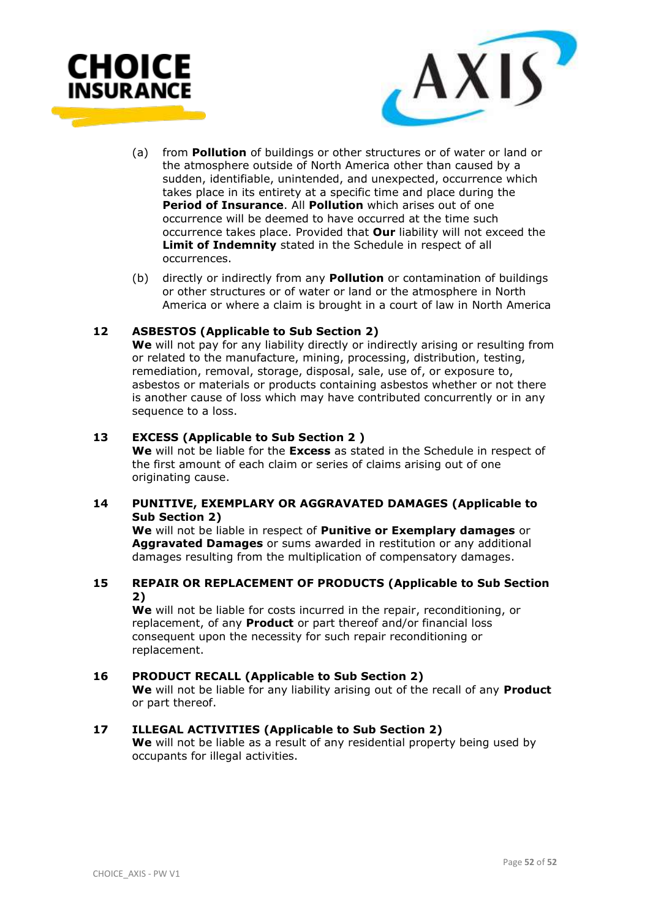(a) from **Pollution** of buildings or other structures or of water or land or the atmosphere outside of North America other than caused by a sudden, identifiable, unintended, and unexpected, occurrence which takes place in its entirety at a specific time and place during the **Period of Insurance**. All **Pollution** which arises out of one occurrence will be deemed to have occurred at the time such occurrence takes place. Provided that **Our** liability will not exceed the **Limit of Indemnity** stated in the Schedule in respect of all occurrences.

(b) directly or indirectly from any **Pollution** or contamination of buildings or other structures or of water or land or the atmosphere in North America or where a claim is brought in a court of law in North America

**12 ASBESTOS (Applicable to Sub Section 2)**
**We** will not pay for any liability directly or indirectly arising or resulting from or related to the manufacture, mining, processing, distribution, testing, remediation, removal, storage, disposal, sale, use of, or exposure to, asbestos or materials or products containing asbestos whether or not there is another cause of loss which may have contributed concurrently or in any sequence to a loss.

**13 EXCESS (Applicable to Sub Section 2 )**
**We** will not be liable for the **Excess** as stated in the Schedule in respect of the first amount of each claim or series of claims arising out of one originating cause.

**14 PUNITIVE, EXEMPLARY OR AGGRAVATED DAMAGES (Applicable to Sub Section 2)**
**We** will not be liable in respect of **Punitive or Exemplary damages** or **Aggravated Damages** or sums awarded in restitution or any additional damages resulting from the multiplication of compensatory damages.

**15 REPAIR OR REPLACEMENT OF PRODUCTS (Applicable to Sub Section 2)**
**We** will not be liable for costs incurred in the repair, reconditioning, or replacement, of any **Product** or part thereof and/or financial loss consequent upon the necessity for such repair reconditioning or replacement.

**16 PRODUCT RECALL (Applicable to Sub Section 2)**
**We** will not be liable for any liability arising out of the recall of any **Product** or part thereof.

**17 ILLEGAL ACTIVITIES (Applicable to Sub Section 2)**
**We** will not be liable as a result of any residential property being used by occupants for illegal activities.